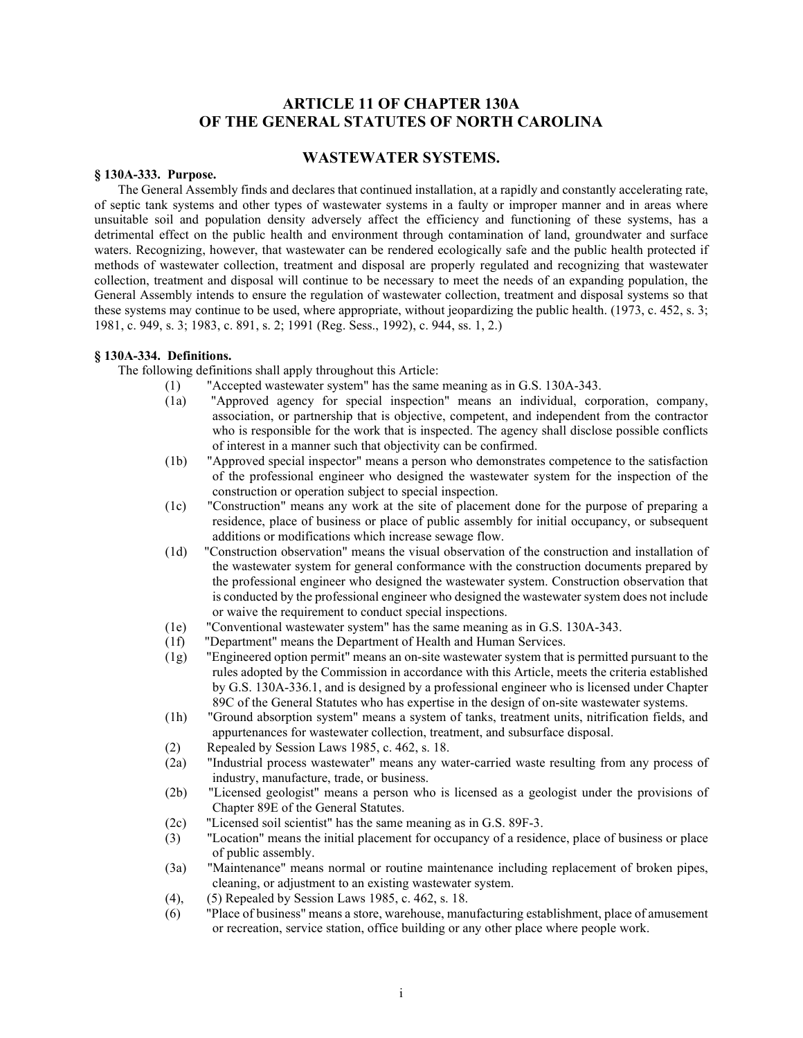# ARTICLE 11 OF CHAPTER 130A OF THE GENERAL STATUTES OF NORTH CAROLINA

## WASTEWATER SYSTEMS.

**§ 130A-333. Purpose.**

The General Assembly finds and declares that continued installation, at a rapidly and constantly accelerating rate, of septic tank systems and other types of wastewater systems in a faulty or improper manner and in areas where unsuitable soil and population density adversely affect the efficiency and functioning of these systems, has a detrimental effect on the public health and environment through contamination of land, groundwater and surface waters. Recognizing, however, that wastewater can be rendered ecologically safe and the public health protected if methods of wastewater collection, treatment and disposal are properly regulated and recognizing that wastewater collection, treatment and disposal will continue to be necessary to meet the needs of an expanding population, the General Assembly intends to ensure the regulation of wastewater collection, treatment and disposal systems so that these systems may continue to be used, where appropriate, without jeopardizing the public health. (1973, c. 452, s. 3; 1981, c. 949, s. 3; 1983, c. 891, s. 2; 1991 (Reg. Sess., 1992), c. 944, ss. 1, 2.)

**§ 130A-334. Definitions.**

The following definitions shall apply throughout this Article:

(1) "Accepted wastewater system" has the same meaning as in G.S. 130A-343.

(1a) "Approved agency for special inspection" means an individual, corporation, company, association, or partnership that is objective, competent, and independent from the contractor who is responsible for the work that is inspected. The agency shall disclose possible conflicts of interest in a manner such that objectivity can be confirmed.

(1b) "Approved special inspector" means a person who demonstrates competence to the satisfaction of the professional engineer who designed the wastewater system for the inspection of the construction or operation subject to special inspection.

(1c) "Construction" means any work at the site of placement done for the purpose of preparing a residence, place of business or place of public assembly for initial occupancy, or subsequent additions or modifications which increase sewage flow.

(1d) "Construction observation" means the visual observation of the construction and installation of the wastewater system for general conformance with the construction documents prepared by the professional engineer who designed the wastewater system. Construction observation that is conducted by the professional engineer who designed the wastewater system does not include or waive the requirement to conduct special inspections.

(1e) "Conventional wastewater system" has the same meaning as in G.S. 130A-343.

(1f) "Department" means the Department of Health and Human Services.

(1g) "Engineered option permit" means an on-site wastewater system that is permitted pursuant to the rules adopted by the Commission in accordance with this Article, meets the criteria established by G.S. 130A-336.1, and is designed by a professional engineer who is licensed under Chapter 89C of the General Statutes who has expertise in the design of on-site wastewater systems.

(1h) "Ground absorption system" means a system of tanks, treatment units, nitrification fields, and appurtenances for wastewater collection, treatment, and subsurface disposal.

(2) Repealed by Session Laws 1985, c. 462, s. 18.

(2a) "Industrial process wastewater" means any water-carried waste resulting from any process of industry, manufacture, trade, or business.

(2b) "Licensed geologist" means a person who is licensed as a geologist under the provisions of Chapter 89E of the General Statutes.

(2c) "Licensed soil scientist" has the same meaning as in G.S. 89F-3.

(3) "Location" means the initial placement for occupancy of a residence, place of business or place of public assembly.

(3a) "Maintenance" means normal or routine maintenance including replacement of broken pipes, cleaning, or adjustment to an existing wastewater system.

(4), (5) Repealed by Session Laws 1985, c. 462, s. 18.

(6) "Place of business" means a store, warehouse, manufacturing establishment, place of amusement or recreation, service station, office building or any other place where people work.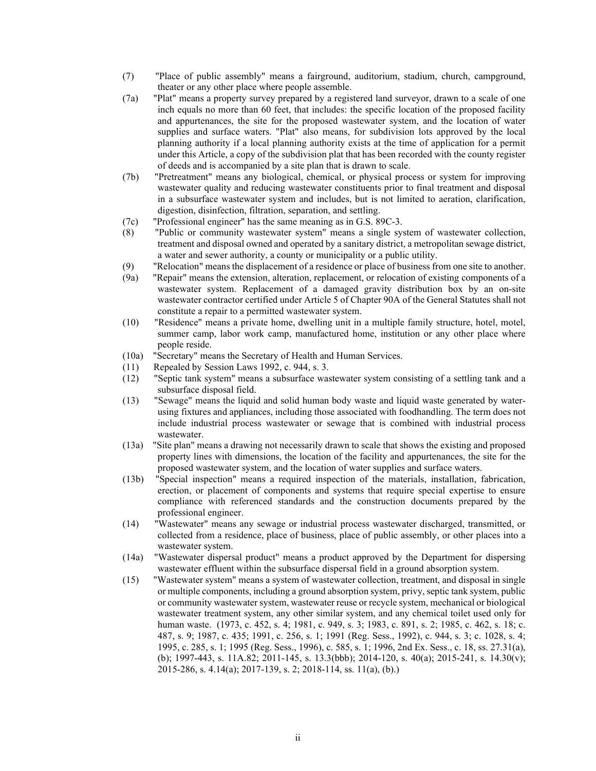(7) "Place of public assembly" means a fairground, auditorium, stadium, church, campground, theater or any other place where people assemble.

(7a) "Plat" means a property survey prepared by a registered land surveyor, drawn to a scale of one inch equals no more than 60 feet, that includes: the specific location of the proposed facility and appurtenances, the site for the proposed wastewater system, and the location of water supplies and surface waters. "Plat" also means, for subdivision lots approved by the local planning authority if a local planning authority exists at the time of application for a permit under this Article, a copy of the subdivision plat that has been recorded with the county register of deeds and is accompanied by a site plan that is drawn to scale.

(7b) "Pretreatment" means any biological, chemical, or physical process or system for improving wastewater quality and reducing wastewater constituents prior to final treatment and disposal in a subsurface wastewater system and includes, but is not limited to aeration, clarification, digestion, disinfection, filtration, separation, and settling.

(7c) "Professional engineer" has the same meaning as in G.S. 89C-3.

(8) "Public or community wastewater system" means a single system of wastewater collection, treatment and disposal owned and operated by a sanitary district, a metropolitan sewage district, a water and sewer authority, a county or municipality or a public utility.

(9) "Relocation" means the displacement of a residence or place of business from one site to another.

(9a) "Repair" means the extension, alteration, replacement, or relocation of existing components of a wastewater system. Replacement of a damaged gravity distribution box by an on-site wastewater contractor certified under Article 5 of Chapter 90A of the General Statutes shall not constitute a repair to a permitted wastewater system.

(10) "Residence" means a private home, dwelling unit in a multiple family structure, hotel, motel, summer camp, labor work camp, manufactured home, institution or any other place where people reside.

(10a) "Secretary" means the Secretary of Health and Human Services.

(11) Repealed by Session Laws 1992, c. 944, s. 3.

(12) "Septic tank system" means a subsurface wastewater system consisting of a settling tank and a subsurface disposal field.

(13) "Sewage" means the liquid and solid human body waste and liquid waste generated by water-using fixtures and appliances, including those associated with foodhandling. The term does not include industrial process wastewater or sewage that is combined with industrial process wastewater.

(13a) "Site plan" means a drawing not necessarily drawn to scale that shows the existing and proposed property lines with dimensions, the location of the facility and appurtenances, the site for the proposed wastewater system, and the location of water supplies and surface waters.

(13b) "Special inspection" means a required inspection of the materials, installation, fabrication, erection, or placement of components and systems that require special expertise to ensure compliance with referenced standards and the construction documents prepared by the professional engineer.

(14) "Wastewater" means any sewage or industrial process wastewater discharged, transmitted, or collected from a residence, place of business, place of public assembly, or other places into a wastewater system.

(14a) "Wastewater dispersal product" means a product approved by the Department for dispersing wastewater effluent within the subsurface dispersal field in a ground absorption system.

(15) "Wastewater system" means a system of wastewater collection, treatment, and disposal in single or multiple components, including a ground absorption system, privy, septic tank system, public or community wastewater system, wastewater reuse or recycle system, mechanical or biological wastewater treatment system, any other similar system, and any chemical toilet used only for human waste. (1973, c. 452, s. 4; 1981, c. 949, s. 3; 1983, c. 891, s. 2; 1985, c. 462, s. 18; c. 487, s. 9; 1987, c. 435; 1991, c. 256, s. 1; 1991 (Reg. Sess., 1992), c. 944, s. 3; c. 1028, s. 4; 1995, c. 285, s. 1; 1995 (Reg. Sess., 1996), c. 585, s. 1; 1996, 2nd Ex. Sess., c. 18, ss. 27.31(a), (b); 1997-443, s. 11A.82; 2011-145, s. 13.3(bbb); 2014-120, s. 40(a); 2015-241, s. 14.30(v); 2015-286, s. 4.14(a); 2017-139, s. 2; 2018-114, ss. 11(a), (b).)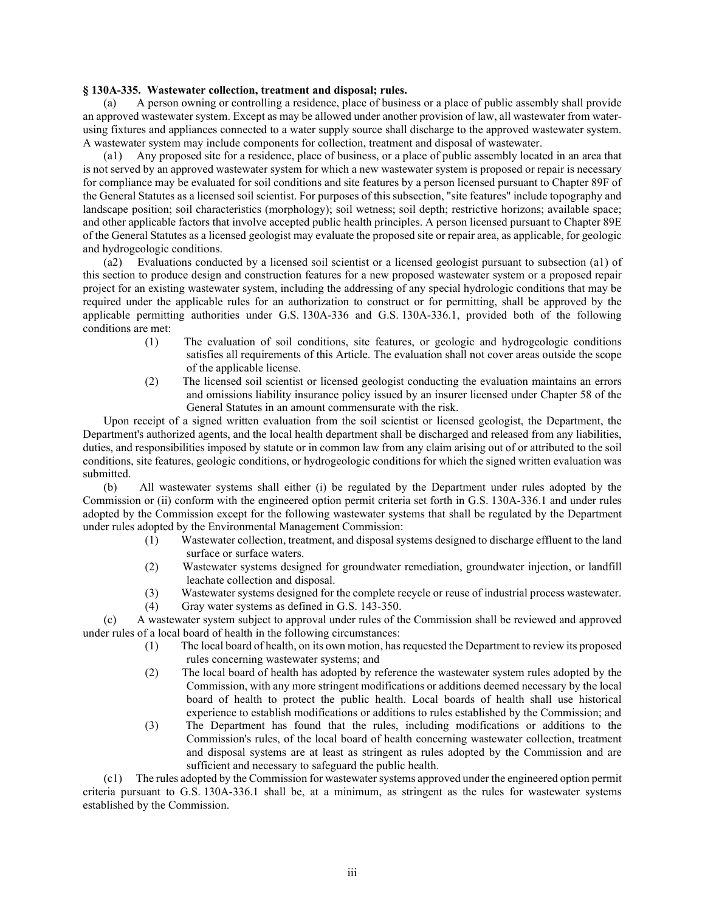**§ 130A-335. Wastewater collection, treatment and disposal; rules.**

(a) A person owning or controlling a residence, place of business or a place of public assembly shall provide an approved wastewater system. Except as may be allowed under another provision of law, all wastewater from water-using fixtures and appliances connected to a water supply source shall discharge to the approved wastewater system. A wastewater system may include components for collection, treatment and disposal of wastewater.

(a1) Any proposed site for a residence, place of business, or a place of public assembly located in an area that is not served by an approved wastewater system for which a new wastewater system is proposed or repair is necessary for compliance may be evaluated for soil conditions and site features by a person licensed pursuant to Chapter 89F of the General Statutes as a licensed soil scientist. For purposes of this subsection, "site features" include topography and landscape position; soil characteristics (morphology); soil wetness; soil depth; restrictive horizons; available space; and other applicable factors that involve accepted public health principles. A person licensed pursuant to Chapter 89E of the General Statutes as a licensed geologist may evaluate the proposed site or repair area, as applicable, for geologic and hydrogeologic conditions.

(a2) Evaluations conducted by a licensed soil scientist or a licensed geologist pursuant to subsection (a1) of this section to produce design and construction features for a new proposed wastewater system or a proposed repair project for an existing wastewater system, including the addressing of any special hydrologic conditions that may be required under the applicable rules for an authorization to construct or for permitting, shall be approved by the applicable permitting authorities under G.S. 130A-336 and G.S. 130A-336.1, provided both of the following conditions are met:

(1) The evaluation of soil conditions, site features, or geologic and hydrogeologic conditions satisfies all requirements of this Article. The evaluation shall not cover areas outside the scope of the applicable license.

(2) The licensed soil scientist or licensed geologist conducting the evaluation maintains an errors and omissions liability insurance policy issued by an insurer licensed under Chapter 58 of the General Statutes in an amount commensurate with the risk.

Upon receipt of a signed written evaluation from the soil scientist or licensed geologist, the Department, the Department's authorized agents, and the local health department shall be discharged and released from any liabilities, duties, and responsibilities imposed by statute or in common law from any claim arising out of or attributed to the soil conditions, site features, geologic conditions, or hydrogeologic conditions for which the signed written evaluation was submitted.

(b) All wastewater systems shall either (i) be regulated by the Department under rules adopted by the Commission or (ii) conform with the engineered option permit criteria set forth in G.S. 130A-336.1 and under rules adopted by the Commission except for the following wastewater systems that shall be regulated by the Department under rules adopted by the Environmental Management Commission:

(1) Wastewater collection, treatment, and disposal systems designed to discharge effluent to the land surface or surface waters.

(2) Wastewater systems designed for groundwater remediation, groundwater injection, or landfill leachate collection and disposal.

(3) Wastewater systems designed for the complete recycle or reuse of industrial process wastewater.

(4) Gray water systems as defined in G.S. 143-350.

(c) A wastewater system subject to approval under rules of the Commission shall be reviewed and approved under rules of a local board of health in the following circumstances:

(1) The local board of health, on its own motion, has requested the Department to review its proposed rules concerning wastewater systems; and

(2) The local board of health has adopted by reference the wastewater system rules adopted by the Commission, with any more stringent modifications or additions deemed necessary by the local board of health to protect the public health. Local boards of health shall use historical experience to establish modifications or additions to rules established by the Commission; and

(3) The Department has found that the rules, including modifications or additions to the Commission's rules, of the local board of health concerning wastewater collection, treatment and disposal systems are at least as stringent as rules adopted by the Commission and are sufficient and necessary to safeguard the public health.

(c1) The rules adopted by the Commission for wastewater systems approved under the engineered option permit criteria pursuant to G.S. 130A-336.1 shall be, at a minimum, as stringent as the rules for wastewater systems established by the Commission.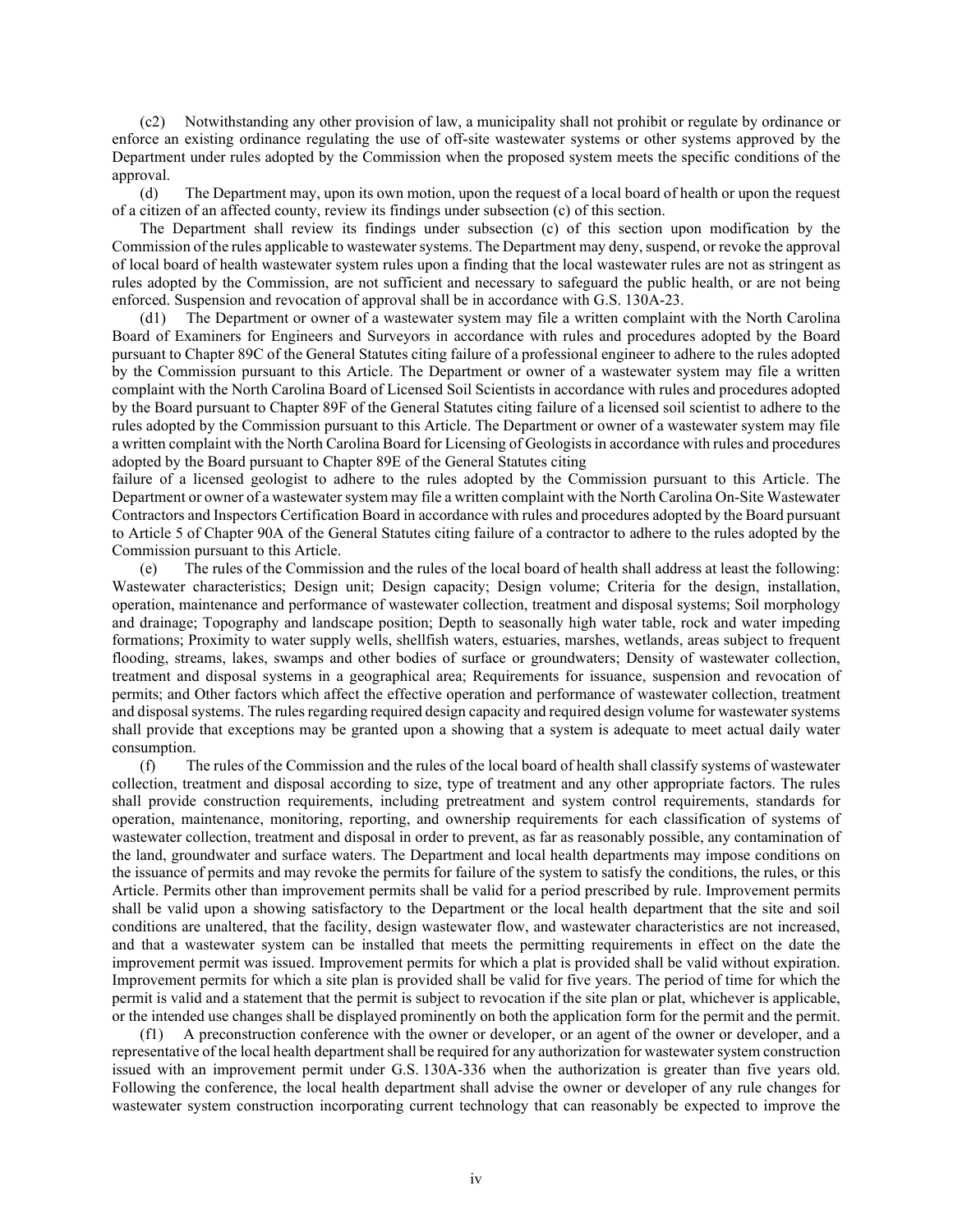(c2) Notwithstanding any other provision of law, a municipality shall not prohibit or regulate by ordinance or enforce an existing ordinance regulating the use of off-site wastewater systems or other systems approved by the Department under rules adopted by the Commission when the proposed system meets the specific conditions of the approval.

(d) The Department may, upon its own motion, upon the request of a local board of health or upon the request of a citizen of an affected county, review its findings under subsection (c) of this section.

The Department shall review its findings under subsection (c) of this section upon modification by the Commission of the rules applicable to wastewater systems. The Department may deny, suspend, or revoke the approval of local board of health wastewater system rules upon a finding that the local wastewater rules are not as stringent as rules adopted by the Commission, are not sufficient and necessary to safeguard the public health, or are not being enforced. Suspension and revocation of approval shall be in accordance with G.S. 130A-23.

(d1) The Department or owner of a wastewater system may file a written complaint with the North Carolina Board of Examiners for Engineers and Surveyors in accordance with rules and procedures adopted by the Board pursuant to Chapter 89C of the General Statutes citing failure of a professional engineer to adhere to the rules adopted by the Commission pursuant to this Article. The Department or owner of a wastewater system may file a written complaint with the North Carolina Board of Licensed Soil Scientists in accordance with rules and procedures adopted by the Board pursuant to Chapter 89F of the General Statutes citing failure of a licensed soil scientist to adhere to the rules adopted by the Commission pursuant to this Article. The Department or owner of a wastewater system may file a written complaint with the North Carolina Board for Licensing of Geologists in accordance with rules and procedures adopted by the Board pursuant to Chapter 89E of the General Statutes citing failure of a licensed geologist to adhere to the rules adopted by the Commission pursuant to this Article. The Department or owner of a wastewater system may file a written complaint with the North Carolina On-Site Wastewater Contractors and Inspectors Certification Board in accordance with rules and procedures adopted by the Board pursuant to Article 5 of Chapter 90A of the General Statutes citing failure of a contractor to adhere to the rules adopted by the Commission pursuant to this Article.

(e) The rules of the Commission and the rules of the local board of health shall address at least the following: Wastewater characteristics; Design unit; Design capacity; Design volume; Criteria for the design, installation, operation, maintenance and performance of wastewater collection, treatment and disposal systems; Soil morphology and drainage; Topography and landscape position; Depth to seasonally high water table, rock and water impeding formations; Proximity to water supply wells, shellfish waters, estuaries, marshes, wetlands, areas subject to frequent flooding, streams, lakes, swamps and other bodies of surface or groundwaters; Density of wastewater collection, treatment and disposal systems in a geographical area; Requirements for issuance, suspension and revocation of permits; and Other factors which affect the effective operation and performance of wastewater collection, treatment and disposal systems. The rules regarding required design capacity and required design volume for wastewater systems shall provide that exceptions may be granted upon a showing that a system is adequate to meet actual daily water consumption.

(f) The rules of the Commission and the rules of the local board of health shall classify systems of wastewater collection, treatment and disposal according to size, type of treatment and any other appropriate factors. The rules shall provide construction requirements, including pretreatment and system control requirements, standards for operation, maintenance, monitoring, reporting, and ownership requirements for each classification of systems of wastewater collection, treatment and disposal in order to prevent, as far as reasonably possible, any contamination of the land, groundwater and surface waters. The Department and local health departments may impose conditions on the issuance of permits and may revoke the permits for failure of the system to satisfy the conditions, the rules, or this Article. Permits other than improvement permits shall be valid for a period prescribed by rule. Improvement permits shall be valid upon a showing satisfactory to the Department or the local health department that the site and soil conditions are unaltered, that the facility, design wastewater flow, and wastewater characteristics are not increased, and that a wastewater system can be installed that meets the permitting requirements in effect on the date the improvement permit was issued. Improvement permits for which a plat is provided shall be valid without expiration. Improvement permits for which a site plan is provided shall be valid for five years. The period of time for which the permit is valid and a statement that the permit is subject to revocation if the site plan or plat, whichever is applicable, or the intended use changes shall be displayed prominently on both the application form for the permit and the permit.

(f1) A preconstruction conference with the owner or developer, or an agent of the owner or developer, and a representative of the local health department shall be required for any authorization for wastewater system construction issued with an improvement permit under G.S. 130A-336 when the authorization is greater than five years old. Following the conference, the local health department shall advise the owner or developer of any rule changes for wastewater system construction incorporating current technology that can reasonably be expected to improve the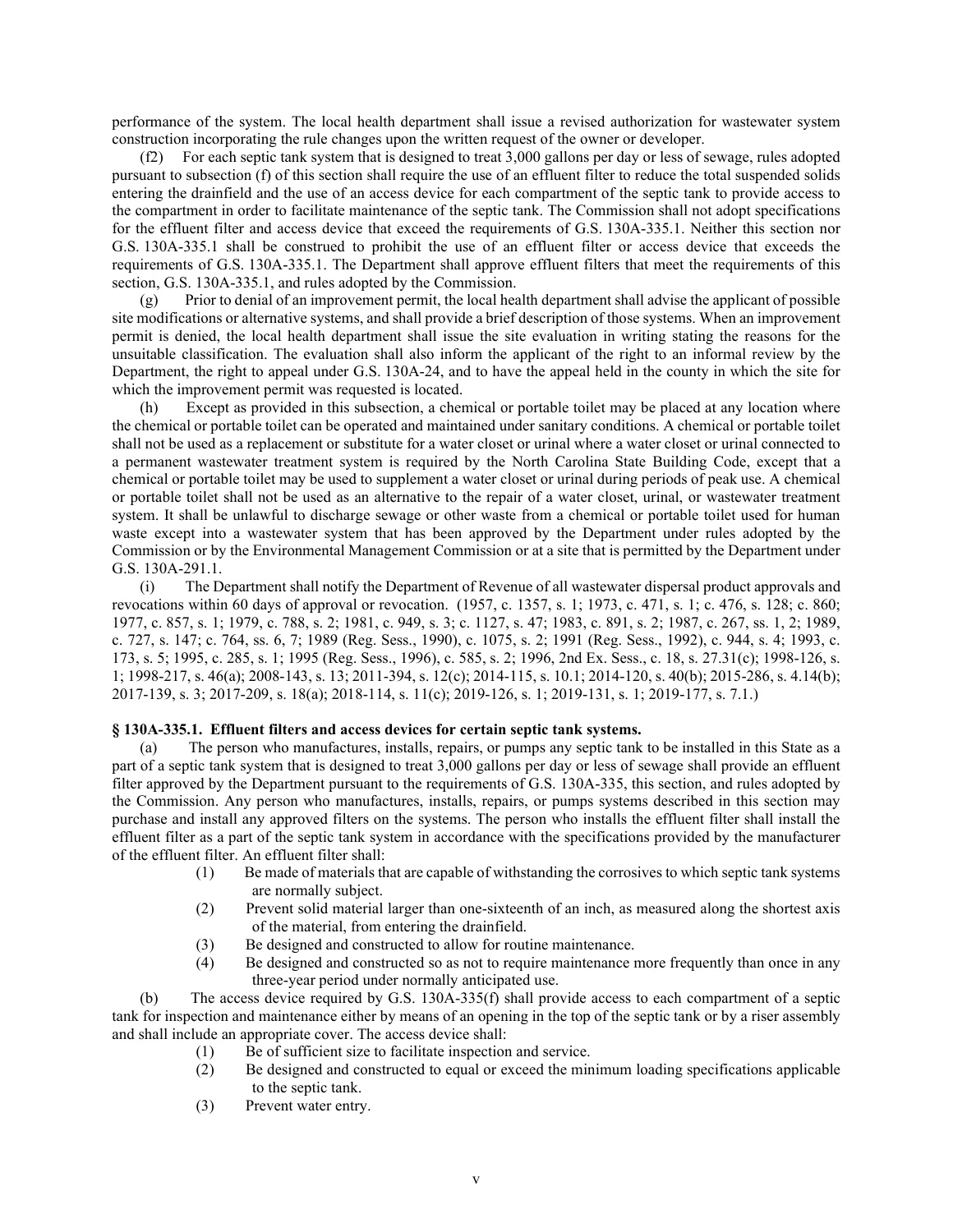performance of the system. The local health department shall issue a revised authorization for wastewater system construction incorporating the rule changes upon the written request of the owner or developer.

(f2) For each septic tank system that is designed to treat 3,000 gallons per day or less of sewage, rules adopted pursuant to subsection (f) of this section shall require the use of an effluent filter to reduce the total suspended solids entering the drainfield and the use of an access device for each compartment of the septic tank to provide access to the compartment in order to facilitate maintenance of the septic tank. The Commission shall not adopt specifications for the effluent filter and access device that exceed the requirements of G.S. 130A-335.1. Neither this section nor G.S. 130A-335.1 shall be construed to prohibit the use of an effluent filter or access device that exceeds the requirements of G.S. 130A-335.1. The Department shall approve effluent filters that meet the requirements of this section, G.S. 130A-335.1, and rules adopted by the Commission.

(g) Prior to denial of an improvement permit, the local health department shall advise the applicant of possible site modifications or alternative systems, and shall provide a brief description of those systems. When an improvement permit is denied, the local health department shall issue the site evaluation in writing stating the reasons for the unsuitable classification. The evaluation shall also inform the applicant of the right to an informal review by the Department, the right to appeal under G.S. 130A-24, and to have the appeal held in the county in which the site for which the improvement permit was requested is located.

(h) Except as provided in this subsection, a chemical or portable toilet may be placed at any location where the chemical or portable toilet can be operated and maintained under sanitary conditions. A chemical or portable toilet shall not be used as a replacement or substitute for a water closet or urinal where a water closet or urinal connected to a permanent wastewater treatment system is required by the North Carolina State Building Code, except that a chemical or portable toilet may be used to supplement a water closet or urinal during periods of peak use. A chemical or portable toilet shall not be used as an alternative to the repair of a water closet, urinal, or wastewater treatment system. It shall be unlawful to discharge sewage or other waste from a chemical or portable toilet used for human waste except into a wastewater system that has been approved by the Department under rules adopted by the Commission or by the Environmental Management Commission or at a site that is permitted by the Department under G.S. 130A-291.1.

(i) The Department shall notify the Department of Revenue of all wastewater dispersal product approvals and revocations within 60 days of approval or revocation. (1957, c. 1357, s. 1; 1973, c. 471, s. 1; c. 476, s. 128; c. 860; 1977, c. 857, s. 1; 1979, c. 788, s. 2; 1981, c. 949, s. 3; c. 1127, s. 47; 1983, c. 891, s. 2; 1987, c. 267, ss. 1, 2; 1989, c. 727, s. 147; c. 764, ss. 6, 7; 1989 (Reg. Sess., 1990), c. 1075, s. 2; 1991 (Reg. Sess., 1992), c. 944, s. 4; 1993, c. 173, s. 5; 1995, c. 285, s. 1; 1995 (Reg. Sess., 1996), c. 585, s. 2; 1996, 2nd Ex. Sess., c. 18, s. 27.31(c); 1998-126, s. 1; 1998-217, s. 46(a); 2008-143, s. 13; 2011-394, s. 12(c); 2014-115, s. 10.1; 2014-120, s. 40(b); 2015-286, s. 4.14(b); 2017-139, s. 3; 2017-209, s. 18(a); 2018-114, s. 11(c); 2019-126, s. 1; 2019-131, s. 1; 2019-177, s. 7.1.)

### § 130A-335.1. Effluent filters and access devices for certain septic tank systems.

(a) The person who manufactures, installs, repairs, or pumps any septic tank to be installed in this State as a part of a septic tank system that is designed to treat 3,000 gallons per day or less of sewage shall provide an effluent filter approved by the Department pursuant to the requirements of G.S. 130A-335, this section, and rules adopted by the Commission. Any person who manufactures, installs, repairs, or pumps systems described in this section may purchase and install any approved filters on the systems. The person who installs the effluent filter shall install the effluent filter as a part of the septic tank system in accordance with the specifications provided by the manufacturer of the effluent filter. An effluent filter shall:

(1) Be made of materials that are capable of withstanding the corrosives to which septic tank systems are normally subject.
(2) Prevent solid material larger than one-sixteenth of an inch, as measured along the shortest axis of the material, from entering the drainfield.
(3) Be designed and constructed to allow for routine maintenance.
(4) Be designed and constructed so as not to require maintenance more frequently than once in any three-year period under normally anticipated use.

(b) The access device required by G.S. 130A-335(f) shall provide access to each compartment of a septic tank for inspection and maintenance either by means of an opening in the top of the septic tank or by a riser assembly and shall include an appropriate cover. The access device shall:

(1) Be of sufficient size to facilitate inspection and service.
(2) Be designed and constructed to equal or exceed the minimum loading specifications applicable to the septic tank.
(3) Prevent water entry.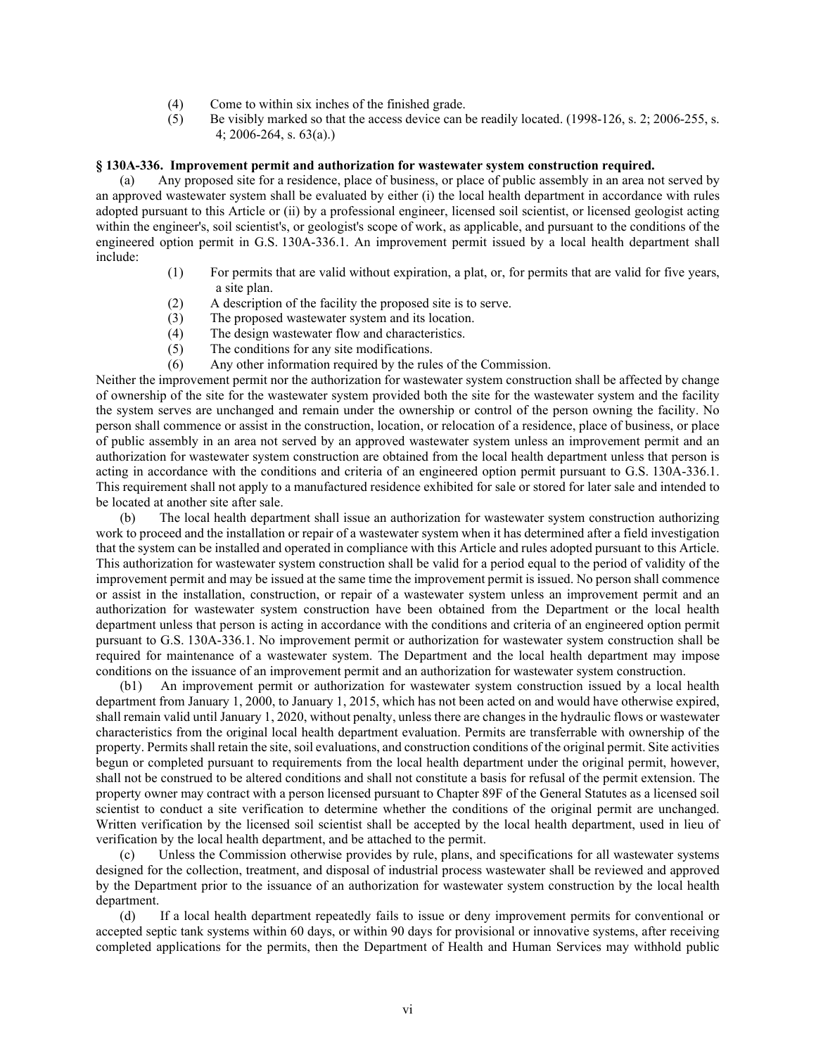(4) Come to within six inches of the finished grade.

(5) Be visibly marked so that the access device can be readily located. (1998-126, s. 2; 2006-255, s. 4; 2006-264, s. 63(a).)

**§ 130A-336. Improvement permit and authorization for wastewater system construction required.**

(a) Any proposed site for a residence, place of business, or place of public assembly in an area not served by an approved wastewater system shall be evaluated by either (i) the local health department in accordance with rules adopted pursuant to this Article or (ii) by a professional engineer, licensed soil scientist, or licensed geologist acting within the engineer's, soil scientist's, or geologist's scope of work, as applicable, and pursuant to the conditions of the engineered option permit in G.S. 130A-336.1. An improvement permit issued by a local health department shall include:

(1) For permits that are valid without expiration, a plat, or, for permits that are valid for five years, a site plan.
(2) A description of the facility the proposed site is to serve.
(3) The proposed wastewater system and its location.
(4) The design wastewater flow and characteristics.
(5) The conditions for any site modifications.
(6) Any other information required by the rules of the Commission.

Neither the improvement permit nor the authorization for wastewater system construction shall be affected by change of ownership of the site for the wastewater system provided both the site for the wastewater system and the facility the system serves are unchanged and remain under the ownership or control of the person owning the facility. No person shall commence or assist in the construction, location, or relocation of a residence, place of business, or place of public assembly in an area not served by an approved wastewater system unless an improvement permit and an authorization for wastewater system construction are obtained from the local health department unless that person is acting in accordance with the conditions and criteria of an engineered option permit pursuant to G.S. 130A-336.1. This requirement shall not apply to a manufactured residence exhibited for sale or stored for later sale and intended to be located at another site after sale.

(b) The local health department shall issue an authorization for wastewater system construction authorizing work to proceed and the installation or repair of a wastewater system when it has determined after a field investigation that the system can be installed and operated in compliance with this Article and rules adopted pursuant to this Article. This authorization for wastewater system construction shall be valid for a period equal to the period of validity of the improvement permit and may be issued at the same time the improvement permit is issued. No person shall commence or assist in the installation, construction, or repair of a wastewater system unless an improvement permit and an authorization for wastewater system construction have been obtained from the Department or the local health department unless that person is acting in accordance with the conditions and criteria of an engineered option permit pursuant to G.S. 130A-336.1. No improvement permit or authorization for wastewater system construction shall be required for maintenance of a wastewater system. The Department and the local health department may impose conditions on the issuance of an improvement permit and an authorization for wastewater system construction.

(b1) An improvement permit or authorization for wastewater system construction issued by a local health department from January 1, 2000, to January 1, 2015, which has not been acted on and would have otherwise expired, shall remain valid until January 1, 2020, without penalty, unless there are changes in the hydraulic flows or wastewater characteristics from the original local health department evaluation. Permits are transferrable with ownership of the property. Permits shall retain the site, soil evaluations, and construction conditions of the original permit. Site activities begun or completed pursuant to requirements from the local health department under the original permit, however, shall not be construed to be altered conditions and shall not constitute a basis for refusal of the permit extension. The property owner may contract with a person licensed pursuant to Chapter 89F of the General Statutes as a licensed soil scientist to conduct a site verification to determine whether the conditions of the original permit are unchanged. Written verification by the licensed soil scientist shall be accepted by the local health department, used in lieu of verification by the local health department, and be attached to the permit.

(c) Unless the Commission otherwise provides by rule, plans, and specifications for all wastewater systems designed for the collection, treatment, and disposal of industrial process wastewater shall be reviewed and approved by the Department prior to the issuance of an authorization for wastewater system construction by the local health department.

(d) If a local health department repeatedly fails to issue or deny improvement permits for conventional or accepted septic tank systems within 60 days, or within 90 days for provisional or innovative systems, after receiving completed applications for the permits, then the Department of Health and Human Services may withhold public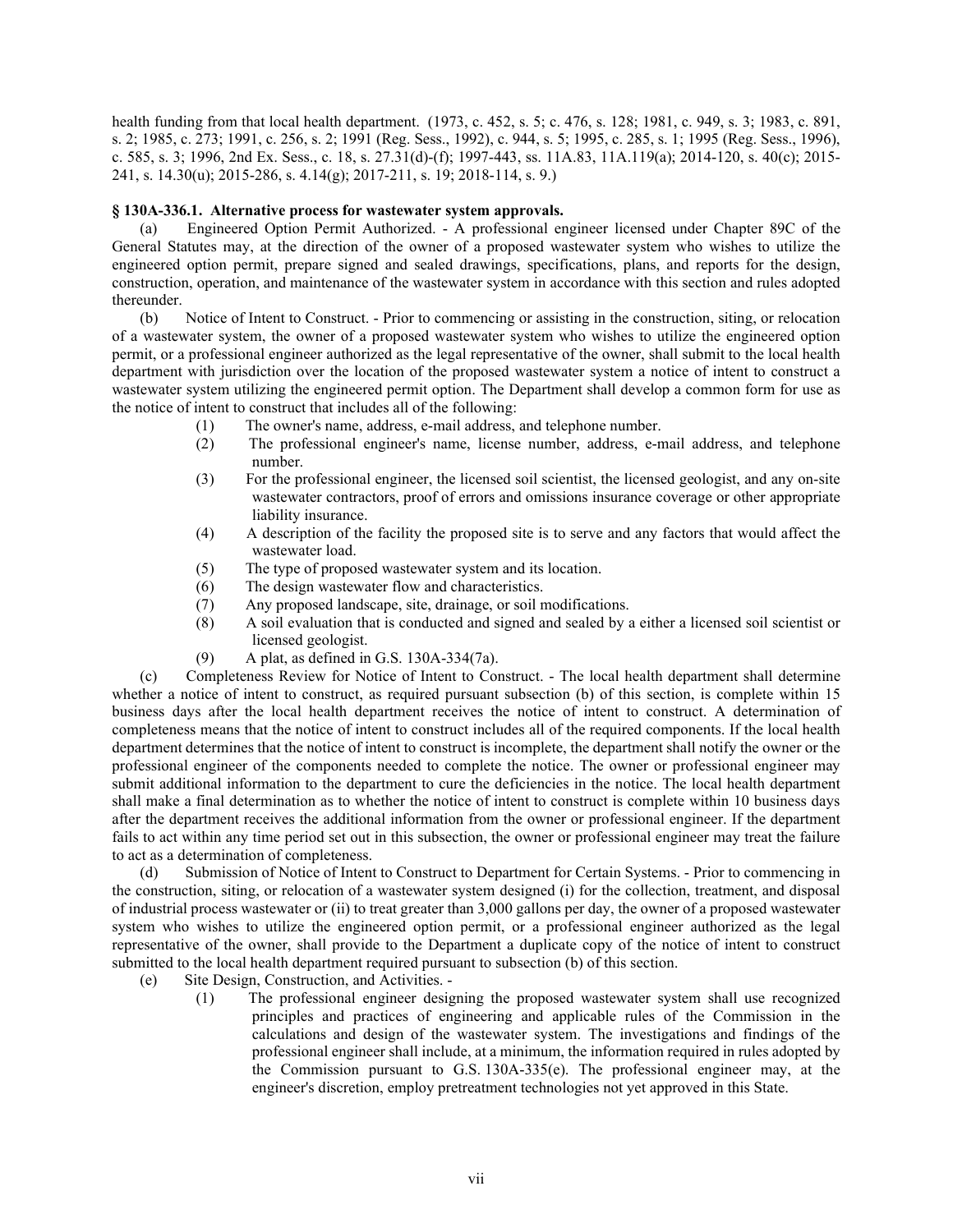health funding from that local health department. (1973, c. 452, s. 5; c. 476, s. 128; 1981, c. 949, s. 3; 1983, c. 891, s. 2; 1985, c. 273; 1991, c. 256, s. 2; 1991 (Reg. Sess., 1992), c. 944, s. 5; 1995, c. 285, s. 1; 1995 (Reg. Sess., 1996), c. 585, s. 3; 1996, 2nd Ex. Sess., c. 18, s. 27.31(d)-(f); 1997-443, ss. 11A.83, 11A.119(a); 2014-120, s. 40(c); 2015-241, s. 14.30(u); 2015-286, s. 4.14(g); 2017-211, s. 19; 2018-114, s. 9.)

**§ 130A-336.1. Alternative process for wastewater system approvals.**

(a) Engineered Option Permit Authorized. - A professional engineer licensed under Chapter 89C of the General Statutes may, at the direction of the owner of a proposed wastewater system who wishes to utilize the engineered option permit, prepare signed and sealed drawings, specifications, plans, and reports for the design, construction, operation, and maintenance of the wastewater system in accordance with this section and rules adopted thereunder.

(b) Notice of Intent to Construct. - Prior to commencing or assisting in the construction, siting, or relocation of a wastewater system, the owner of a proposed wastewater system who wishes to utilize the engineered option permit, or a professional engineer authorized as the legal representative of the owner, shall submit to the local health department with jurisdiction over the location of the proposed wastewater system a notice of intent to construct a wastewater system utilizing the engineered permit option. The Department shall develop a common form for use as the notice of intent to construct that includes all of the following:

(1) The owner's name, address, e-mail address, and telephone number.

(2) The professional engineer's name, license number, address, e-mail address, and telephone number.

(3) For the professional engineer, the licensed soil scientist, the licensed geologist, and any on-site wastewater contractors, proof of errors and omissions insurance coverage or other appropriate liability insurance.

(4) A description of the facility the proposed site is to serve and any factors that would affect the wastewater load.

(5) The type of proposed wastewater system and its location.

(6) The design wastewater flow and characteristics.

(7) Any proposed landscape, site, drainage, or soil modifications.

(8) A soil evaluation that is conducted and signed and sealed by a either a licensed soil scientist or licensed geologist.

(9) A plat, as defined in G.S. 130A-334(7a).

(c) Completeness Review for Notice of Intent to Construct. - The local health department shall determine whether a notice of intent to construct, as required pursuant subsection (b) of this section, is complete within 15 business days after the local health department receives the notice of intent to construct. A determination of completeness means that the notice of intent to construct includes all of the required components. If the local health department determines that the notice of intent to construct is incomplete, the department shall notify the owner or the professional engineer of the components needed to complete the notice. The owner or professional engineer may submit additional information to the department to cure the deficiencies in the notice. The local health department shall make a final determination as to whether the notice of intent to construct is complete within 10 business days after the department receives the additional information from the owner or professional engineer. If the department fails to act within any time period set out in this subsection, the owner or professional engineer may treat the failure to act as a determination of completeness.

(d) Submission of Notice of Intent to Construct to Department for Certain Systems. - Prior to commencing in the construction, siting, or relocation of a wastewater system designed (i) for the collection, treatment, and disposal of industrial process wastewater or (ii) to treat greater than 3,000 gallons per day, the owner of a proposed wastewater system who wishes to utilize the engineered option permit, or a professional engineer authorized as the legal representative of the owner, shall provide to the Department a duplicate copy of the notice of intent to construct submitted to the local health department required pursuant to subsection (b) of this section.

(e) Site Design, Construction, and Activities. -

(1) The professional engineer designing the proposed wastewater system shall use recognized principles and practices of engineering and applicable rules of the Commission in the calculations and design of the wastewater system. The investigations and findings of the professional engineer shall include, at a minimum, the information required in rules adopted by the Commission pursuant to G.S. 130A-335(e). The professional engineer may, at the engineer's discretion, employ pretreatment technologies not yet approved in this State.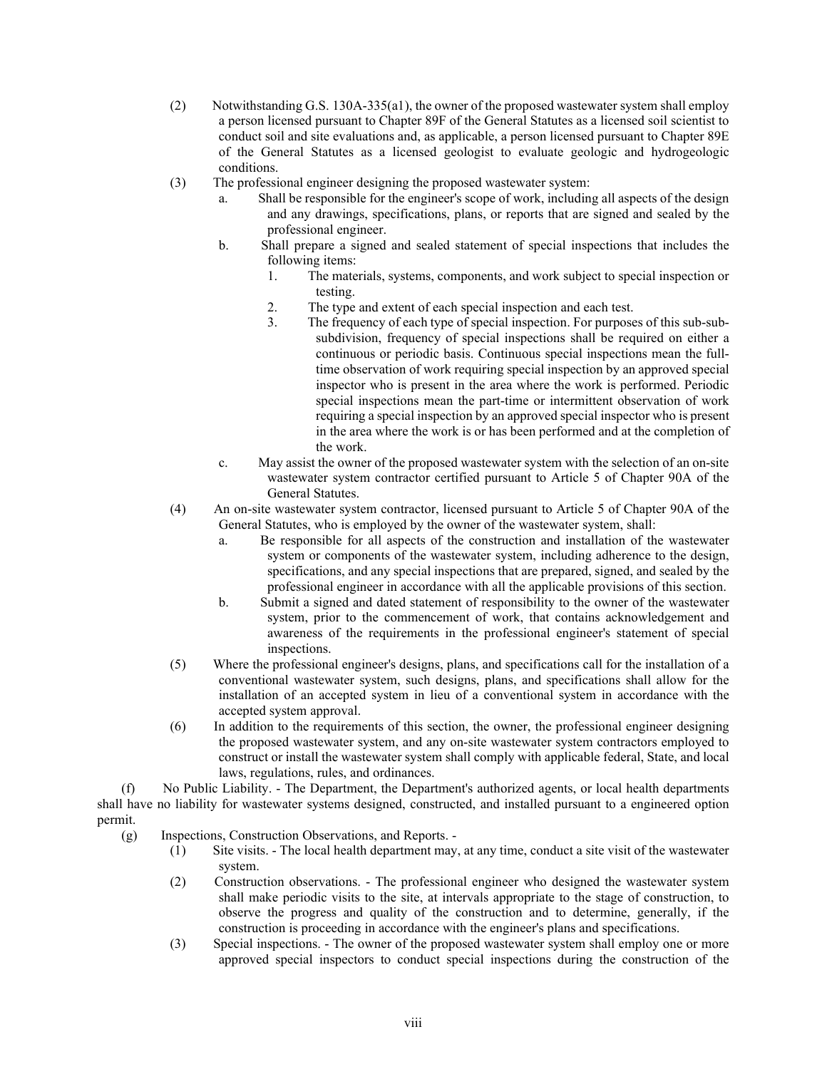(2) Notwithstanding G.S. 130A-335(a1), the owner of the proposed wastewater system shall employ a person licensed pursuant to Chapter 89F of the General Statutes as a licensed soil scientist to conduct soil and site evaluations and, as applicable, a person licensed pursuant to Chapter 89E of the General Statutes as a licensed geologist to evaluate geologic and hydrogeologic conditions.

(3) The professional engineer designing the proposed wastewater system:

a. Shall be responsible for the engineer's scope of work, including all aspects of the design and any drawings, specifications, plans, or reports that are signed and sealed by the professional engineer.

b. Shall prepare a signed and sealed statement of special inspections that includes the following items:

1. The materials, systems, components, and work subject to special inspection or testing.

2. The type and extent of each special inspection and each test.

3. The frequency of each type of special inspection. For purposes of this sub-sub-subdivision, frequency of special inspections shall be required on either a continuous or periodic basis. Continuous special inspections mean the full-time observation of work requiring special inspection by an approved special inspector who is present in the area where the work is performed. Periodic special inspections mean the part-time or intermittent observation of work requiring a special inspection by an approved special inspector who is present in the area where the work is or has been performed and at the completion of the work.

c. May assist the owner of the proposed wastewater system with the selection of an on-site wastewater system contractor certified pursuant to Article 5 of Chapter 90A of the General Statutes.

(4) An on-site wastewater system contractor, licensed pursuant to Article 5 of Chapter 90A of the General Statutes, who is employed by the owner of the wastewater system, shall:

a. Be responsible for all aspects of the construction and installation of the wastewater system or components of the wastewater system, including adherence to the design, specifications, and any special inspections that are prepared, signed, and sealed by the professional engineer in accordance with all the applicable provisions of this section.

b. Submit a signed and dated statement of responsibility to the owner of the wastewater system, prior to the commencement of work, that contains acknowledgement and awareness of the requirements in the professional engineer's statement of special inspections.

(5) Where the professional engineer's designs, plans, and specifications call for the installation of a conventional wastewater system, such designs, plans, and specifications shall allow for the installation of an accepted system in lieu of a conventional system in accordance with the accepted system approval.

(6) In addition to the requirements of this section, the owner, the professional engineer designing the proposed wastewater system, and any on-site wastewater system contractors employed to construct or install the wastewater system shall comply with applicable federal, State, and local laws, regulations, rules, and ordinances.

(f) No Public Liability. - The Department, the Department's authorized agents, or local health departments shall have no liability for wastewater systems designed, constructed, and installed pursuant to a engineered option permit.

(g) Inspections, Construction Observations, and Reports. -

(1) Site visits. - The local health department may, at any time, conduct a site visit of the wastewater system.

(2) Construction observations. - The professional engineer who designed the wastewater system shall make periodic visits to the site, at intervals appropriate to the stage of construction, to observe the progress and quality of the construction and to determine, generally, if the construction is proceeding in accordance with the engineer's plans and specifications.

(3) Special inspections. - The owner of the proposed wastewater system shall employ one or more approved special inspectors to conduct special inspections during the construction of the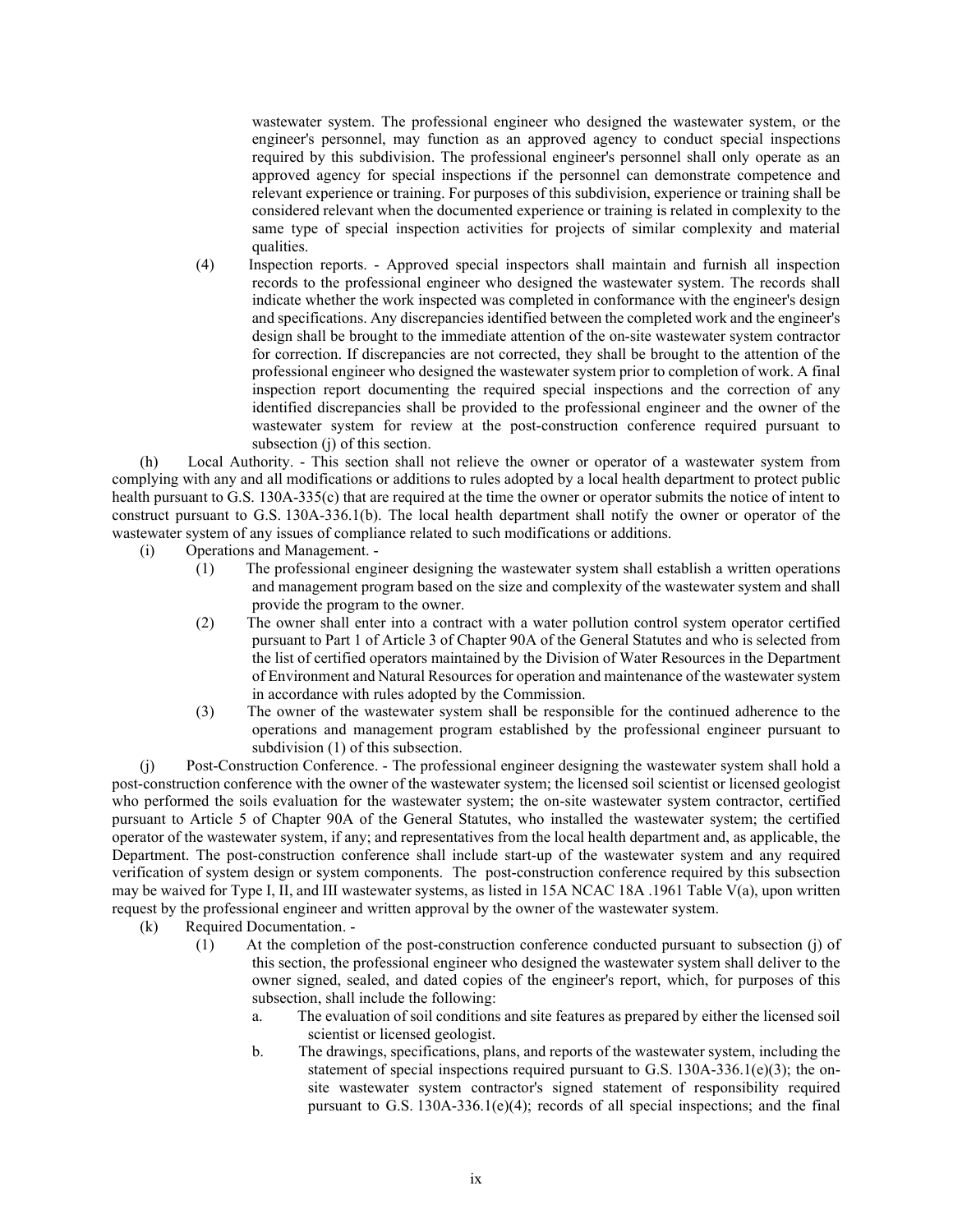wastewater system. The professional engineer who designed the wastewater system, or the engineer's personnel, may function as an approved agency to conduct special inspections required by this subdivision. The professional engineer's personnel shall only operate as an approved agency for special inspections if the personnel can demonstrate competence and relevant experience or training. For purposes of this subdivision, experience or training shall be considered relevant when the documented experience or training is related in complexity to the same type of special inspection activities for projects of similar complexity and material qualities.

(4) Inspection reports. - Approved special inspectors shall maintain and furnish all inspection records to the professional engineer who designed the wastewater system. The records shall indicate whether the work inspected was completed in conformance with the engineer's design and specifications. Any discrepancies identified between the completed work and the engineer's design shall be brought to the immediate attention of the on-site wastewater system contractor for correction. If discrepancies are not corrected, they shall be brought to the attention of the professional engineer who designed the wastewater system prior to completion of work. A final inspection report documenting the required special inspections and the correction of any identified discrepancies shall be provided to the professional engineer and the owner of the wastewater system for review at the post-construction conference required pursuant to subsection (j) of this section.

(h) Local Authority. - This section shall not relieve the owner or operator of a wastewater system from complying with any and all modifications or additions to rules adopted by a local health department to protect public health pursuant to G.S. 130A-335(c) that are required at the time the owner or operator submits the notice of intent to construct pursuant to G.S. 130A-336.1(b). The local health department shall notify the owner or operator of the wastewater system of any issues of compliance related to such modifications or additions.

(i) Operations and Management. -

(1) The professional engineer designing the wastewater system shall establish a written operations and management program based on the size and complexity of the wastewater system and shall provide the program to the owner.

(2) The owner shall enter into a contract with a water pollution control system operator certified pursuant to Part 1 of Article 3 of Chapter 90A of the General Statutes and who is selected from the list of certified operators maintained by the Division of Water Resources in the Department of Environment and Natural Resources for operation and maintenance of the wastewater system in accordance with rules adopted by the Commission.

(3) The owner of the wastewater system shall be responsible for the continued adherence to the operations and management program established by the professional engineer pursuant to subdivision (1) of this subsection.

(j) Post-Construction Conference. - The professional engineer designing the wastewater system shall hold a post-construction conference with the owner of the wastewater system; the licensed soil scientist or licensed geologist who performed the soils evaluation for the wastewater system; the on-site wastewater system contractor, certified pursuant to Article 5 of Chapter 90A of the General Statutes, who installed the wastewater system; the certified operator of the wastewater system, if any; and representatives from the local health department and, as applicable, the Department. The post-construction conference shall include start-up of the wastewater system and any required verification of system design or system components. The post-construction conference required by this subsection may be waived for Type I, II, and III wastewater systems, as listed in 15A NCAC 18A .1961 Table V(a), upon written request by the professional engineer and written approval by the owner of the wastewater system.

(k) Required Documentation. -

(1) At the completion of the post-construction conference conducted pursuant to subsection (j) of this section, the professional engineer who designed the wastewater system shall deliver to the owner signed, sealed, and dated copies of the engineer's report, which, for purposes of this subsection, shall include the following:

a. The evaluation of soil conditions and site features as prepared by either the licensed soil scientist or licensed geologist.

b. The drawings, specifications, plans, and reports of the wastewater system, including the statement of special inspections required pursuant to G.S. 130A-336.1(e)(3); the on-site wastewater system contractor's signed statement of responsibility required pursuant to G.S. 130A-336.1(e)(4); records of all special inspections; and the final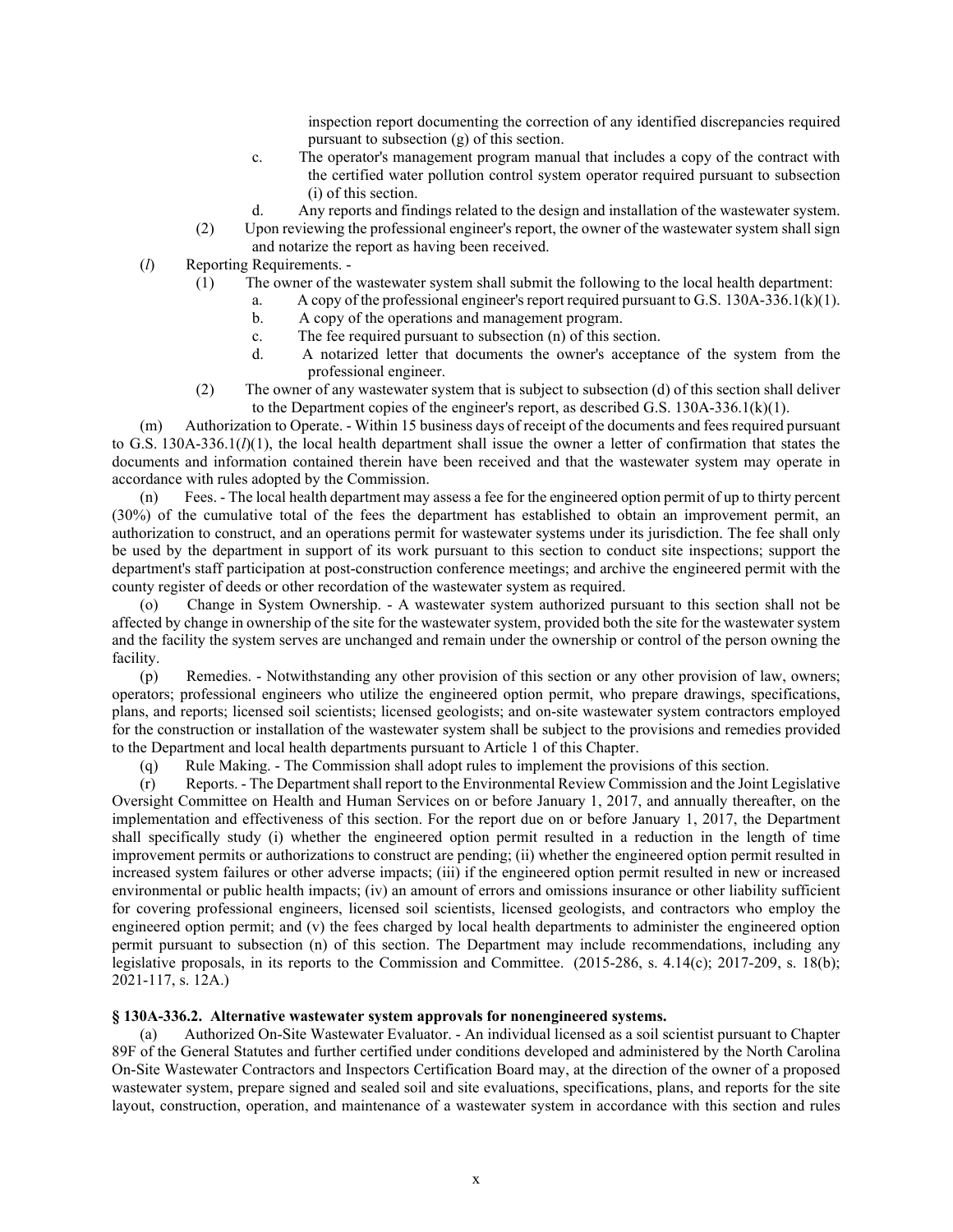inspection report documenting the correction of any identified discrepancies required pursuant to subsection (g) of this section.

c. The operator's management program manual that includes a copy of the contract with the certified water pollution control system operator required pursuant to subsection (i) of this section.

d. Any reports and findings related to the design and installation of the wastewater system.

(2) Upon reviewing the professional engineer's report, the owner of the wastewater system shall sign and notarize the report as having been received.

(*l*) Reporting Requirements. -

(1) The owner of the wastewater system shall submit the following to the local health department:

a. A copy of the professional engineer's report required pursuant to G.S. 130A-336.1(k)(1).

b. A copy of the operations and management program.

c. The fee required pursuant to subsection (n) of this section.

d. A notarized letter that documents the owner's acceptance of the system from the professional engineer.

(2) The owner of any wastewater system that is subject to subsection (d) of this section shall deliver to the Department copies of the engineer's report, as described G.S. 130A-336.1(k)(1).

(m) Authorization to Operate. - Within 15 business days of receipt of the documents and fees required pursuant to G.S. 130A-336.1(*l*)(1), the local health department shall issue the owner a letter of confirmation that states the documents and information contained therein have been received and that the wastewater system may operate in accordance with rules adopted by the Commission.

(n) Fees. - The local health department may assess a fee for the engineered option permit of up to thirty percent (30%) of the cumulative total of the fees the department has established to obtain an improvement permit, an authorization to construct, and an operations permit for wastewater systems under its jurisdiction. The fee shall only be used by the department in support of its work pursuant to this section to conduct site inspections; support the department's staff participation at post-construction conference meetings; and archive the engineered permit with the county register of deeds or other recordation of the wastewater system as required.

(o) Change in System Ownership. - A wastewater system authorized pursuant to this section shall not be affected by change in ownership of the site for the wastewater system, provided both the site for the wastewater system and the facility the system serves are unchanged and remain under the ownership or control of the person owning the facility.

(p) Remedies. - Notwithstanding any other provision of this section or any other provision of law, owners; operators; professional engineers who utilize the engineered option permit, who prepare drawings, specifications, plans, and reports; licensed soil scientists; licensed geologists; and on-site wastewater system contractors employed for the construction or installation of the wastewater system shall be subject to the provisions and remedies provided to the Department and local health departments pursuant to Article 1 of this Chapter.

(q) Rule Making. - The Commission shall adopt rules to implement the provisions of this section.

(r) Reports. - The Department shall report to the Environmental Review Commission and the Joint Legislative Oversight Committee on Health and Human Services on or before January 1, 2017, and annually thereafter, on the implementation and effectiveness of this section. For the report due on or before January 1, 2017, the Department shall specifically study (i) whether the engineered option permit resulted in a reduction in the length of time improvement permits or authorizations to construct are pending; (ii) whether the engineered option permit resulted in increased system failures or other adverse impacts; (iii) if the engineered option permit resulted in new or increased environmental or public health impacts; (iv) an amount of errors and omissions insurance or other liability sufficient for covering professional engineers, licensed soil scientists, licensed geologists, and contractors who employ the engineered option permit; and (v) the fees charged by local health departments to administer the engineered option permit pursuant to subsection (n) of this section. The Department may include recommendations, including any legislative proposals, in its reports to the Commission and Committee. (2015-286, s. 4.14(c); 2017-209, s. 18(b); 2021-117, s. 12A.)

**§ 130A-336.2. Alternative wastewater system approvals for nonengineered systems.**

(a) Authorized On-Site Wastewater Evaluator. - An individual licensed as a soil scientist pursuant to Chapter 89F of the General Statutes and further certified under conditions developed and administered by the North Carolina On-Site Wastewater Contractors and Inspectors Certification Board may, at the direction of the owner of a proposed wastewater system, prepare signed and sealed soil and site evaluations, specifications, plans, and reports for the site layout, construction, operation, and maintenance of a wastewater system in accordance with this section and rules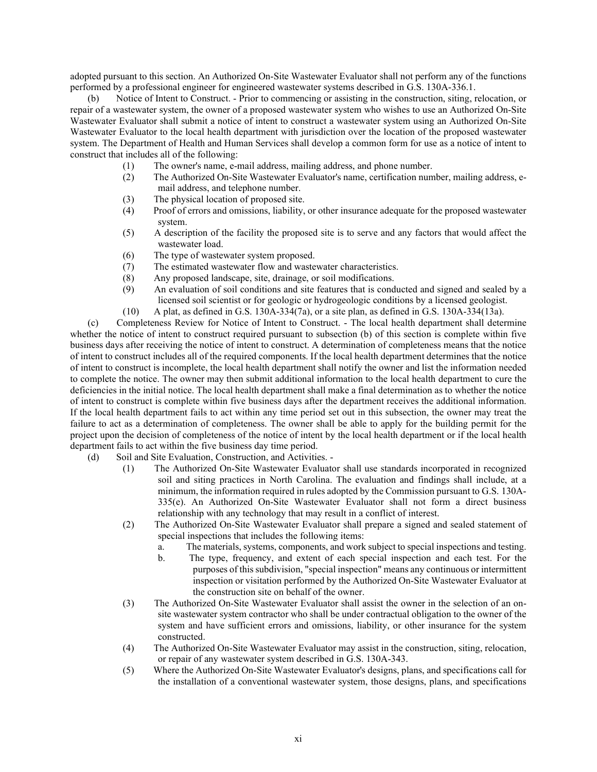adopted pursuant to this section. An Authorized On-Site Wastewater Evaluator shall not perform any of the functions performed by a professional engineer for engineered wastewater systems described in G.S. 130A-336.1.

(b) Notice of Intent to Construct. - Prior to commencing or assisting in the construction, siting, relocation, or repair of a wastewater system, the owner of a proposed wastewater system who wishes to use an Authorized On-Site Wastewater Evaluator shall submit a notice of intent to construct a wastewater system using an Authorized On-Site Wastewater Evaluator to the local health department with jurisdiction over the location of the proposed wastewater system. The Department of Health and Human Services shall develop a common form for use as a notice of intent to construct that includes all of the following:

(1) The owner's name, e-mail address, mailing address, and phone number.

(2) The Authorized On-Site Wastewater Evaluator's name, certification number, mailing address, e-mail address, and telephone number.

(3) The physical location of proposed site.

(4) Proof of errors and omissions, liability, or other insurance adequate for the proposed wastewater system.

(5) A description of the facility the proposed site is to serve and any factors that would affect the wastewater load.

(6) The type of wastewater system proposed.

(7) The estimated wastewater flow and wastewater characteristics.

(8) Any proposed landscape, site, drainage, or soil modifications.

(9) An evaluation of soil conditions and site features that is conducted and signed and sealed by a licensed soil scientist or for geologic or hydrogeologic conditions by a licensed geologist.

(10) A plat, as defined in G.S. 130A-334(7a), or a site plan, as defined in G.S. 130A-334(13a).

(c) Completeness Review for Notice of Intent to Construct. - The local health department shall determine whether the notice of intent to construct required pursuant to subsection (b) of this section is complete within five business days after receiving the notice of intent to construct. A determination of completeness means that the notice of intent to construct includes all of the required components. If the local health department determines that the notice of intent to construct is incomplete, the local health department shall notify the owner and list the information needed to complete the notice. The owner may then submit additional information to the local health department to cure the deficiencies in the initial notice. The local health department shall make a final determination as to whether the notice of intent to construct is complete within five business days after the department receives the additional information. If the local health department fails to act within any time period set out in this subsection, the owner may treat the failure to act as a determination of completeness. The owner shall be able to apply for the building permit for the project upon the decision of completeness of the notice of intent by the local health department or if the local health department fails to act within the five business day time period.

(d) Soil and Site Evaluation, Construction, and Activities. -

(1) The Authorized On-Site Wastewater Evaluator shall use standards incorporated in recognized soil and siting practices in North Carolina. The evaluation and findings shall include, at a minimum, the information required in rules adopted by the Commission pursuant to G.S. 130A-335(e). An Authorized On-Site Wastewater Evaluator shall not form a direct business relationship with any technology that may result in a conflict of interest.

(2) The Authorized On-Site Wastewater Evaluator shall prepare a signed and sealed statement of special inspections that includes the following items:

a. The materials, systems, components, and work subject to special inspections and testing.

b. The type, frequency, and extent of each special inspection and each test. For the purposes of this subdivision, "special inspection" means any continuous or intermittent inspection or visitation performed by the Authorized On-Site Wastewater Evaluator at the construction site on behalf of the owner.

(3) The Authorized On-Site Wastewater Evaluator shall assist the owner in the selection of an on-site wastewater system contractor who shall be under contractual obligation to the owner of the system and have sufficient errors and omissions, liability, or other insurance for the system constructed.

(4) The Authorized On-Site Wastewater Evaluator may assist in the construction, siting, relocation, or repair of any wastewater system described in G.S. 130A-343.

(5) Where the Authorized On-Site Wastewater Evaluator's designs, plans, and specifications call for the installation of a conventional wastewater system, those designs, plans, and specifications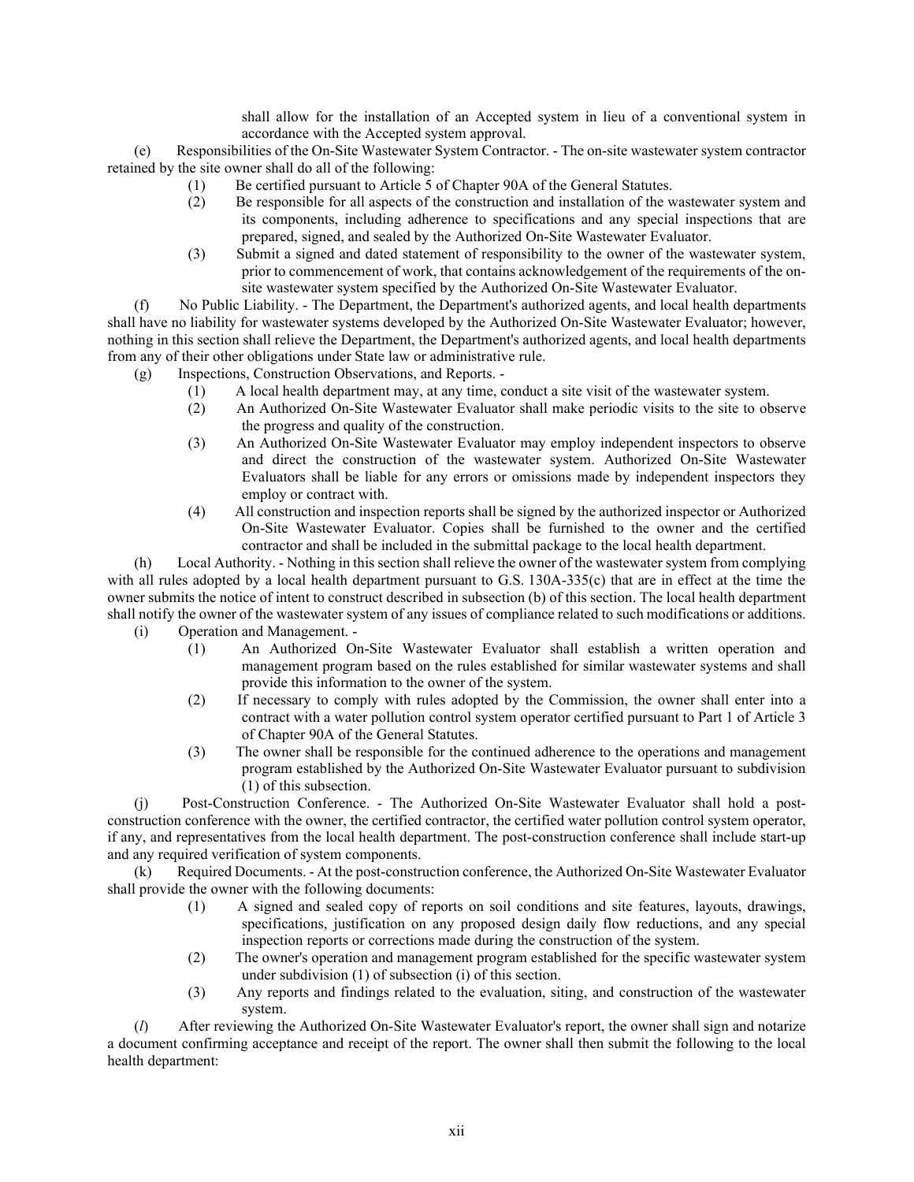shall allow for the installation of an Accepted system in lieu of a conventional system in accordance with the Accepted system approval.

(e) Responsibilities of the On-Site Wastewater System Contractor. - The on-site wastewater system contractor retained by the site owner shall do all of the following:

(1) Be certified pursuant to Article 5 of Chapter 90A of the General Statutes.

(2) Be responsible for all aspects of the construction and installation of the wastewater system and its components, including adherence to specifications and any special inspections that are prepared, signed, and sealed by the Authorized On-Site Wastewater Evaluator.

(3) Submit a signed and dated statement of responsibility to the owner of the wastewater system, prior to commencement of work, that contains acknowledgement of the requirements of the on-site wastewater system specified by the Authorized On-Site Wastewater Evaluator.

(f) No Public Liability. - The Department, the Department's authorized agents, and local health departments shall have no liability for wastewater systems developed by the Authorized On-Site Wastewater Evaluator; however, nothing in this section shall relieve the Department, the Department's authorized agents, and local health departments from any of their other obligations under State law or administrative rule.

(g) Inspections, Construction Observations, and Reports. -

(1) A local health department may, at any time, conduct a site visit of the wastewater system.

(2) An Authorized On-Site Wastewater Evaluator shall make periodic visits to the site to observe the progress and quality of the construction.

(3) An Authorized On-Site Wastewater Evaluator may employ independent inspectors to observe and direct the construction of the wastewater system. Authorized On-Site Wastewater Evaluators shall be liable for any errors or omissions made by independent inspectors they employ or contract with.

(4) All construction and inspection reports shall be signed by the authorized inspector or Authorized On-Site Wastewater Evaluator. Copies shall be furnished to the owner and the certified contractor and shall be included in the submittal package to the local health department.

(h) Local Authority. - Nothing in this section shall relieve the owner of the wastewater system from complying with all rules adopted by a local health department pursuant to G.S. 130A-335(c) that are in effect at the time the owner submits the notice of intent to construct described in subsection (b) of this section. The local health department shall notify the owner of the wastewater system of any issues of compliance related to such modifications or additions.

(i) Operation and Management. -

(1) An Authorized On-Site Wastewater Evaluator shall establish a written operation and management program based on the rules established for similar wastewater systems and shall provide this information to the owner of the system.

(2) If necessary to comply with rules adopted by the Commission, the owner shall enter into a contract with a water pollution control system operator certified pursuant to Part 1 of Article 3 of Chapter 90A of the General Statutes.

(3) The owner shall be responsible for the continued adherence to the operations and management program established by the Authorized On-Site Wastewater Evaluator pursuant to subdivision (1) of this subsection.

(j) Post-Construction Conference. - The Authorized On-Site Wastewater Evaluator shall hold a post-construction conference with the owner, the certified contractor, the certified water pollution control system operator, if any, and representatives from the local health department. The post-construction conference shall include start-up and any required verification of system components.

(k) Required Documents. - At the post-construction conference, the Authorized On-Site Wastewater Evaluator shall provide the owner with the following documents:

(1) A signed and sealed copy of reports on soil conditions and site features, layouts, drawings, specifications, justification on any proposed design daily flow reductions, and any special inspection reports or corrections made during the construction of the system.

(2) The owner's operation and management program established for the specific wastewater system under subdivision (1) of subsection (i) of this section.

(3) Any reports and findings related to the evaluation, siting, and construction of the wastewater system.

(*l*) After reviewing the Authorized On-Site Wastewater Evaluator's report, the owner shall sign and notarize a document confirming acceptance and receipt of the report. The owner shall then submit the following to the local health department: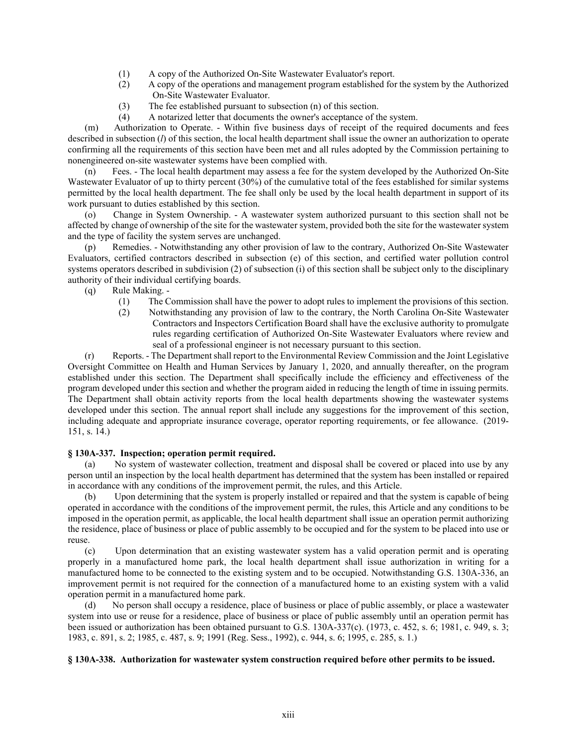(1) A copy of the Authorized On-Site Wastewater Evaluator's report.
(2) A copy of the operations and management program established for the system by the Authorized On-Site Wastewater Evaluator.
(3) The fee established pursuant to subsection (n) of this section.
(4) A notarized letter that documents the owner's acceptance of the system.

(m) Authorization to Operate. - Within five business days of receipt of the required documents and fees described in subsection (*l*) of this section, the local health department shall issue the owner an authorization to operate confirming all the requirements of this section have been met and all rules adopted by the Commission pertaining to nonengineered on-site wastewater systems have been complied with.

(n) Fees. - The local health department may assess a fee for the system developed by the Authorized On-Site Wastewater Evaluator of up to thirty percent (30%) of the cumulative total of the fees established for similar systems permitted by the local health department. The fee shall only be used by the local health department in support of its work pursuant to duties established by this section.

(o) Change in System Ownership. - A wastewater system authorized pursuant to this section shall not be affected by change of ownership of the site for the wastewater system, provided both the site for the wastewater system and the type of facility the system serves are unchanged.

(p) Remedies. - Notwithstanding any other provision of law to the contrary, Authorized On-Site Wastewater Evaluators, certified contractors described in subsection (e) of this section, and certified water pollution control systems operators described in subdivision (2) of subsection (i) of this section shall be subject only to the disciplinary authority of their individual certifying boards.

(q) Rule Making. -
(1) The Commission shall have the power to adopt rules to implement the provisions of this section.
(2) Notwithstanding any provision of law to the contrary, the North Carolina On-Site Wastewater Contractors and Inspectors Certification Board shall have the exclusive authority to promulgate rules regarding certification of Authorized On-Site Wastewater Evaluators where review and seal of a professional engineer is not necessary pursuant to this section.

(r) Reports. - The Department shall report to the Environmental Review Commission and the Joint Legislative Oversight Committee on Health and Human Services by January 1, 2020, and annually thereafter, on the program established under this section. The Department shall specifically include the efficiency and effectiveness of the program developed under this section and whether the program aided in reducing the length of time in issuing permits. The Department shall obtain activity reports from the local health departments showing the wastewater systems developed under this section. The annual report shall include any suggestions for the improvement of this section, including adequate and appropriate insurance coverage, operator reporting requirements, or fee allowance. (2019-151, s. 14.)

**§ 130A-337. Inspection; operation permit required.**

(a) No system of wastewater collection, treatment and disposal shall be covered or placed into use by any person until an inspection by the local health department has determined that the system has been installed or repaired in accordance with any conditions of the improvement permit, the rules, and this Article.

(b) Upon determining that the system is properly installed or repaired and that the system is capable of being operated in accordance with the conditions of the improvement permit, the rules, this Article and any conditions to be imposed in the operation permit, as applicable, the local health department shall issue an operation permit authorizing the residence, place of business or place of public assembly to be occupied and for the system to be placed into use or reuse.

(c) Upon determination that an existing wastewater system has a valid operation permit and is operating properly in a manufactured home park, the local health department shall issue authorization in writing for a manufactured home to be connected to the existing system and to be occupied. Notwithstanding G.S. 130A-336, an improvement permit is not required for the connection of a manufactured home to an existing system with a valid operation permit in a manufactured home park.

(d) No person shall occupy a residence, place of business or place of public assembly, or place a wastewater system into use or reuse for a residence, place of business or place of public assembly until an operation permit has been issued or authorization has been obtained pursuant to G.S. 130A-337(c). (1973, c. 452, s. 6; 1981, c. 949, s. 3; 1983, c. 891, s. 2; 1985, c. 487, s. 9; 1991 (Reg. Sess., 1992), c. 944, s. 6; 1995, c. 285, s. 1.)

**§ 130A-338. Authorization for wastewater system construction required before other permits to be issued.**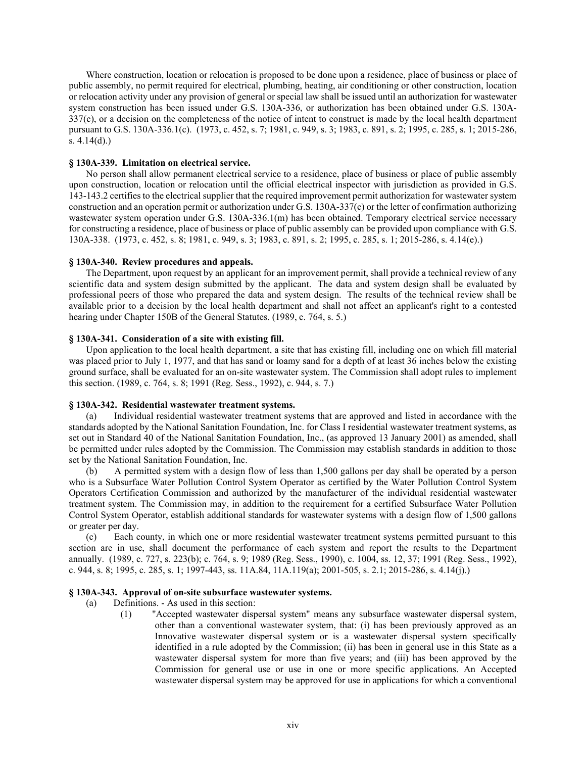Where construction, location or relocation is proposed to be done upon a residence, place of business or place of public assembly, no permit required for electrical, plumbing, heating, air conditioning or other construction, location or relocation activity under any provision of general or special law shall be issued until an authorization for wastewater system construction has been issued under G.S. 130A-336, or authorization has been obtained under G.S. 130A-337(c), or a decision on the completeness of the notice of intent to construct is made by the local health department pursuant to G.S. 130A-336.1(c). (1973, c. 452, s. 7; 1981, c. 949, s. 3; 1983, c. 891, s. 2; 1995, c. 285, s. 1; 2015-286, s. 4.14(d).)

### § 130A-339. Limitation on electrical service.

No person shall allow permanent electrical service to a residence, place of business or place of public assembly upon construction, location or relocation until the official electrical inspector with jurisdiction as provided in G.S. 143-143.2 certifies to the electrical supplier that the required improvement permit authorization for wastewater system construction and an operation permit or authorization under G.S. 130A-337(c) or the letter of confirmation authorizing wastewater system operation under G.S. 130A-336.1(m) has been obtained. Temporary electrical service necessary for constructing a residence, place of business or place of public assembly can be provided upon compliance with G.S. 130A-338. (1973, c. 452, s. 8; 1981, c. 949, s. 3; 1983, c. 891, s. 2; 1995, c. 285, s. 1; 2015-286, s. 4.14(e).)

### § 130A-340. Review procedures and appeals.

The Department, upon request by an applicant for an improvement permit, shall provide a technical review of any scientific data and system design submitted by the applicant. The data and system design shall be evaluated by professional peers of those who prepared the data and system design. The results of the technical review shall be available prior to a decision by the local health department and shall not affect an applicant's right to a contested hearing under Chapter 150B of the General Statutes. (1989, c. 764, s. 5.)

### § 130A-341. Consideration of a site with existing fill.

Upon application to the local health department, a site that has existing fill, including one on which fill material was placed prior to July 1, 1977, and that has sand or loamy sand for a depth of at least 36 inches below the existing ground surface, shall be evaluated for an on-site wastewater system. The Commission shall adopt rules to implement this section. (1989, c. 764, s. 8; 1991 (Reg. Sess., 1992), c. 944, s. 7.)

### § 130A-342. Residential wastewater treatment systems.

(a) Individual residential wastewater treatment systems that are approved and listed in accordance with the standards adopted by the National Sanitation Foundation, Inc. for Class I residential wastewater treatment systems, as set out in Standard 40 of the National Sanitation Foundation, Inc., (as approved 13 January 2001) as amended, shall be permitted under rules adopted by the Commission. The Commission may establish standards in addition to those set by the National Sanitation Foundation, Inc.

(b) A permitted system with a design flow of less than 1,500 gallons per day shall be operated by a person who is a Subsurface Water Pollution Control System Operator as certified by the Water Pollution Control System Operators Certification Commission and authorized by the manufacturer of the individual residential wastewater treatment system. The Commission may, in addition to the requirement for a certified Subsurface Water Pollution Control System Operator, establish additional standards for wastewater systems with a design flow of 1,500 gallons or greater per day.

(c) Each county, in which one or more residential wastewater treatment systems permitted pursuant to this section are in use, shall document the performance of each system and report the results to the Department annually. (1989, c. 727, s. 223(b); c. 764, s. 9; 1989 (Reg. Sess., 1990), c. 1004, ss. 12, 37; 1991 (Reg. Sess., 1992), c. 944, s. 8; 1995, c. 285, s. 1; 1997-443, ss. 11A.84, 11A.119(a); 2001-505, s. 2.1; 2015-286, s. 4.14(j).)

### § 130A-343. Approval of on-site subsurface wastewater systems.

(a) Definitions. - As used in this section:

(1) "Accepted wastewater dispersal system" means any subsurface wastewater dispersal system, other than a conventional wastewater system, that: (i) has been previously approved as an Innovative wastewater dispersal system or is a wastewater dispersal system specifically identified in a rule adopted by the Commission; (ii) has been in general use in this State as a wastewater dispersal system for more than five years; and (iii) has been approved by the Commission for general use or use in one or more specific applications. An Accepted wastewater dispersal system may be approved for use in applications for which a conventional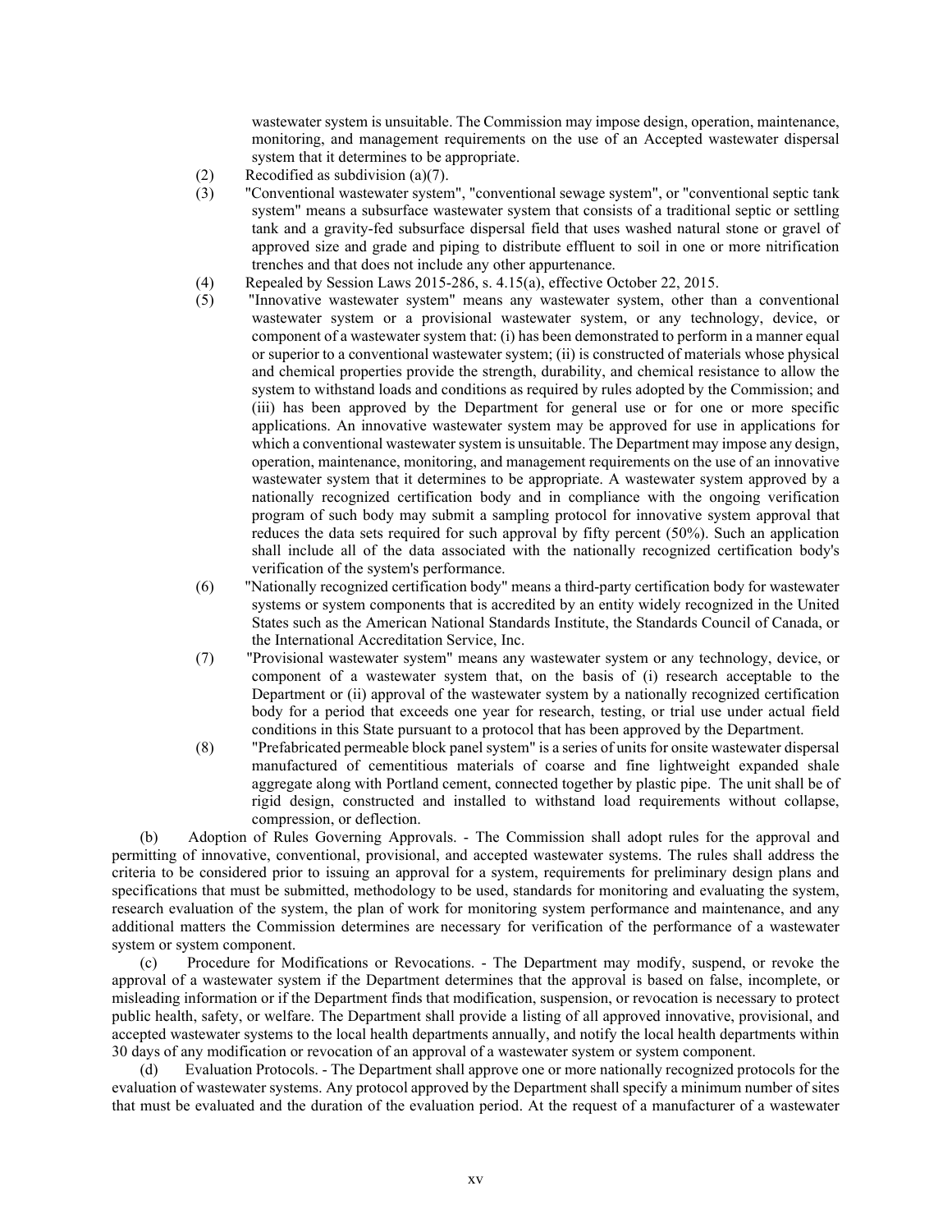wastewater system is unsuitable. The Commission may impose design, operation, maintenance, monitoring, and management requirements on the use of an Accepted wastewater dispersal system that it determines to be appropriate.

(2) Recodified as subdivision (a)(7).

(3) "Conventional wastewater system", "conventional sewage system", or "conventional septic tank system" means a subsurface wastewater system that consists of a traditional septic or settling tank and a gravity-fed subsurface dispersal field that uses washed natural stone or gravel of approved size and grade and piping to distribute effluent to soil in one or more nitrification trenches and that does not include any other appurtenance.

(4) Repealed by Session Laws 2015-286, s. 4.15(a), effective October 22, 2015.

(5) "Innovative wastewater system" means any wastewater system, other than a conventional wastewater system or a provisional wastewater system, or any technology, device, or component of a wastewater system that: (i) has been demonstrated to perform in a manner equal or superior to a conventional wastewater system; (ii) is constructed of materials whose physical and chemical properties provide the strength, durability, and chemical resistance to allow the system to withstand loads and conditions as required by rules adopted by the Commission; and (iii) has been approved by the Department for general use or for one or more specific applications. An innovative wastewater system may be approved for use in applications for which a conventional wastewater system is unsuitable. The Department may impose any design, operation, maintenance, monitoring, and management requirements on the use of an innovative wastewater system that it determines to be appropriate. A wastewater system approved by a nationally recognized certification body and in compliance with the ongoing verification program of such body may submit a sampling protocol for innovative system approval that reduces the data sets required for such approval by fifty percent (50%). Such an application shall include all of the data associated with the nationally recognized certification body's verification of the system's performance.

(6) "Nationally recognized certification body" means a third-party certification body for wastewater systems or system components that is accredited by an entity widely recognized in the United States such as the American National Standards Institute, the Standards Council of Canada, or the International Accreditation Service, Inc.

(7) "Provisional wastewater system" means any wastewater system or any technology, device, or component of a wastewater system that, on the basis of (i) research acceptable to the Department or (ii) approval of the wastewater system by a nationally recognized certification body for a period that exceeds one year for research, testing, or trial use under actual field conditions in this State pursuant to a protocol that has been approved by the Department.

(8) "Prefabricated permeable block panel system" is a series of units for onsite wastewater dispersal manufactured of cementitious materials of coarse and fine lightweight expanded shale aggregate along with Portland cement, connected together by plastic pipe. The unit shall be of rigid design, constructed and installed to withstand load requirements without collapse, compression, or deflection.

(b) Adoption of Rules Governing Approvals. - The Commission shall adopt rules for the approval and permitting of innovative, conventional, provisional, and accepted wastewater systems. The rules shall address the criteria to be considered prior to issuing an approval for a system, requirements for preliminary design plans and specifications that must be submitted, methodology to be used, standards for monitoring and evaluating the system, research evaluation of the system, the plan of work for monitoring system performance and maintenance, and any additional matters the Commission determines are necessary for verification of the performance of a wastewater system or system component.

(c) Procedure for Modifications or Revocations. - The Department may modify, suspend, or revoke the approval of a wastewater system if the Department determines that the approval is based on false, incomplete, or misleading information or if the Department finds that modification, suspension, or revocation is necessary to protect public health, safety, or welfare. The Department shall provide a listing of all approved innovative, provisional, and accepted wastewater systems to the local health departments annually, and notify the local health departments within 30 days of any modification or revocation of an approval of a wastewater system or system component.

(d) Evaluation Protocols. - The Department shall approve one or more nationally recognized protocols for the evaluation of wastewater systems. Any protocol approved by the Department shall specify a minimum number of sites that must be evaluated and the duration of the evaluation period. At the request of a manufacturer of a wastewater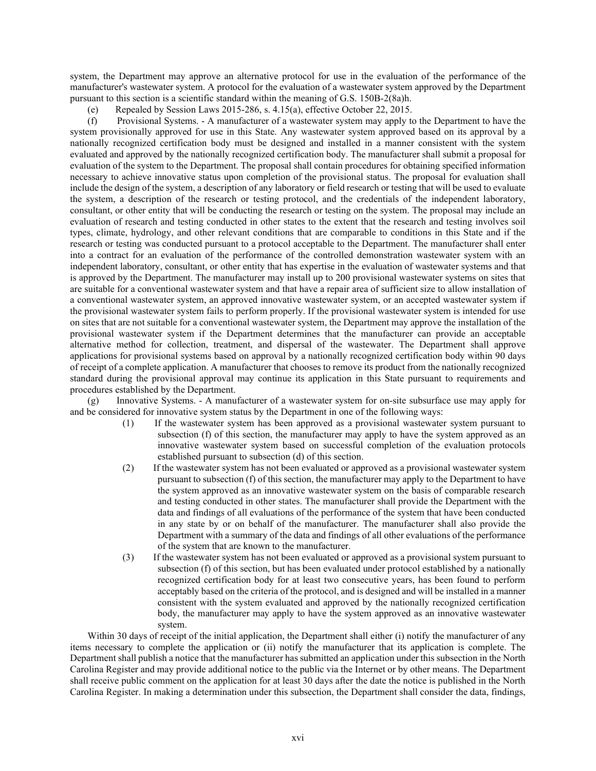system, the Department may approve an alternative protocol for use in the evaluation of the performance of the manufacturer's wastewater system. A protocol for the evaluation of a wastewater system approved by the Department pursuant to this section is a scientific standard within the meaning of G.S. 150B-2(8a)h.

(e) Repealed by Session Laws 2015-286, s. 4.15(a), effective October 22, 2015.

(f) Provisional Systems. - A manufacturer of a wastewater system may apply to the Department to have the system provisionally approved for use in this State. Any wastewater system approved based on its approval by a nationally recognized certification body must be designed and installed in a manner consistent with the system evaluated and approved by the nationally recognized certification body. The manufacturer shall submit a proposal for evaluation of the system to the Department. The proposal shall contain procedures for obtaining specified information necessary to achieve innovative status upon completion of the provisional status. The proposal for evaluation shall include the design of the system, a description of any laboratory or field research or testing that will be used to evaluate the system, a description of the research or testing protocol, and the credentials of the independent laboratory, consultant, or other entity that will be conducting the research or testing on the system. The proposal may include an evaluation of research and testing conducted in other states to the extent that the research and testing involves soil types, climate, hydrology, and other relevant conditions that are comparable to conditions in this State and if the research or testing was conducted pursuant to a protocol acceptable to the Department. The manufacturer shall enter into a contract for an evaluation of the performance of the controlled demonstration wastewater system with an independent laboratory, consultant, or other entity that has expertise in the evaluation of wastewater systems and that is approved by the Department. The manufacturer may install up to 200 provisional wastewater systems on sites that are suitable for a conventional wastewater system and that have a repair area of sufficient size to allow installation of a conventional wastewater system, an approved innovative wastewater system, or an accepted wastewater system if the provisional wastewater system fails to perform properly. If the provisional wastewater system is intended for use on sites that are not suitable for a conventional wastewater system, the Department may approve the installation of the provisional wastewater system if the Department determines that the manufacturer can provide an acceptable alternative method for collection, treatment, and dispersal of the wastewater. The Department shall approve applications for provisional systems based on approval by a nationally recognized certification body within 90 days of receipt of a complete application. A manufacturer that chooses to remove its product from the nationally recognized standard during the provisional approval may continue its application in this State pursuant to requirements and procedures established by the Department.

(g) Innovative Systems. - A manufacturer of a wastewater system for on-site subsurface use may apply for and be considered for innovative system status by the Department in one of the following ways:

(1) If the wastewater system has been approved as a provisional wastewater system pursuant to subsection (f) of this section, the manufacturer may apply to have the system approved as an innovative wastewater system based on successful completion of the evaluation protocols established pursuant to subsection (d) of this section.

(2) If the wastewater system has not been evaluated or approved as a provisional wastewater system pursuant to subsection (f) of this section, the manufacturer may apply to the Department to have the system approved as an innovative wastewater system on the basis of comparable research and testing conducted in other states. The manufacturer shall provide the Department with the data and findings of all evaluations of the performance of the system that have been conducted in any state by or on behalf of the manufacturer. The manufacturer shall also provide the Department with a summary of the data and findings of all other evaluations of the performance of the system that are known to the manufacturer.

(3) If the wastewater system has not been evaluated or approved as a provisional system pursuant to subsection (f) of this section, but has been evaluated under protocol established by a nationally recognized certification body for at least two consecutive years, has been found to perform acceptably based on the criteria of the protocol, and is designed and will be installed in a manner consistent with the system evaluated and approved by the nationally recognized certification body, the manufacturer may apply to have the system approved as an innovative wastewater system.

Within 30 days of receipt of the initial application, the Department shall either (i) notify the manufacturer of any items necessary to complete the application or (ii) notify the manufacturer that its application is complete. The Department shall publish a notice that the manufacturer has submitted an application under this subsection in the North Carolina Register and may provide additional notice to the public via the Internet or by other means. The Department shall receive public comment on the application for at least 30 days after the date the notice is published in the North Carolina Register. In making a determination under this subsection, the Department shall consider the data, findings,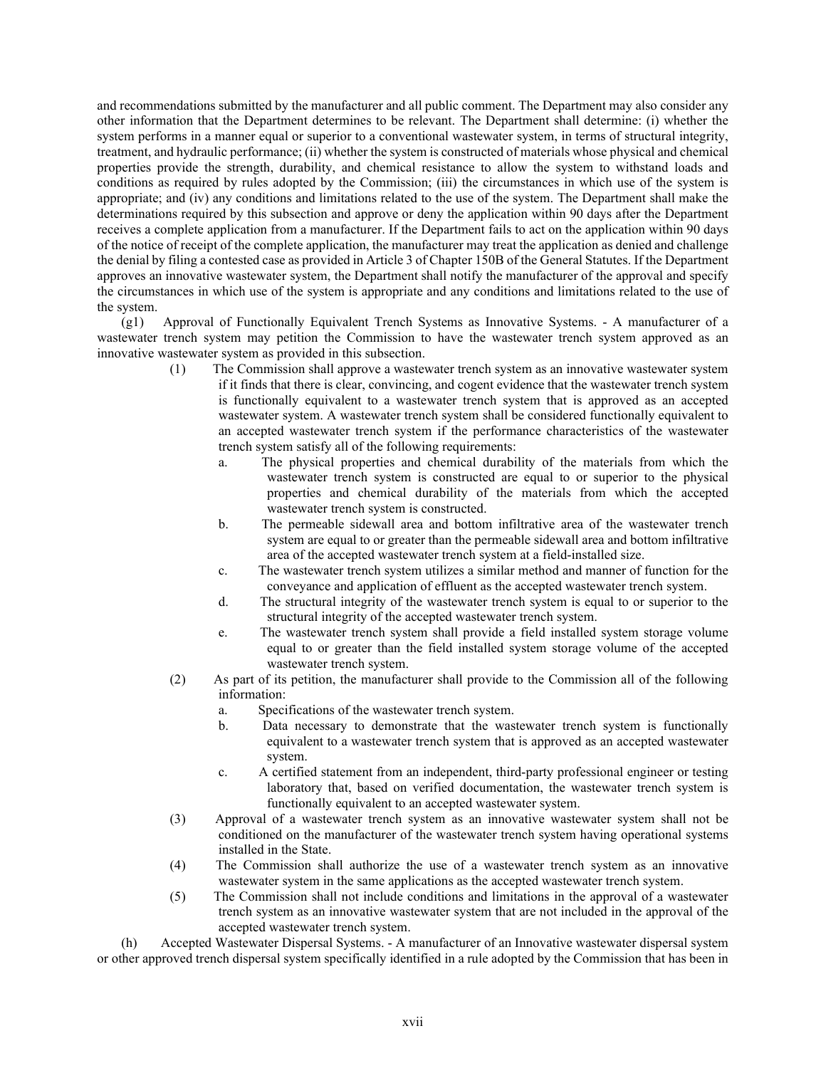and recommendations submitted by the manufacturer and all public comment. The Department may also consider any other information that the Department determines to be relevant. The Department shall determine: (i) whether the system performs in a manner equal or superior to a conventional wastewater system, in terms of structural integrity, treatment, and hydraulic performance; (ii) whether the system is constructed of materials whose physical and chemical properties provide the strength, durability, and chemical resistance to allow the system to withstand loads and conditions as required by rules adopted by the Commission; (iii) the circumstances in which use of the system is appropriate; and (iv) any conditions and limitations related to the use of the system. The Department shall make the determinations required by this subsection and approve or deny the application within 90 days after the Department receives a complete application from a manufacturer. If the Department fails to act on the application within 90 days of the notice of receipt of the complete application, the manufacturer may treat the application as denied and challenge the denial by filing a contested case as provided in Article 3 of Chapter 150B of the General Statutes. If the Department approves an innovative wastewater system, the Department shall notify the manufacturer of the approval and specify the circumstances in which use of the system is appropriate and any conditions and limitations related to the use of the system.

(g1) Approval of Functionally Equivalent Trench Systems as Innovative Systems. - A manufacturer of a wastewater trench system may petition the Commission to have the wastewater trench system approved as an innovative wastewater system as provided in this subsection.

(1) The Commission shall approve a wastewater trench system as an innovative wastewater system if it finds that there is clear, convincing, and cogent evidence that the wastewater trench system is functionally equivalent to a wastewater trench system that is approved as an accepted wastewater system. A wastewater trench system shall be considered functionally equivalent to an accepted wastewater trench system if the performance characteristics of the wastewater trench system satisfy all of the following requirements:

a. The physical properties and chemical durability of the materials from which the wastewater trench system is constructed are equal to or superior to the physical properties and chemical durability of the materials from which the accepted wastewater trench system is constructed.

b. The permeable sidewall area and bottom infiltrative area of the wastewater trench system are equal to or greater than the permeable sidewall area and bottom infiltrative area of the accepted wastewater trench system at a field-installed size.

c. The wastewater trench system utilizes a similar method and manner of function for the conveyance and application of effluent as the accepted wastewater trench system.

d. The structural integrity of the wastewater trench system is equal to or superior to the structural integrity of the accepted wastewater trench system.

e. The wastewater trench system shall provide a field installed system storage volume equal to or greater than the field installed system storage volume of the accepted wastewater trench system.

(2) As part of its petition, the manufacturer shall provide to the Commission all of the following information:

a. Specifications of the wastewater trench system.

b. Data necessary to demonstrate that the wastewater trench system is functionally equivalent to a wastewater trench system that is approved as an accepted wastewater system.

c. A certified statement from an independent, third-party professional engineer or testing laboratory that, based on verified documentation, the wastewater trench system is functionally equivalent to an accepted wastewater system.

(3) Approval of a wastewater trench system as an innovative wastewater system shall not be conditioned on the manufacturer of the wastewater trench system having operational systems installed in the State.

(4) The Commission shall authorize the use of a wastewater trench system as an innovative wastewater system in the same applications as the accepted wastewater trench system.

(5) The Commission shall not include conditions and limitations in the approval of a wastewater trench system as an innovative wastewater system that are not included in the approval of the accepted wastewater trench system.

(h) Accepted Wastewater Dispersal Systems. - A manufacturer of an Innovative wastewater dispersal system or other approved trench dispersal system specifically identified in a rule adopted by the Commission that has been in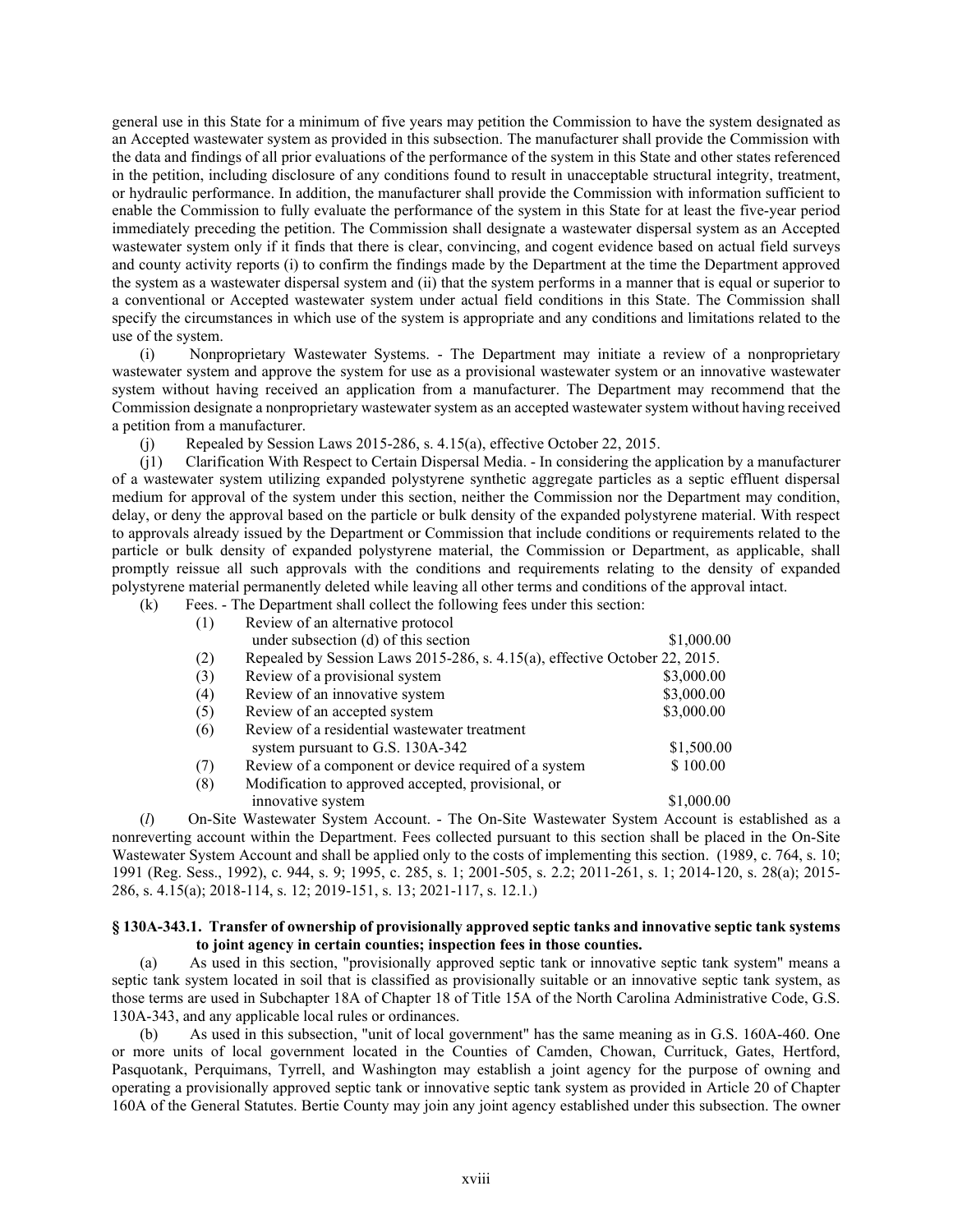general use in this State for a minimum of five years may petition the Commission to have the system designated as an Accepted wastewater system as provided in this subsection. The manufacturer shall provide the Commission with the data and findings of all prior evaluations of the performance of the system in this State and other states referenced in the petition, including disclosure of any conditions found to result in unacceptable structural integrity, treatment, or hydraulic performance. In addition, the manufacturer shall provide the Commission with information sufficient to enable the Commission to fully evaluate the performance of the system in this State for at least the five-year period immediately preceding the petition. The Commission shall designate a wastewater dispersal system as an Accepted wastewater system only if it finds that there is clear, convincing, and cogent evidence based on actual field surveys and county activity reports (i) to confirm the findings made by the Department at the time the Department approved the system as a wastewater dispersal system and (ii) that the system performs in a manner that is equal or superior to a conventional or Accepted wastewater system under actual field conditions in this State. The Commission shall specify the circumstances in which use of the system is appropriate and any conditions and limitations related to the use of the system.

(i) Nonproprietary Wastewater Systems. - The Department may initiate a review of a nonproprietary wastewater system and approve the system for use as a provisional wastewater system or an innovative wastewater system without having received an application from a manufacturer. The Department may recommend that the Commission designate a nonproprietary wastewater system as an accepted wastewater system without having received a petition from a manufacturer.

(j) Repealed by Session Laws 2015-286, s. 4.15(a), effective October 22, 2015.

(j1) Clarification With Respect to Certain Dispersal Media. - In considering the application by a manufacturer of a wastewater system utilizing expanded polystyrene synthetic aggregate particles as a septic effluent dispersal medium for approval of the system under this section, neither the Commission nor the Department may condition, delay, or deny the approval based on the particle or bulk density of the expanded polystyrene material. With respect to approvals already issued by the Department or Commission that include conditions or requirements related to the particle or bulk density of expanded polystyrene material, the Commission or Department, as applicable, shall promptly reissue all such approvals with the conditions and requirements relating to the density of expanded polystyrene material permanently deleted while leaving all other terms and conditions of the approval intact.

(k) Fees. - The Department shall collect the following fees under this section:

| | | |
|---|---|---|
| (1) | Review of an alternative protocol under subsection (d) of this section | $1,000.00 |
| (2) | Repealed by Session Laws 2015-286, s. 4.15(a), effective October 22, 2015. | |
| (3) | Review of a provisional system | $3,000.00 |
| (4) | Review of an innovative system | $3,000.00 |
| (5) | Review of an accepted system | $3,000.00 |
| (6) | Review of a residential wastewater treatment system pursuant to G.S. 130A-342 | $1,500.00 |
| (7) | Review of a component or device required of a system | $ 100.00 |
| (8) | Modification to approved accepted, provisional, or innovative system | $1,000.00 |

(*l*) On-Site Wastewater System Account. - The On-Site Wastewater System Account is established as a nonreverting account within the Department. Fees collected pursuant to this section shall be placed in the On-Site Wastewater System Account and shall be applied only to the costs of implementing this section. (1989, c. 764, s. 10; 1991 (Reg. Sess., 1992), c. 944, s. 9; 1995, c. 285, s. 1; 2001-505, s. 2.2; 2011-261, s. 1; 2014-120, s. 28(a); 2015-286, s. 4.15(a); 2018-114, s. 12; 2019-151, s. 13; 2021-117, s. 12.1.)

**§ 130A-343.1. Transfer of ownership of provisionally approved septic tanks and innovative septic tank systems to joint agency in certain counties; inspection fees in those counties.**

(a) As used in this section, "provisionally approved septic tank or innovative septic tank system" means a septic tank system located in soil that is classified as provisionally suitable or an innovative septic tank system, as those terms are used in Subchapter 18A of Chapter 18 of Title 15A of the North Carolina Administrative Code, G.S. 130A-343, and any applicable local rules or ordinances.

(b) As used in this subsection, "unit of local government" has the same meaning as in G.S. 160A-460. One or more units of local government located in the Counties of Camden, Chowan, Currituck, Gates, Hertford, Pasquotank, Perquimans, Tyrrell, and Washington may establish a joint agency for the purpose of owning and operating a provisionally approved septic tank or innovative septic tank system as provided in Article 20 of Chapter 160A of the General Statutes. Bertie County may join any joint agency established under this subsection. The owner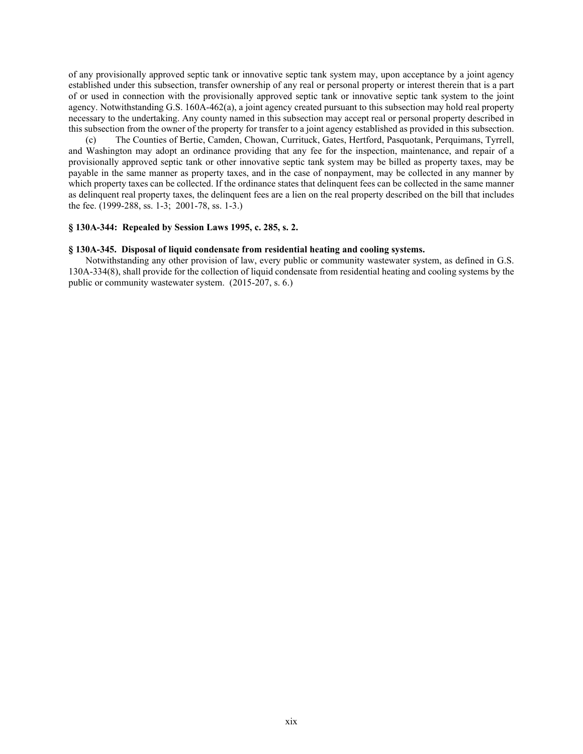of any provisionally approved septic tank or innovative septic tank system may, upon acceptance by a joint agency established under this subsection, transfer ownership of any real or personal property or interest therein that is a part of or used in connection with the provisionally approved septic tank or innovative septic tank system to the joint agency. Notwithstanding G.S. 160A-462(a), a joint agency created pursuant to this subsection may hold real property necessary to the undertaking. Any county named in this subsection may accept real or personal property described in this subsection from the owner of the property for transfer to a joint agency established as provided in this subsection.

(c) The Counties of Bertie, Camden, Chowan, Currituck, Gates, Hertford, Pasquotank, Perquimans, Tyrrell, and Washington may adopt an ordinance providing that any fee for the inspection, maintenance, and repair of a provisionally approved septic tank or other innovative septic tank system may be billed as property taxes, may be payable in the same manner as property taxes, and in the case of nonpayment, may be collected in any manner by which property taxes can be collected. If the ordinance states that delinquent fees can be collected in the same manner as delinquent real property taxes, the delinquent fees are a lien on the real property described on the bill that includes the fee. (1999-288, ss. 1-3; 2001-78, ss. 1-3.)

**§ 130A-344: Repealed by Session Laws 1995, c. 285, s. 2.**

**§ 130A-345. Disposal of liquid condensate from residential heating and cooling systems.**

Notwithstanding any other provision of law, every public or community wastewater system, as defined in G.S. 130A-334(8), shall provide for the collection of liquid condensate from residential heating and cooling systems by the public or community wastewater system. (2015-207, s. 6.)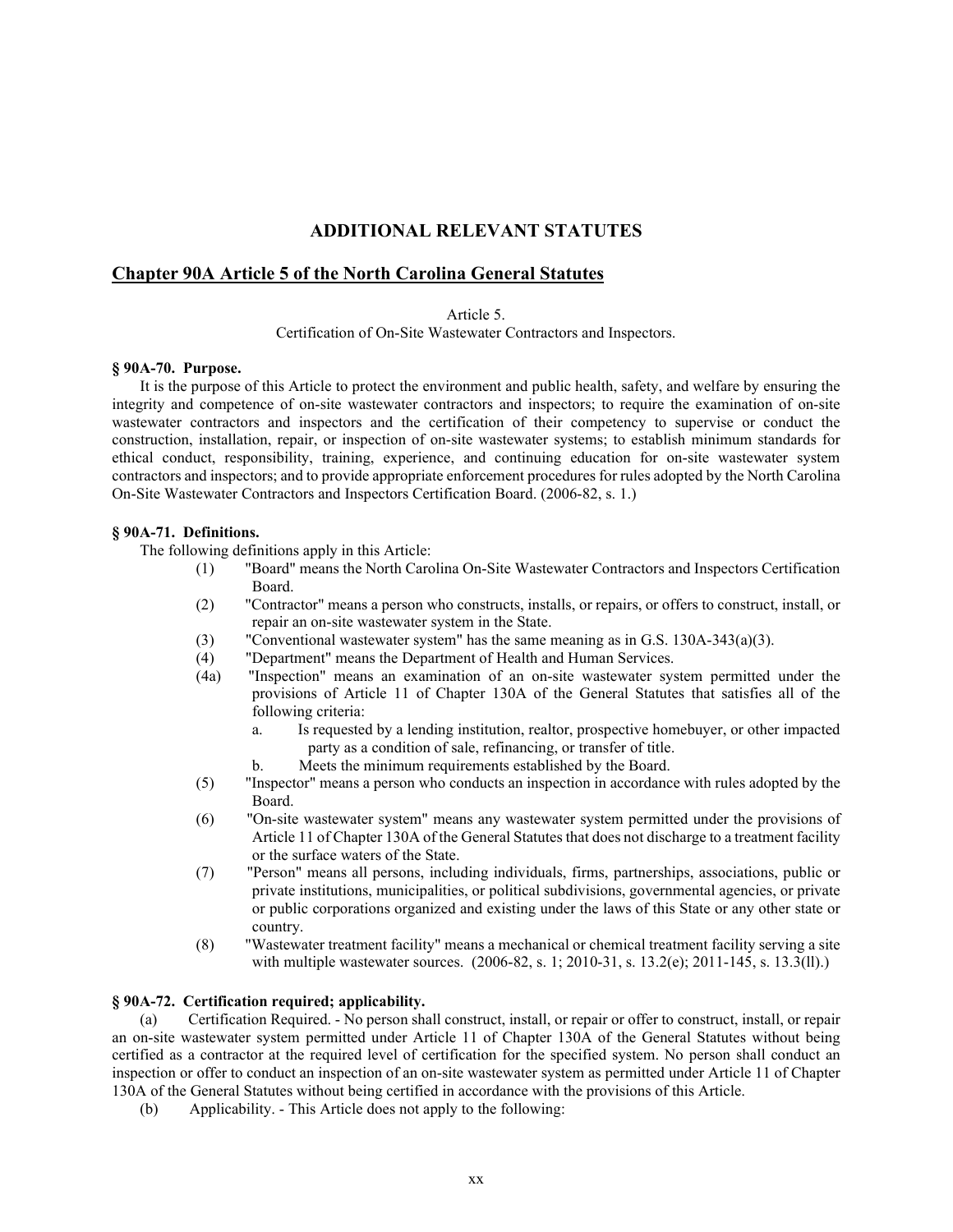# ADDITIONAL RELEVANT STATUTES

## Chapter 90A Article 5 of the North Carolina General Statutes

Article 5.
Certification of On-Site Wastewater Contractors and Inspectors.

**§ 90A-70. Purpose.**

It is the purpose of this Article to protect the environment and public health, safety, and welfare by ensuring the integrity and competence of on-site wastewater contractors and inspectors; to require the examination of on-site wastewater contractors and inspectors and the certification of their competency to supervise or conduct the construction, installation, repair, or inspection of on-site wastewater systems; to establish minimum standards for ethical conduct, responsibility, training, experience, and continuing education for on-site wastewater system contractors and inspectors; and to provide appropriate enforcement procedures for rules adopted by the North Carolina On-Site Wastewater Contractors and Inspectors Certification Board. (2006-82, s. 1.)

**§ 90A-71. Definitions.**

The following definitions apply in this Article:

(1) "Board" means the North Carolina On-Site Wastewater Contractors and Inspectors Certification Board.

(2) "Contractor" means a person who constructs, installs, or repairs, or offers to construct, install, or repair an on-site wastewater system in the State.

(3) "Conventional wastewater system" has the same meaning as in G.S. 130A-343(a)(3).

(4) "Department" means the Department of Health and Human Services.

(4a) "Inspection" means an examination of an on-site wastewater system permitted under the provisions of Article 11 of Chapter 130A of the General Statutes that satisfies all of the following criteria:

a. Is requested by a lending institution, realtor, prospective homebuyer, or other impacted party as a condition of sale, refinancing, or transfer of title.

b. Meets the minimum requirements established by the Board.

(5) "Inspector" means a person who conducts an inspection in accordance with rules adopted by the Board.

(6) "On-site wastewater system" means any wastewater system permitted under the provisions of Article 11 of Chapter 130A of the General Statutes that does not discharge to a treatment facility or the surface waters of the State.

(7) "Person" means all persons, including individuals, firms, partnerships, associations, public or private institutions, municipalities, or political subdivisions, governmental agencies, or private or public corporations organized and existing under the laws of this State or any other state or country.

(8) "Wastewater treatment facility" means a mechanical or chemical treatment facility serving a site with multiple wastewater sources. (2006-82, s. 1; 2010-31, s. 13.2(e); 2011-145, s. 13.3(ll).)

**§ 90A-72. Certification required; applicability.**

(a) Certification Required. - No person shall construct, install, or repair or offer to construct, install, or repair an on-site wastewater system permitted under Article 11 of Chapter 130A of the General Statutes without being certified as a contractor at the required level of certification for the specified system. No person shall conduct an inspection or offer to conduct an inspection of an on-site wastewater system as permitted under Article 11 of Chapter 130A of the General Statutes without being certified in accordance with the provisions of this Article.

(b) Applicability. - This Article does not apply to the following: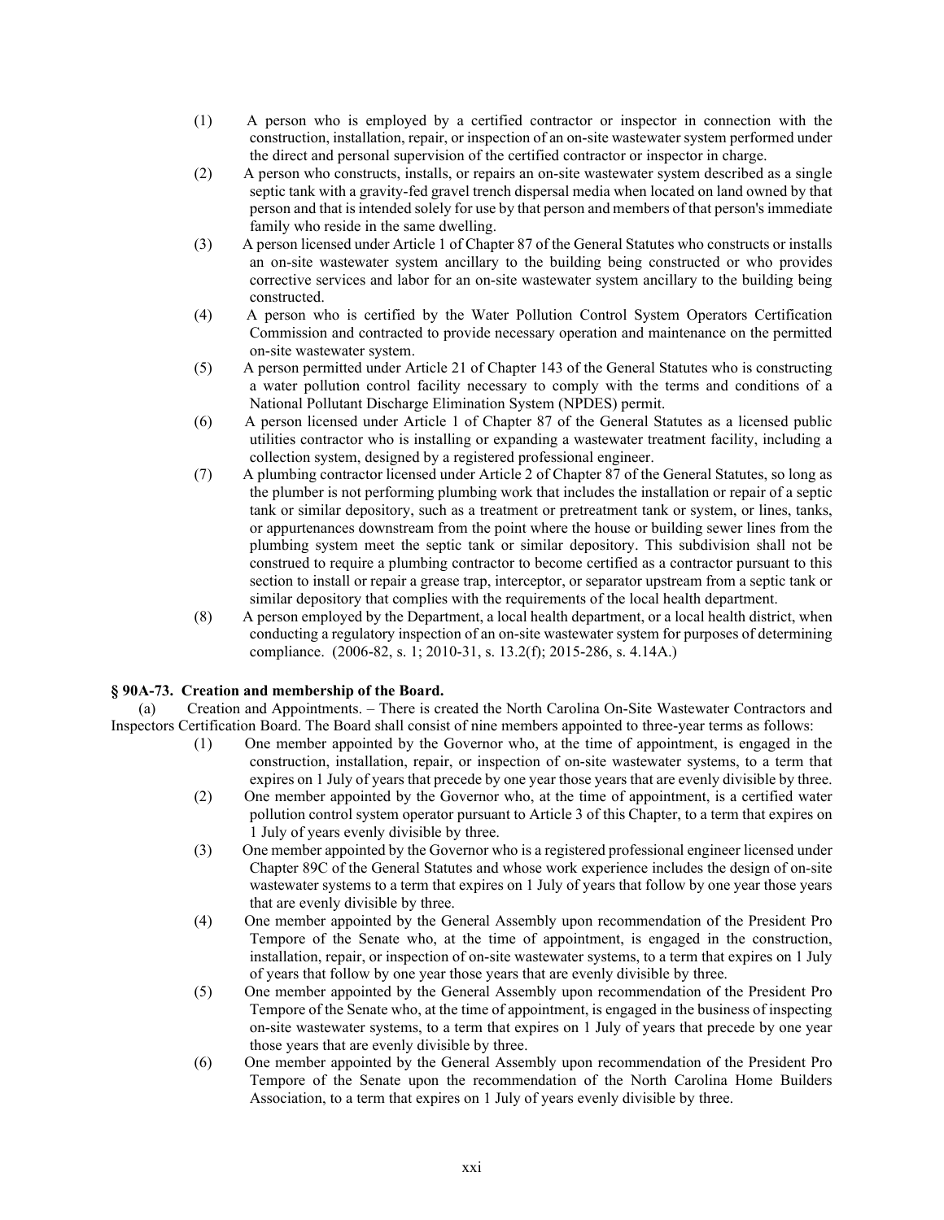(1) A person who is employed by a certified contractor or inspector in connection with the construction, installation, repair, or inspection of an on-site wastewater system performed under the direct and personal supervision of the certified contractor or inspector in charge.

(2) A person who constructs, installs, or repairs an on-site wastewater system described as a single septic tank with a gravity-fed gravel trench dispersal media when located on land owned by that person and that is intended solely for use by that person and members of that person's immediate family who reside in the same dwelling.

(3) A person licensed under Article 1 of Chapter 87 of the General Statutes who constructs or installs an on-site wastewater system ancillary to the building being constructed or who provides corrective services and labor for an on-site wastewater system ancillary to the building being constructed.

(4) A person who is certified by the Water Pollution Control System Operators Certification Commission and contracted to provide necessary operation and maintenance on the permitted on-site wastewater system.

(5) A person permitted under Article 21 of Chapter 143 of the General Statutes who is constructing a water pollution control facility necessary to comply with the terms and conditions of a National Pollutant Discharge Elimination System (NPDES) permit.

(6) A person licensed under Article 1 of Chapter 87 of the General Statutes as a licensed public utilities contractor who is installing or expanding a wastewater treatment facility, including a collection system, designed by a registered professional engineer.

(7) A plumbing contractor licensed under Article 2 of Chapter 87 of the General Statutes, so long as the plumber is not performing plumbing work that includes the installation or repair of a septic tank or similar depository, such as a treatment or pretreatment tank or system, or lines, tanks, or appurtenances downstream from the point where the house or building sewer lines from the plumbing system meet the septic tank or similar depository. This subdivision shall not be construed to require a plumbing contractor to become certified as a contractor pursuant to this section to install or repair a grease trap, interceptor, or separator upstream from a septic tank or similar depository that complies with the requirements of the local health department.

(8) A person employed by the Department, a local health department, or a local health district, when conducting a regulatory inspection of an on-site wastewater system for purposes of determining compliance. (2006-82, s. 1; 2010-31, s. 13.2(f); 2015-286, s. 4.14A.)

**§ 90A-73. Creation and membership of the Board.**

(a) Creation and Appointments. – There is created the North Carolina On-Site Wastewater Contractors and Inspectors Certification Board. The Board shall consist of nine members appointed to three-year terms as follows:

(1) One member appointed by the Governor who, at the time of appointment, is engaged in the construction, installation, repair, or inspection of on-site wastewater systems, to a term that expires on 1 July of years that precede by one year those years that are evenly divisible by three.

(2) One member appointed by the Governor who, at the time of appointment, is a certified water pollution control system operator pursuant to Article 3 of this Chapter, to a term that expires on 1 July of years evenly divisible by three.

(3) One member appointed by the Governor who is a registered professional engineer licensed under Chapter 89C of the General Statutes and whose work experience includes the design of on-site wastewater systems to a term that expires on 1 July of years that follow by one year those years that are evenly divisible by three.

(4) One member appointed by the General Assembly upon recommendation of the President Pro Tempore of the Senate who, at the time of appointment, is engaged in the construction, installation, repair, or inspection of on-site wastewater systems, to a term that expires on 1 July of years that follow by one year those years that are evenly divisible by three.

(5) One member appointed by the General Assembly upon recommendation of the President Pro Tempore of the Senate who, at the time of appointment, is engaged in the business of inspecting on-site wastewater systems, to a term that expires on 1 July of years that precede by one year those years that are evenly divisible by three.

(6) One member appointed by the General Assembly upon recommendation of the President Pro Tempore of the Senate upon the recommendation of the North Carolina Home Builders Association, to a term that expires on 1 July of years evenly divisible by three.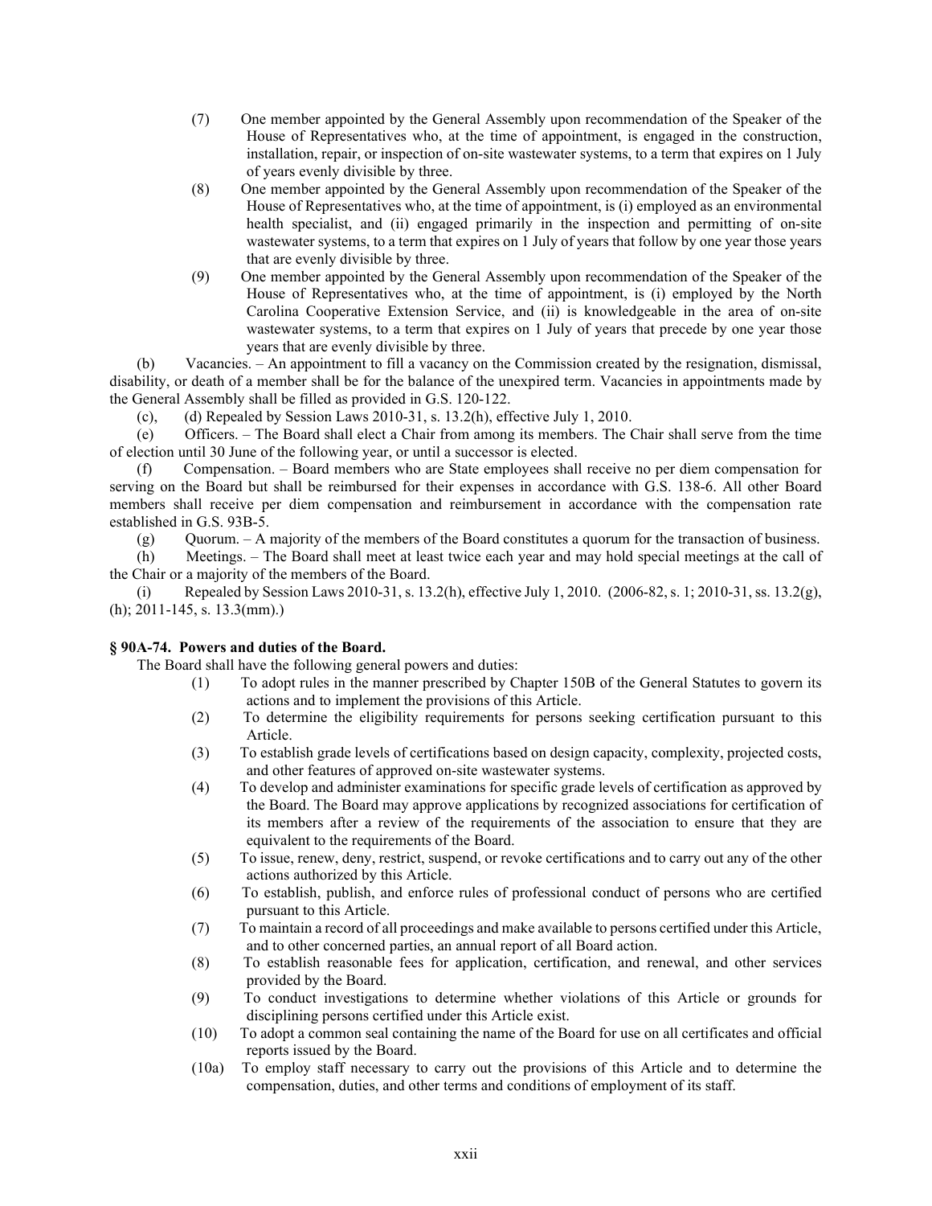(7) One member appointed by the General Assembly upon recommendation of the Speaker of the House of Representatives who, at the time of appointment, is engaged in the construction, installation, repair, or inspection of on-site wastewater systems, to a term that expires on 1 July of years evenly divisible by three.

(8) One member appointed by the General Assembly upon recommendation of the Speaker of the House of Representatives who, at the time of appointment, is (i) employed as an environmental health specialist, and (ii) engaged primarily in the inspection and permitting of on-site wastewater systems, to a term that expires on 1 July of years that follow by one year those years that are evenly divisible by three.

(9) One member appointed by the General Assembly upon recommendation of the Speaker of the House of Representatives who, at the time of appointment, is (i) employed by the North Carolina Cooperative Extension Service, and (ii) is knowledgeable in the area of on-site wastewater systems, to a term that expires on 1 July of years that precede by one year those years that are evenly divisible by three.

(b) Vacancies. – An appointment to fill a vacancy on the Commission created by the resignation, dismissal, disability, or death of a member shall be for the balance of the unexpired term. Vacancies in appointments made by the General Assembly shall be filled as provided in G.S. 120-122.

(c), (d) Repealed by Session Laws 2010-31, s. 13.2(h), effective July 1, 2010.

(e) Officers. – The Board shall elect a Chair from among its members. The Chair shall serve from the time of election until 30 June of the following year, or until a successor is elected.

(f) Compensation. – Board members who are State employees shall receive no per diem compensation for serving on the Board but shall be reimbursed for their expenses in accordance with G.S. 138-6. All other Board members shall receive per diem compensation and reimbursement in accordance with the compensation rate established in G.S. 93B-5.

(g) Quorum. – A majority of the members of the Board constitutes a quorum for the transaction of business.

(h) Meetings. – The Board shall meet at least twice each year and may hold special meetings at the call of the Chair or a majority of the members of the Board.

(i) Repealed by Session Laws 2010-31, s. 13.2(h), effective July 1, 2010. (2006-82, s. 1; 2010-31, ss. 13.2(g), (h); 2011-145, s. 13.3(mm).)

**§ 90A-74. Powers and duties of the Board.**

The Board shall have the following general powers and duties:

(1) To adopt rules in the manner prescribed by Chapter 150B of the General Statutes to govern its actions and to implement the provisions of this Article.

(2) To determine the eligibility requirements for persons seeking certification pursuant to this Article.

(3) To establish grade levels of certifications based on design capacity, complexity, projected costs, and other features of approved on-site wastewater systems.

(4) To develop and administer examinations for specific grade levels of certification as approved by the Board. The Board may approve applications by recognized associations for certification of its members after a review of the requirements of the association to ensure that they are equivalent to the requirements of the Board.

(5) To issue, renew, deny, restrict, suspend, or revoke certifications and to carry out any of the other actions authorized by this Article.

(6) To establish, publish, and enforce rules of professional conduct of persons who are certified pursuant to this Article.

(7) To maintain a record of all proceedings and make available to persons certified under this Article, and to other concerned parties, an annual report of all Board action.

(8) To establish reasonable fees for application, certification, and renewal, and other services provided by the Board.

(9) To conduct investigations to determine whether violations of this Article or grounds for disciplining persons certified under this Article exist.

(10) To adopt a common seal containing the name of the Board for use on all certificates and official reports issued by the Board.

(10a) To employ staff necessary to carry out the provisions of this Article and to determine the compensation, duties, and other terms and conditions of employment of its staff.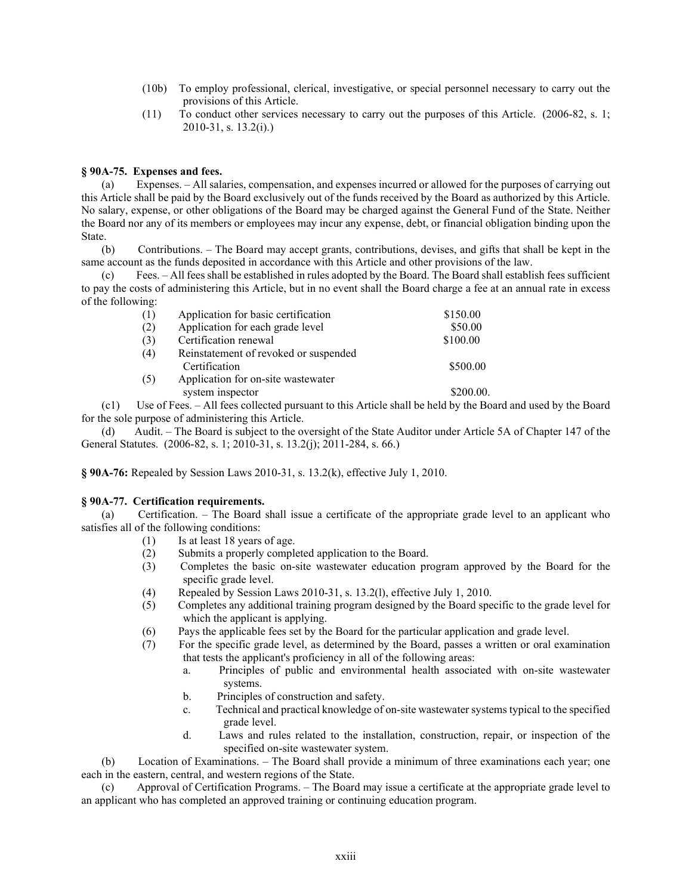(10b) To employ professional, clerical, investigative, or special personnel necessary to carry out the provisions of this Article.

(11) To conduct other services necessary to carry out the purposes of this Article. (2006-82, s. 1; 2010-31, s. 13.2(i).)

**§ 90A-75. Expenses and fees.**

(a) Expenses. – All salaries, compensation, and expenses incurred or allowed for the purposes of carrying out this Article shall be paid by the Board exclusively out of the funds received by the Board as authorized by this Article. No salary, expense, or other obligations of the Board may be charged against the General Fund of the State. Neither the Board nor any of its members or employees may incur any expense, debt, or financial obligation binding upon the State.

(b) Contributions. – The Board may accept grants, contributions, devises, and gifts that shall be kept in the same account as the funds deposited in accordance with this Article and other provisions of the law.

(c) Fees. – All fees shall be established in rules adopted by the Board. The Board shall establish fees sufficient to pay the costs of administering this Article, but in no event shall the Board charge a fee at an annual rate in excess of the following:

| | | |
|---|---|---|
| (1) | Application for basic certification | \$150.00 |
| (2) | Application for each grade level | \$50.00 |
| (3) | Certification renewal | \$100.00 |
| (4) | Reinstatement of revoked or suspended Certification | \$500.00 |
| (5) | Application for on-site wastewater system inspector | \$200.00. |

(c1) Use of Fees. – All fees collected pursuant to this Article shall be held by the Board and used by the Board for the sole purpose of administering this Article.

(d) Audit. – The Board is subject to the oversight of the State Auditor under Article 5A of Chapter 147 of the General Statutes. (2006-82, s. 1; 2010-31, s. 13.2(j); 2011-284, s. 66.)

**§ 90A-76:** Repealed by Session Laws 2010-31, s. 13.2(k), effective July 1, 2010.

**§ 90A-77. Certification requirements.**

(a) Certification. – The Board shall issue a certificate of the appropriate grade level to an applicant who satisfies all of the following conditions:

(1) Is at least 18 years of age.

(2) Submits a properly completed application to the Board.

(3) Completes the basic on-site wastewater education program approved by the Board for the specific grade level.

(4) Repealed by Session Laws 2010-31, s. 13.2(l), effective July 1, 2010.

(5) Completes any additional training program designed by the Board specific to the grade level for which the applicant is applying.

(6) Pays the applicable fees set by the Board for the particular application and grade level.

(7) For the specific grade level, as determined by the Board, passes a written or oral examination that tests the applicant's proficiency in all of the following areas:

a. Principles of public and environmental health associated with on-site wastewater systems.

b. Principles of construction and safety.

c. Technical and practical knowledge of on-site wastewater systems typical to the specified grade level.

d. Laws and rules related to the installation, construction, repair, or inspection of the specified on-site wastewater system.

(b) Location of Examinations. – The Board shall provide a minimum of three examinations each year; one each in the eastern, central, and western regions of the State.

(c) Approval of Certification Programs. – The Board may issue a certificate at the appropriate grade level to an applicant who has completed an approved training or continuing education program.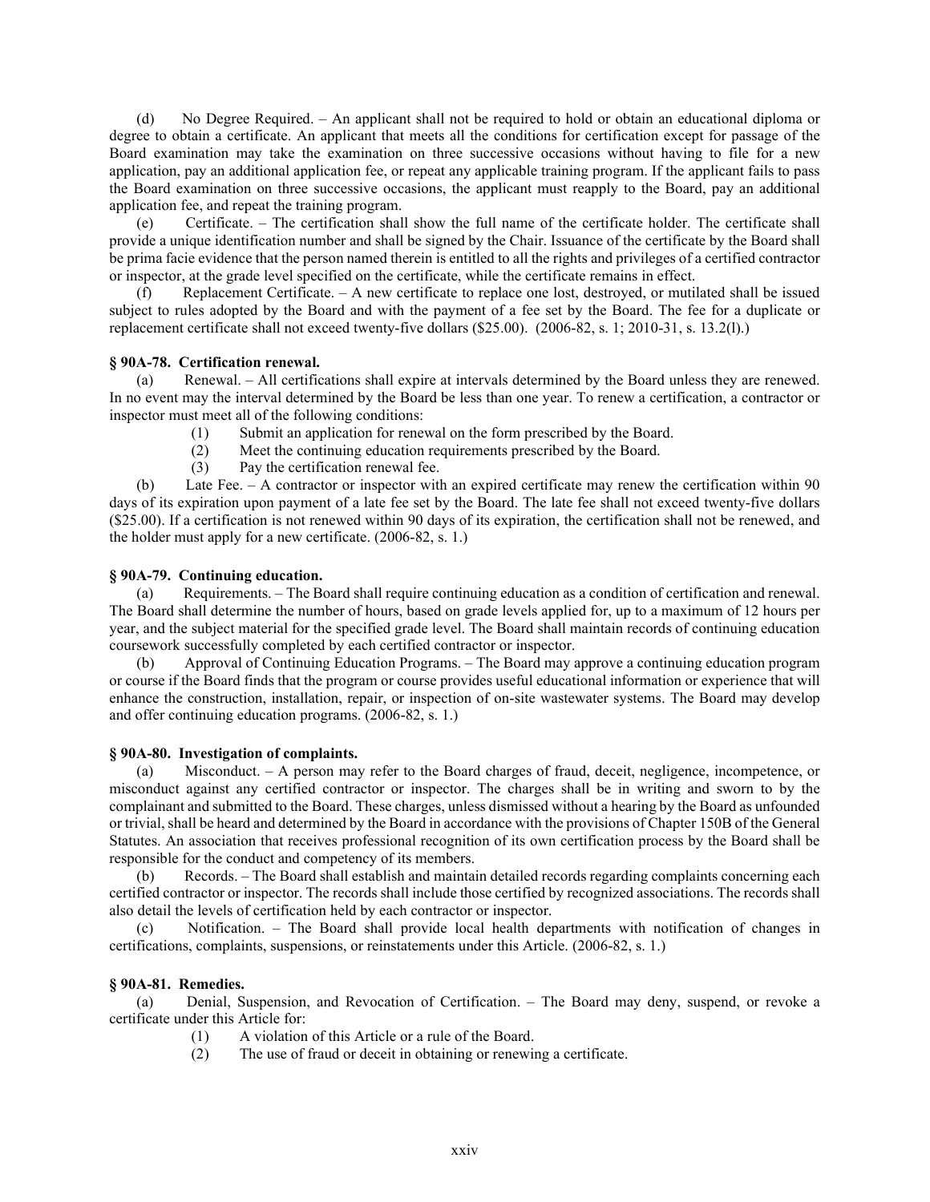(d) No Degree Required. – An applicant shall not be required to hold or obtain an educational diploma or degree to obtain a certificate. An applicant that meets all the conditions for certification except for passage of the Board examination may take the examination on three successive occasions without having to file for a new application, pay an additional application fee, or repeat any applicable training program. If the applicant fails to pass the Board examination on three successive occasions, the applicant must reapply to the Board, pay an additional application fee, and repeat the training program.

(e) Certificate. – The certification shall show the full name of the certificate holder. The certificate shall provide a unique identification number and shall be signed by the Chair. Issuance of the certificate by the Board shall be prima facie evidence that the person named therein is entitled to all the rights and privileges of a certified contractor or inspector, at the grade level specified on the certificate, while the certificate remains in effect.

(f) Replacement Certificate. – A new certificate to replace one lost, destroyed, or mutilated shall be issued subject to rules adopted by the Board and with the payment of a fee set by the Board. The fee for a duplicate or replacement certificate shall not exceed twenty-five dollars ($25.00). (2006-82, s. 1; 2010-31, s. 13.2(l).)

**§ 90A-78. Certification renewal.**

(a) Renewal. – All certifications shall expire at intervals determined by the Board unless they are renewed. In no event may the interval determined by the Board be less than one year. To renew a certification, a contractor or inspector must meet all of the following conditions:

(1) Submit an application for renewal on the form prescribed by the Board.
(2) Meet the continuing education requirements prescribed by the Board.
(3) Pay the certification renewal fee.

(b) Late Fee. – A contractor or inspector with an expired certificate may renew the certification within 90 days of its expiration upon payment of a late fee set by the Board. The late fee shall not exceed twenty-five dollars ($25.00). If a certification is not renewed within 90 days of its expiration, the certification shall not be renewed, and the holder must apply for a new certificate. (2006-82, s. 1.)

**§ 90A-79. Continuing education.**

(a) Requirements. – The Board shall require continuing education as a condition of certification and renewal. The Board shall determine the number of hours, based on grade levels applied for, up to a maximum of 12 hours per year, and the subject material for the specified grade level. The Board shall maintain records of continuing education coursework successfully completed by each certified contractor or inspector.

(b) Approval of Continuing Education Programs. – The Board may approve a continuing education program or course if the Board finds that the program or course provides useful educational information or experience that will enhance the construction, installation, repair, or inspection of on-site wastewater systems. The Board may develop and offer continuing education programs. (2006-82, s. 1.)

**§ 90A-80. Investigation of complaints.**

(a) Misconduct. – A person may refer to the Board charges of fraud, deceit, negligence, incompetence, or misconduct against any certified contractor or inspector. The charges shall be in writing and sworn to by the complainant and submitted to the Board. These charges, unless dismissed without a hearing by the Board as unfounded or trivial, shall be heard and determined by the Board in accordance with the provisions of Chapter 150B of the General Statutes. An association that receives professional recognition of its own certification process by the Board shall be responsible for the conduct and competency of its members.

(b) Records. – The Board shall establish and maintain detailed records regarding complaints concerning each certified contractor or inspector. The records shall include those certified by recognized associations. The records shall also detail the levels of certification held by each contractor or inspector.

(c) Notification. – The Board shall provide local health departments with notification of changes in certifications, complaints, suspensions, or reinstatements under this Article. (2006-82, s. 1.)

**§ 90A-81. Remedies.**

(a) Denial, Suspension, and Revocation of Certification. – The Board may deny, suspend, or revoke a certificate under this Article for:

(1) A violation of this Article or a rule of the Board.
(2) The use of fraud or deceit in obtaining or renewing a certificate.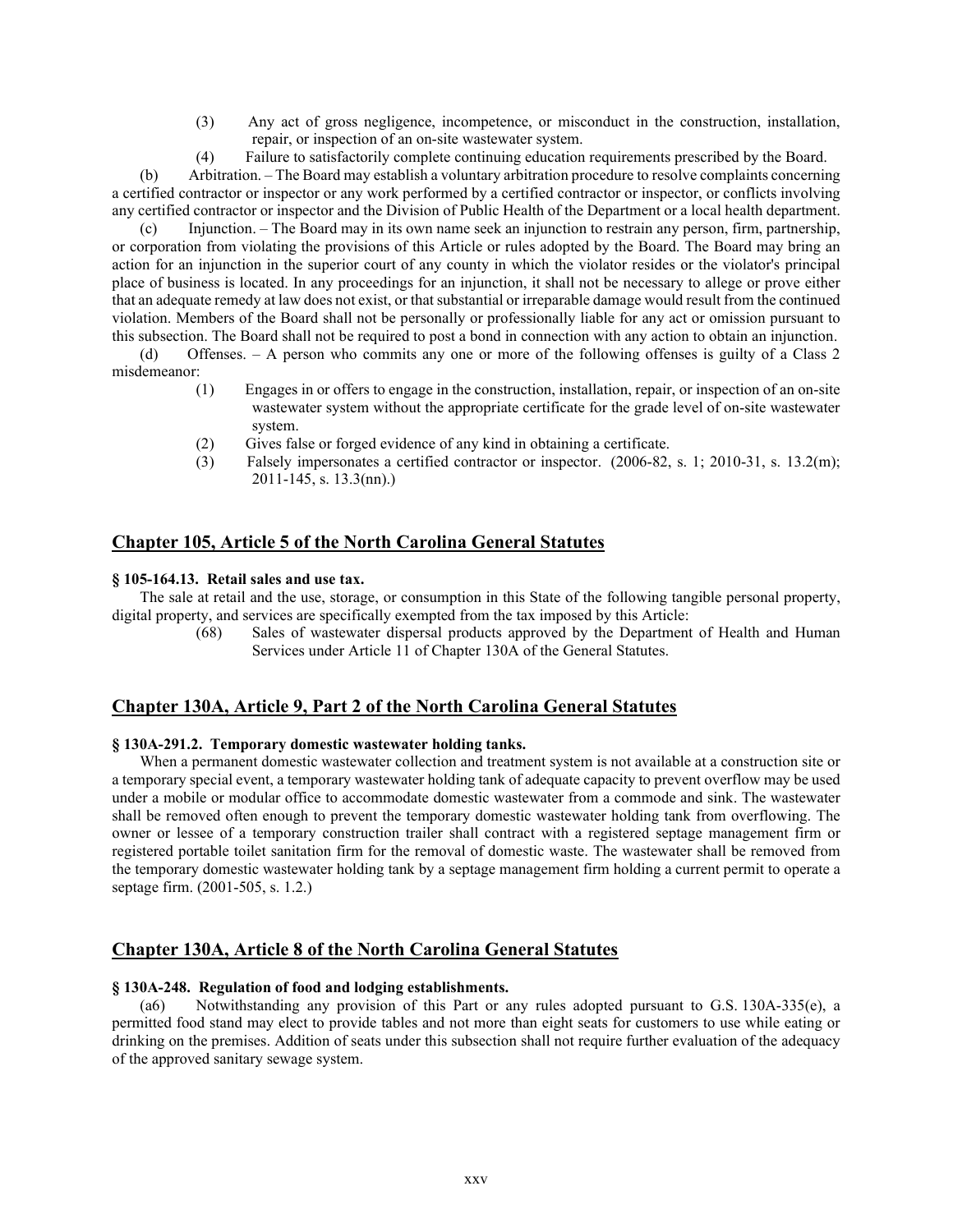(3) Any act of gross negligence, incompetence, or misconduct in the construction, installation, repair, or inspection of an on-site wastewater system.

(4) Failure to satisfactorily complete continuing education requirements prescribed by the Board.

(b) Arbitration. – The Board may establish a voluntary arbitration procedure to resolve complaints concerning a certified contractor or inspector or any work performed by a certified contractor or inspector, or conflicts involving any certified contractor or inspector and the Division of Public Health of the Department or a local health department.

(c) Injunction. – The Board may in its own name seek an injunction to restrain any person, firm, partnership, or corporation from violating the provisions of this Article or rules adopted by the Board. The Board may bring an action for an injunction in the superior court of any county in which the violator resides or the violator's principal place of business is located. In any proceedings for an injunction, it shall not be necessary to allege or prove either that an adequate remedy at law does not exist, or that substantial or irreparable damage would result from the continued violation. Members of the Board shall not be personally or professionally liable for any act or omission pursuant to this subsection. The Board shall not be required to post a bond in connection with any action to obtain an injunction.

(d) Offenses. – A person who commits any one or more of the following offenses is guilty of a Class 2 misdemeanor:

(1) Engages in or offers to engage in the construction, installation, repair, or inspection of an on-site wastewater system without the appropriate certificate for the grade level of on-site wastewater system.

(2) Gives false or forged evidence of any kind in obtaining a certificate.

(3) Falsely impersonates a certified contractor or inspector. (2006-82, s. 1; 2010-31, s. 13.2(m); 2011-145, s. 13.3(nn).)

## Chapter 105, Article 5 of the North Carolina General Statutes

### § 105-164.13. Retail sales and use tax.

The sale at retail and the use, storage, or consumption in this State of the following tangible personal property, digital property, and services are specifically exempted from the tax imposed by this Article:

(68) Sales of wastewater dispersal products approved by the Department of Health and Human Services under Article 11 of Chapter 130A of the General Statutes.

## Chapter 130A, Article 9, Part 2 of the North Carolina General Statutes

### § 130A-291.2. Temporary domestic wastewater holding tanks.

When a permanent domestic wastewater collection and treatment system is not available at a construction site or a temporary special event, a temporary wastewater holding tank of adequate capacity to prevent overflow may be used under a mobile or modular office to accommodate domestic wastewater from a commode and sink. The wastewater shall be removed often enough to prevent the temporary domestic wastewater holding tank from overflowing. The owner or lessee of a temporary construction trailer shall contract with a registered septage management firm or registered portable toilet sanitation firm for the removal of domestic waste. The wastewater shall be removed from the temporary domestic wastewater holding tank by a septage management firm holding a current permit to operate a septage firm. (2001-505, s. 1.2.)

## Chapter 130A, Article 8 of the North Carolina General Statutes

### § 130A-248. Regulation of food and lodging establishments.

(a6) Notwithstanding any provision of this Part or any rules adopted pursuant to G.S. 130A-335(e), a permitted food stand may elect to provide tables and not more than eight seats for customers to use while eating or drinking on the premises. Addition of seats under this subsection shall not require further evaluation of the adequacy of the approved sanitary sewage system.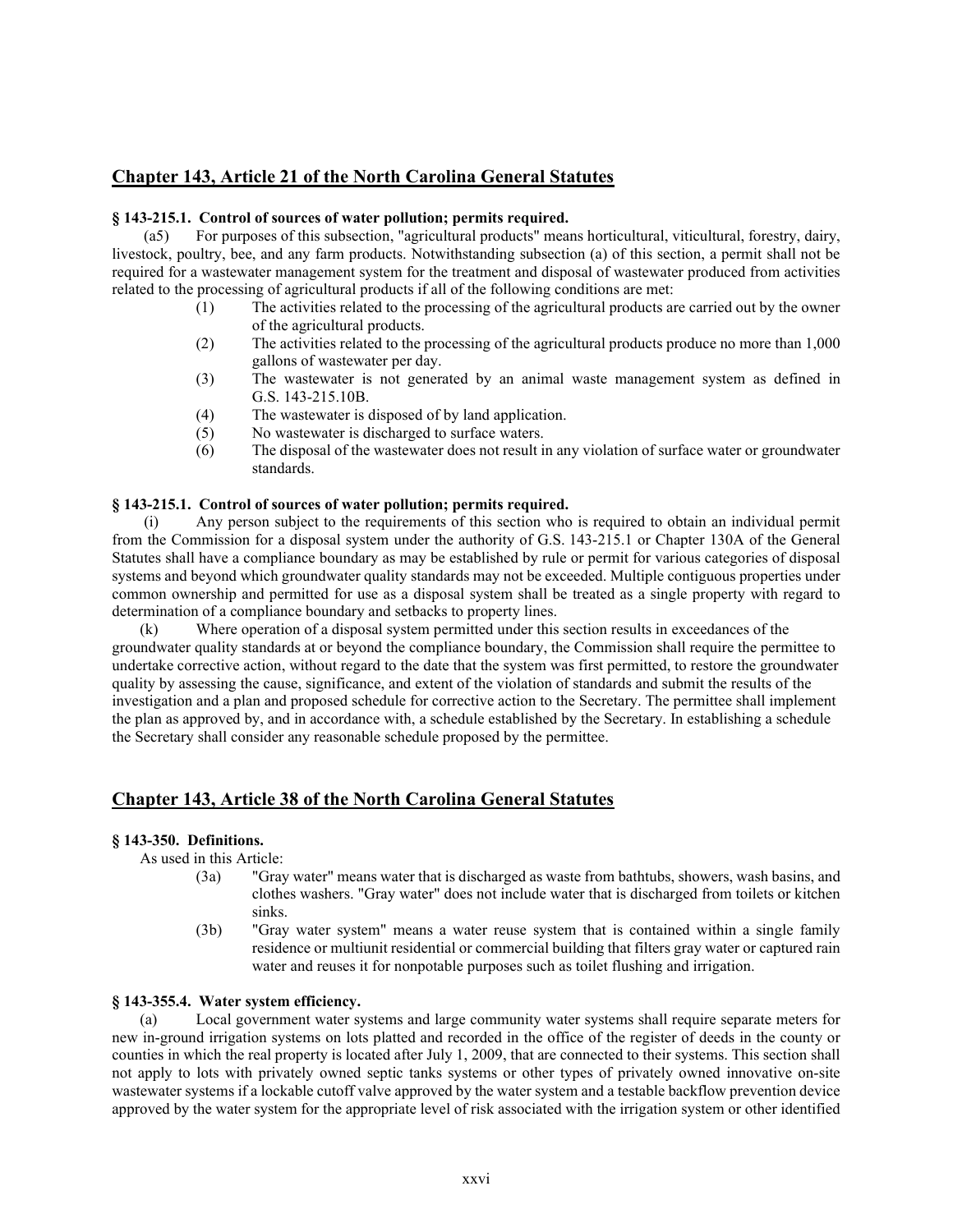## Chapter 143, Article 21 of the North Carolina General Statutes

**§ 143-215.1. Control of sources of water pollution; permits required.**

(a5) For purposes of this subsection, "agricultural products" means horticultural, viticultural, forestry, dairy, livestock, poultry, bee, and any farm products. Notwithstanding subsection (a) of this section, a permit shall not be required for a wastewater management system for the treatment and disposal of wastewater produced from activities related to the processing of agricultural products if all of the following conditions are met:

- (1) The activities related to the processing of the agricultural products are carried out by the owner of the agricultural products.
- (2) The activities related to the processing of the agricultural products produce no more than 1,000 gallons of wastewater per day.
- (3) The wastewater is not generated by an animal waste management system as defined in G.S. 143-215.10B.
- (4) The wastewater is disposed of by land application.
- (5) No wastewater is discharged to surface waters.
- (6) The disposal of the wastewater does not result in any violation of surface water or groundwater standards.

**§ 143-215.1. Control of sources of water pollution; permits required.**

(i) Any person subject to the requirements of this section who is required to obtain an individual permit from the Commission for a disposal system under the authority of G.S. 143-215.1 or Chapter 130A of the General Statutes shall have a compliance boundary as may be established by rule or permit for various categories of disposal systems and beyond which groundwater quality standards may not be exceeded. Multiple contiguous properties under common ownership and permitted for use as a disposal system shall be treated as a single property with regard to determination of a compliance boundary and setbacks to property lines.

(k) Where operation of a disposal system permitted under this section results in exceedances of the groundwater quality standards at or beyond the compliance boundary, the Commission shall require the permittee to undertake corrective action, without regard to the date that the system was first permitted, to restore the groundwater quality by assessing the cause, significance, and extent of the violation of standards and submit the results of the investigation and a plan and proposed schedule for corrective action to the Secretary. The permittee shall implement the plan as approved by, and in accordance with, a schedule established by the Secretary. In establishing a schedule the Secretary shall consider any reasonable schedule proposed by the permittee.

## Chapter 143, Article 38 of the North Carolina General Statutes

**§ 143-350. Definitions.**

As used in this Article:

- (3a) "Gray water" means water that is discharged as waste from bathtubs, showers, wash basins, and clothes washers. "Gray water" does not include water that is discharged from toilets or kitchen sinks.
- (3b) "Gray water system" means a water reuse system that is contained within a single family residence or multiunit residential or commercial building that filters gray water or captured rain water and reuses it for nonpotable purposes such as toilet flushing and irrigation.

**§ 143-355.4. Water system efficiency.**

(a) Local government water systems and large community water systems shall require separate meters for new in-ground irrigation systems on lots platted and recorded in the office of the register of deeds in the county or counties in which the real property is located after July 1, 2009, that are connected to their systems. This section shall not apply to lots with privately owned septic tanks systems or other types of privately owned innovative on-site wastewater systems if a lockable cutoff valve approved by the water system and a testable backflow prevention device approved by the water system for the appropriate level of risk associated with the irrigation system or other identified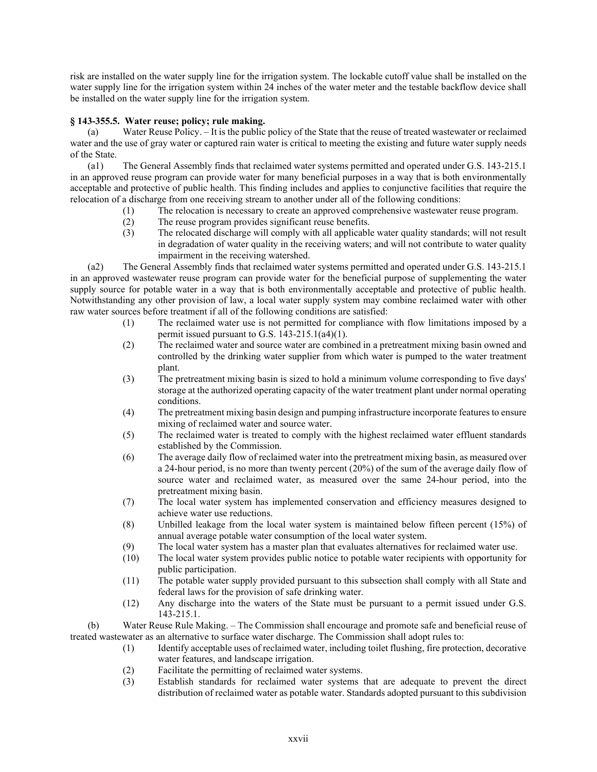risk are installed on the water supply line for the irrigation system. The lockable cutoff value shall be installed on the water supply line for the irrigation system within 24 inches of the water meter and the testable backflow device shall be installed on the water supply line for the irrigation system.

**§ 143-355.5. Water reuse; policy; rule making.**

(a) Water Reuse Policy. – It is the public policy of the State that the reuse of treated wastewater or reclaimed water and the use of gray water or captured rain water is critical to meeting the existing and future water supply needs of the State.

(a1) The General Assembly finds that reclaimed water systems permitted and operated under G.S. 143-215.1 in an approved reuse program can provide water for many beneficial purposes in a way that is both environmentally acceptable and protective of public health. This finding includes and applies to conjunctive facilities that require the relocation of a discharge from one receiving stream to another under all of the following conditions:

(1) The relocation is necessary to create an approved comprehensive wastewater reuse program.
(2) The reuse program provides significant reuse benefits.
(3) The relocated discharge will comply with all applicable water quality standards; will not result in degradation of water quality in the receiving waters; and will not contribute to water quality impairment in the receiving watershed.

(a2) The General Assembly finds that reclaimed water systems permitted and operated under G.S. 143-215.1 in an approved wastewater reuse program can provide water for the beneficial purpose of supplementing the water supply source for potable water in a way that is both environmentally acceptable and protective of public health. Notwithstanding any other provision of law, a local water supply system may combine reclaimed water with other raw water sources before treatment if all of the following conditions are satisfied:

(1) The reclaimed water use is not permitted for compliance with flow limitations imposed by a permit issued pursuant to G.S. 143-215.1(a4)(1).
(2) The reclaimed water and source water are combined in a pretreatment mixing basin owned and controlled by the drinking water supplier from which water is pumped to the water treatment plant.
(3) The pretreatment mixing basin is sized to hold a minimum volume corresponding to five days' storage at the authorized operating capacity of the water treatment plant under normal operating conditions.
(4) The pretreatment mixing basin design and pumping infrastructure incorporate features to ensure mixing of reclaimed water and source water.
(5) The reclaimed water is treated to comply with the highest reclaimed water effluent standards established by the Commission.
(6) The average daily flow of reclaimed water into the pretreatment mixing basin, as measured over a 24-hour period, is no more than twenty percent (20%) of the sum of the average daily flow of source water and reclaimed water, as measured over the same 24-hour period, into the pretreatment mixing basin.
(7) The local water system has implemented conservation and efficiency measures designed to achieve water use reductions.
(8) Unbilled leakage from the local water system is maintained below fifteen percent (15%) of annual average potable water consumption of the local water system.
(9) The local water system has a master plan that evaluates alternatives for reclaimed water use.
(10) The local water system provides public notice to potable water recipients with opportunity for public participation.
(11) The potable water supply provided pursuant to this subsection shall comply with all State and federal laws for the provision of safe drinking water.
(12) Any discharge into the waters of the State must be pursuant to a permit issued under G.S. 143-215.1.

(b) Water Reuse Rule Making. – The Commission shall encourage and promote safe and beneficial reuse of treated wastewater as an alternative to surface water discharge. The Commission shall adopt rules to:

(1) Identify acceptable uses of reclaimed water, including toilet flushing, fire protection, decorative water features, and landscape irrigation.
(2) Facilitate the permitting of reclaimed water systems.
(3) Establish standards for reclaimed water systems that are adequate to prevent the direct distribution of reclaimed water as potable water. Standards adopted pursuant to this subdivision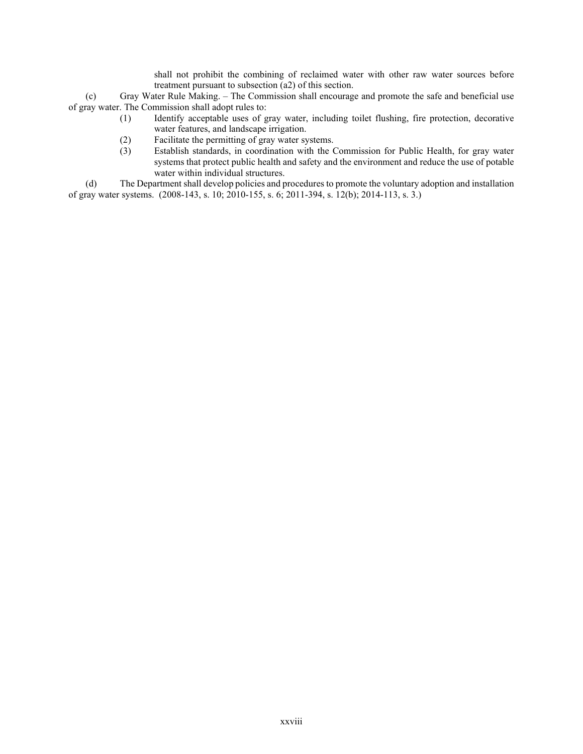shall not prohibit the combining of reclaimed water with other raw water sources before treatment pursuant to subsection (a2) of this section.

(c) Gray Water Rule Making. – The Commission shall encourage and promote the safe and beneficial use of gray water. The Commission shall adopt rules to:

(1) Identify acceptable uses of gray water, including toilet flushing, fire protection, decorative water features, and landscape irrigation.

(2) Facilitate the permitting of gray water systems.

(3) Establish standards, in coordination with the Commission for Public Health, for gray water systems that protect public health and safety and the environment and reduce the use of potable water within individual structures.

(d) The Department shall develop policies and procedures to promote the voluntary adoption and installation of gray water systems. (2008-143, s. 10; 2010-155, s. 6; 2011-394, s. 12(b); 2014-113, s. 3.)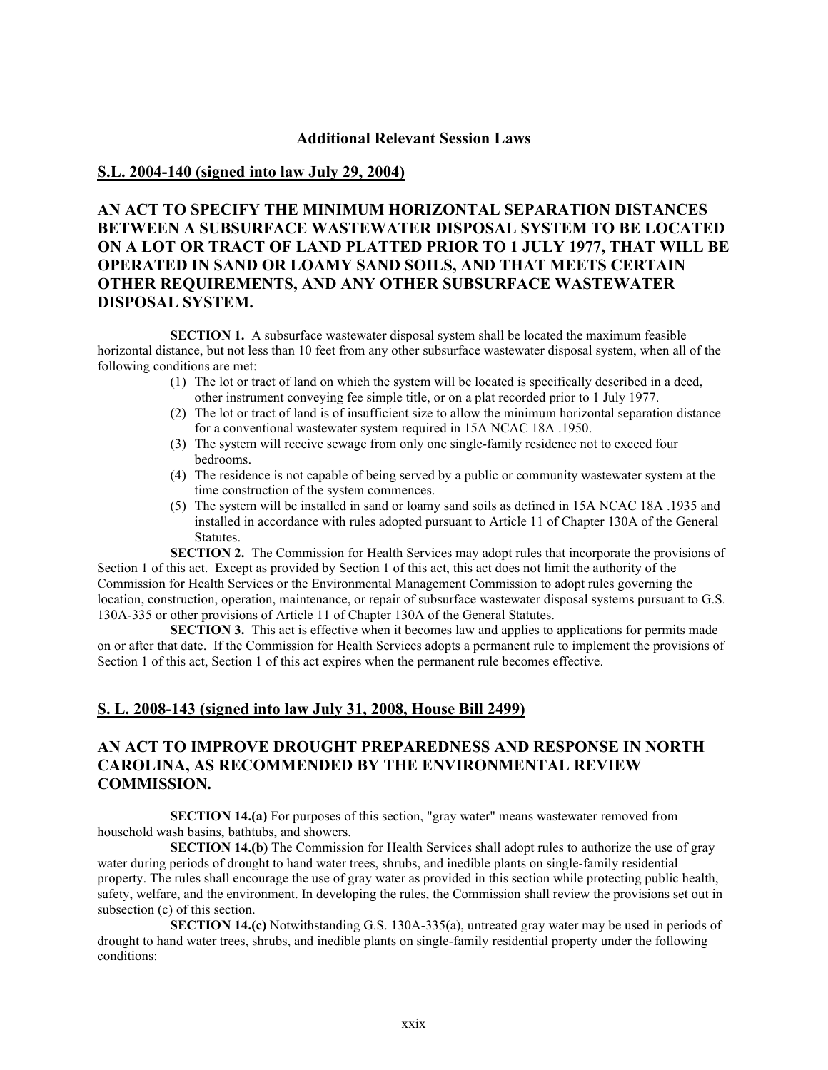## Additional Relevant Session Laws

### S.L. 2004-140 (signed into law July 29, 2004)

### AN ACT TO SPECIFY THE MINIMUM HORIZONTAL SEPARATION DISTANCES BETWEEN A SUBSURFACE WASTEWATER DISPOSAL SYSTEM TO BE LOCATED ON A LOT OR TRACT OF LAND PLATTED PRIOR TO 1 JULY 1977, THAT WILL BE OPERATED IN SAND OR LOAMY SAND SOILS, AND THAT MEETS CERTAIN OTHER REQUIREMENTS, AND ANY OTHER SUBSURFACE WASTEWATER DISPOSAL SYSTEM.

**SECTION 1.** A subsurface wastewater disposal system shall be located the maximum feasible horizontal distance, but not less than 10 feet from any other subsurface wastewater disposal system, when all of the following conditions are met:

1. The lot or tract of land on which the system will be located is specifically described in a deed, other instrument conveying fee simple title, or on a plat recorded prior to 1 July 1977.
2. The lot or tract of land is of insufficient size to allow the minimum horizontal separation distance for a conventional wastewater system required in 15A NCAC 18A .1950.
3. The system will receive sewage from only one single-family residence not to exceed four bedrooms.
4. The residence is not capable of being served by a public or community wastewater system at the time construction of the system commences.
5. The system will be installed in sand or loamy sand soils as defined in 15A NCAC 18A .1935 and installed in accordance with rules adopted pursuant to Article 11 of Chapter 130A of the General Statutes.

**SECTION 2.** The Commission for Health Services may adopt rules that incorporate the provisions of Section 1 of this act. Except as provided by Section 1 of this act, this act does not limit the authority of the Commission for Health Services or the Environmental Management Commission to adopt rules governing the location, construction, operation, maintenance, or repair of subsurface wastewater disposal systems pursuant to G.S. 130A-335 or other provisions of Article 11 of Chapter 130A of the General Statutes.

**SECTION 3.** This act is effective when it becomes law and applies to applications for permits made on or after that date. If the Commission for Health Services adopts a permanent rule to implement the provisions of Section 1 of this act, Section 1 of this act expires when the permanent rule becomes effective.

### S. L. 2008-143 (signed into law July 31, 2008, House Bill 2499)

### AN ACT TO IMPROVE DROUGHT PREPAREDNESS AND RESPONSE IN NORTH CAROLINA, AS RECOMMENDED BY THE ENVIRONMENTAL REVIEW COMMISSION.

**SECTION 14.(a)** For purposes of this section, "gray water" means wastewater removed from household wash basins, bathtubs, and showers.

**SECTION 14.(b)** The Commission for Health Services shall adopt rules to authorize the use of gray water during periods of drought to hand water trees, shrubs, and inedible plants on single-family residential property. The rules shall encourage the use of gray water as provided in this section while protecting public health, safety, welfare, and the environment. In developing the rules, the Commission shall review the provisions set out in subsection (c) of this section.

**SECTION 14.(c)** Notwithstanding G.S. 130A-335(a), untreated gray water may be used in periods of drought to hand water trees, shrubs, and inedible plants on single-family residential property under the following conditions: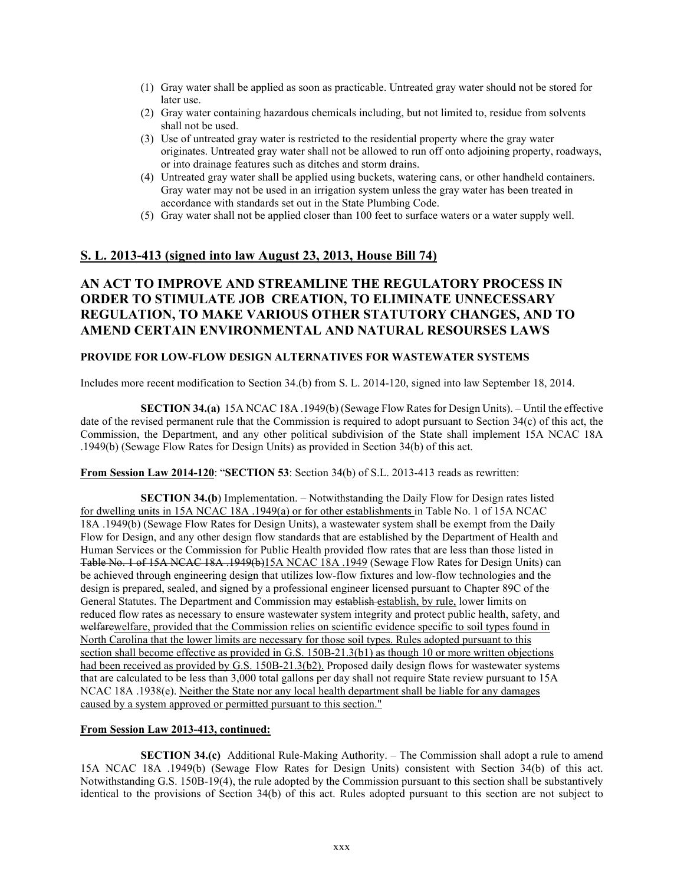(1) Gray water shall be applied as soon as practicable. Untreated gray water should not be stored for later use.
(2) Gray water containing hazardous chemicals including, but not limited to, residue from solvents shall not be used.
(3) Use of untreated gray water is restricted to the residential property where the gray water originates. Untreated gray water shall not be allowed to run off onto adjoining property, roadways, or into drainage features such as ditches and storm drains.
(4) Untreated gray water shall be applied using buckets, watering cans, or other handheld containers. Gray water may not be used in an irrigation system unless the gray water has been treated in accordance with standards set out in the State Plumbing Code.
(5) Gray water shall not be applied closer than 100 feet to surface waters or a water supply well.

## S. L. 2013-413 (signed into law August 23, 2013, House Bill 74)

## AN ACT TO IMPROVE AND STREAMLINE THE REGULATORY PROCESS IN ORDER TO STIMULATE JOB CREATION, TO ELIMINATE UNNECESSARY REGULATION, TO MAKE VARIOUS OTHER STATUTORY CHANGES, AND TO AMEND CERTAIN ENVIRONMENTAL AND NATURAL RESOURSES LAWS

### PROVIDE FOR LOW-FLOW DESIGN ALTERNATIVES FOR WASTEWATER SYSTEMS

Includes more recent modification to Section 34.(b) from S. L. 2014-120, signed into law September 18, 2014.

**SECTION 34.(a)** 15A NCAC 18A .1949(b) (Sewage Flow Rates for Design Units). – Until the effective date of the revised permanent rule that the Commission is required to adopt pursuant to Section 34(c) of this act, the Commission, the Department, and any other political subdivision of the State shall implement 15A NCAC 18A .1949(b) (Sewage Flow Rates for Design Units) as provided in Section 34(b) of this act.

**From Session Law 2014-120**: "**SECTION 53**: Section 34(b) of S.L. 2013-413 reads as rewritten:

**SECTION 34.(b)** Implementation. – Notwithstanding the Daily Flow for Design rates listed for dwelling units in 15A NCAC 18A .1949(a) or for other establishments in Table No. 1 of 15A NCAC 18A .1949(b) (Sewage Flow Rates for Design Units), a wastewater system shall be exempt from the Daily Flow for Design, and any other design flow standards that are established by the Department of Health and Human Services or the Commission for Public Health provided flow rates that are less than those listed in ~~Table No. 1 of 15A NCAC 18A .1949(b)~~15A NCAC 18A .1949 (Sewage Flow Rates for Design Units) can be achieved through engineering design that utilizes low-flow fixtures and low-flow technologies and the design is prepared, sealed, and signed by a professional engineer licensed pursuant to Chapter 89C of the General Statutes. The Department and Commission may ~~establish~~ establish, by rule, lower limits on reduced flow rates as necessary to ensure wastewater system integrity and protect public health, safety, and ~~welfare~~welfare, provided that the Commission relies on scientific evidence specific to soil types found in North Carolina that the lower limits are necessary for those soil types. Rules adopted pursuant to this section shall become effective as provided in G.S. 150B-21.3(b1) as though 10 or more written objections had been received as provided by G.S. 150B-21.3(b2). Proposed daily design flows for wastewater systems that are calculated to be less than 3,000 total gallons per day shall not require State review pursuant to 15A NCAC 18A .1938(e). Neither the State nor any local health department shall be liable for any damages caused by a system approved or permitted pursuant to this section."

**From Session Law 2013-413, continued:**

**SECTION 34.(c)** Additional Rule-Making Authority. – The Commission shall adopt a rule to amend 15A NCAC 18A .1949(b) (Sewage Flow Rates for Design Units) consistent with Section 34(b) of this act. Notwithstanding G.S. 150B-19(4), the rule adopted by the Commission pursuant to this section shall be substantively identical to the provisions of Section 34(b) of this act. Rules adopted pursuant to this section are not subject to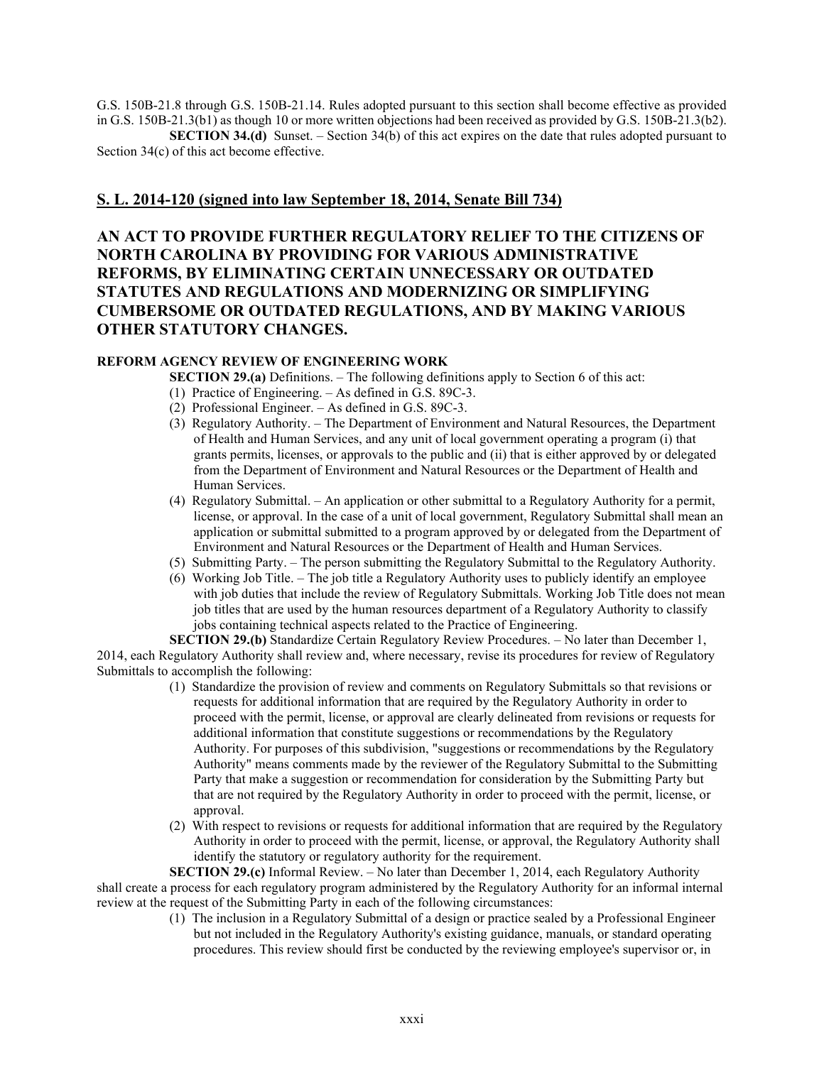G.S. 150B-21.8 through G.S. 150B-21.14. Rules adopted pursuant to this section shall become effective as provided in G.S. 150B-21.3(b1) as though 10 or more written objections had been received as provided by G.S. 150B-21.3(b2).

**SECTION 34.(d)** Sunset. – Section 34(b) of this act expires on the date that rules adopted pursuant to Section 34(c) of this act become effective.

## S. L. 2014-120 (signed into law September 18, 2014, Senate Bill 734)

## AN ACT TO PROVIDE FURTHER REGULATORY RELIEF TO THE CITIZENS OF NORTH CAROLINA BY PROVIDING FOR VARIOUS ADMINISTRATIVE REFORMS, BY ELIMINATING CERTAIN UNNECESSARY OR OUTDATED STATUTES AND REGULATIONS AND MODERNIZING OR SIMPLIFYING CUMBERSOME OR OUTDATED REGULATIONS, AND BY MAKING VARIOUS OTHER STATUTORY CHANGES.

**REFORM AGENCY REVIEW OF ENGINEERING WORK**

**SECTION 29.(a)** Definitions. – The following definitions apply to Section 6 of this act:

(1) Practice of Engineering. – As defined in G.S. 89C-3.

(2) Professional Engineer. – As defined in G.S. 89C-3.

(3) Regulatory Authority. – The Department of Environment and Natural Resources, the Department of Health and Human Services, and any unit of local government operating a program (i) that grants permits, licenses, or approvals to the public and (ii) that is either approved by or delegated from the Department of Environment and Natural Resources or the Department of Health and Human Services.

(4) Regulatory Submittal. – An application or other submittal to a Regulatory Authority for a permit, license, or approval. In the case of a unit of local government, Regulatory Submittal shall mean an application or submittal submitted to a program approved by or delegated from the Department of Environment and Natural Resources or the Department of Health and Human Services.

(5) Submitting Party. – The person submitting the Regulatory Submittal to the Regulatory Authority.

(6) Working Job Title. – The job title a Regulatory Authority uses to publicly identify an employee with job duties that include the review of Regulatory Submittals. Working Job Title does not mean job titles that are used by the human resources department of a Regulatory Authority to classify jobs containing technical aspects related to the Practice of Engineering.

**SECTION 29.(b)** Standardize Certain Regulatory Review Procedures. – No later than December 1, 2014, each Regulatory Authority shall review and, where necessary, revise its procedures for review of Regulatory Submittals to accomplish the following:

(1) Standardize the provision of review and comments on Regulatory Submittals so that revisions or requests for additional information that are required by the Regulatory Authority in order to proceed with the permit, license, or approval are clearly delineated from revisions or requests for additional information that constitute suggestions or recommendations by the Regulatory Authority. For purposes of this subdivision, "suggestions or recommendations by the Regulatory Authority" means comments made by the reviewer of the Regulatory Submittal to the Submitting Party that make a suggestion or recommendation for consideration by the Submitting Party but that are not required by the Regulatory Authority in order to proceed with the permit, license, or approval.

(2) With respect to revisions or requests for additional information that are required by the Regulatory Authority in order to proceed with the permit, license, or approval, the Regulatory Authority shall identify the statutory or regulatory authority for the requirement.

**SECTION 29.(c)** Informal Review. – No later than December 1, 2014, each Regulatory Authority shall create a process for each regulatory program administered by the Regulatory Authority for an informal internal review at the request of the Submitting Party in each of the following circumstances:

(1) The inclusion in a Regulatory Submittal of a design or practice sealed by a Professional Engineer but not included in the Regulatory Authority's existing guidance, manuals, or standard operating procedures. This review should first be conducted by the reviewing employee's supervisor or, in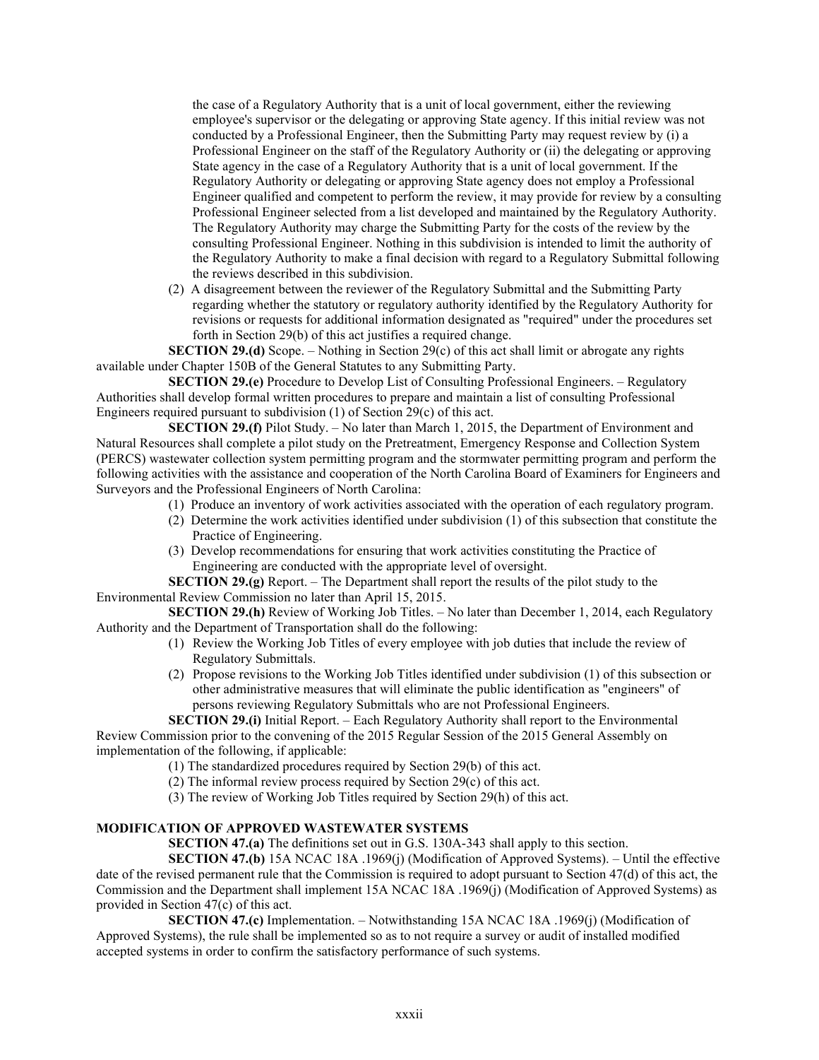the case of a Regulatory Authority that is a unit of local government, either the reviewing employee's supervisor or the delegating or approving State agency. If this initial review was not conducted by a Professional Engineer, then the Submitting Party may request review by (i) a Professional Engineer on the staff of the Regulatory Authority or (ii) the delegating or approving State agency in the case of a Regulatory Authority that is a unit of local government. If the Regulatory Authority or delegating or approving State agency does not employ a Professional Engineer qualified and competent to perform the review, it may provide for review by a consulting Professional Engineer selected from a list developed and maintained by the Regulatory Authority. The Regulatory Authority may charge the Submitting Party for the costs of the review by the consulting Professional Engineer. Nothing in this subdivision is intended to limit the authority of the Regulatory Authority to make a final decision with regard to a Regulatory Submittal following the reviews described in this subdivision.

(2) A disagreement between the reviewer of the Regulatory Submittal and the Submitting Party regarding whether the statutory or regulatory authority identified by the Regulatory Authority for revisions or requests for additional information designated as "required" under the procedures set forth in Section 29(b) of this act justifies a required change.

**SECTION 29.(d)** Scope. – Nothing in Section 29(c) of this act shall limit or abrogate any rights available under Chapter 150B of the General Statutes to any Submitting Party.

**SECTION 29.(e)** Procedure to Develop List of Consulting Professional Engineers. – Regulatory Authorities shall develop formal written procedures to prepare and maintain a list of consulting Professional Engineers required pursuant to subdivision (1) of Section 29(c) of this act.

**SECTION 29.(f)** Pilot Study. – No later than March 1, 2015, the Department of Environment and Natural Resources shall complete a pilot study on the Pretreatment, Emergency Response and Collection System (PERCS) wastewater collection system permitting program and the stormwater permitting program and perform the following activities with the assistance and cooperation of the North Carolina Board of Examiners for Engineers and Surveyors and the Professional Engineers of North Carolina:

(1) Produce an inventory of work activities associated with the operation of each regulatory program.
(2) Determine the work activities identified under subdivision (1) of this subsection that constitute the Practice of Engineering.
(3) Develop recommendations for ensuring that work activities constituting the Practice of Engineering are conducted with the appropriate level of oversight.

**SECTION 29.(g)** Report. – The Department shall report the results of the pilot study to the Environmental Review Commission no later than April 15, 2015.

**SECTION 29.(h)** Review of Working Job Titles. – No later than December 1, 2014, each Regulatory Authority and the Department of Transportation shall do the following:

(1) Review the Working Job Titles of every employee with job duties that include the review of Regulatory Submittals.
(2) Propose revisions to the Working Job Titles identified under subdivision (1) of this subsection or other administrative measures that will eliminate the public identification as "engineers" of persons reviewing Regulatory Submittals who are not Professional Engineers.

**SECTION 29.(i)** Initial Report. – Each Regulatory Authority shall report to the Environmental Review Commission prior to the convening of the 2015 Regular Session of the 2015 General Assembly on implementation of the following, if applicable:

(1) The standardized procedures required by Section 29(b) of this act.
(2) The informal review process required by Section 29(c) of this act.
(3) The review of Working Job Titles required by Section 29(h) of this act.

**MODIFICATION OF APPROVED WASTEWATER SYSTEMS**

**SECTION 47.(a)** The definitions set out in G.S. 130A-343 shall apply to this section.

**SECTION 47.(b)** 15A NCAC 18A .1969(j) (Modification of Approved Systems). – Until the effective date of the revised permanent rule that the Commission is required to adopt pursuant to Section 47(d) of this act, the Commission and the Department shall implement 15A NCAC 18A .1969(j) (Modification of Approved Systems) as provided in Section 47(c) of this act.

**SECTION 47.(c)** Implementation. – Notwithstanding 15A NCAC 18A .1969(j) (Modification of Approved Systems), the rule shall be implemented so as to not require a survey or audit of installed modified accepted systems in order to confirm the satisfactory performance of such systems.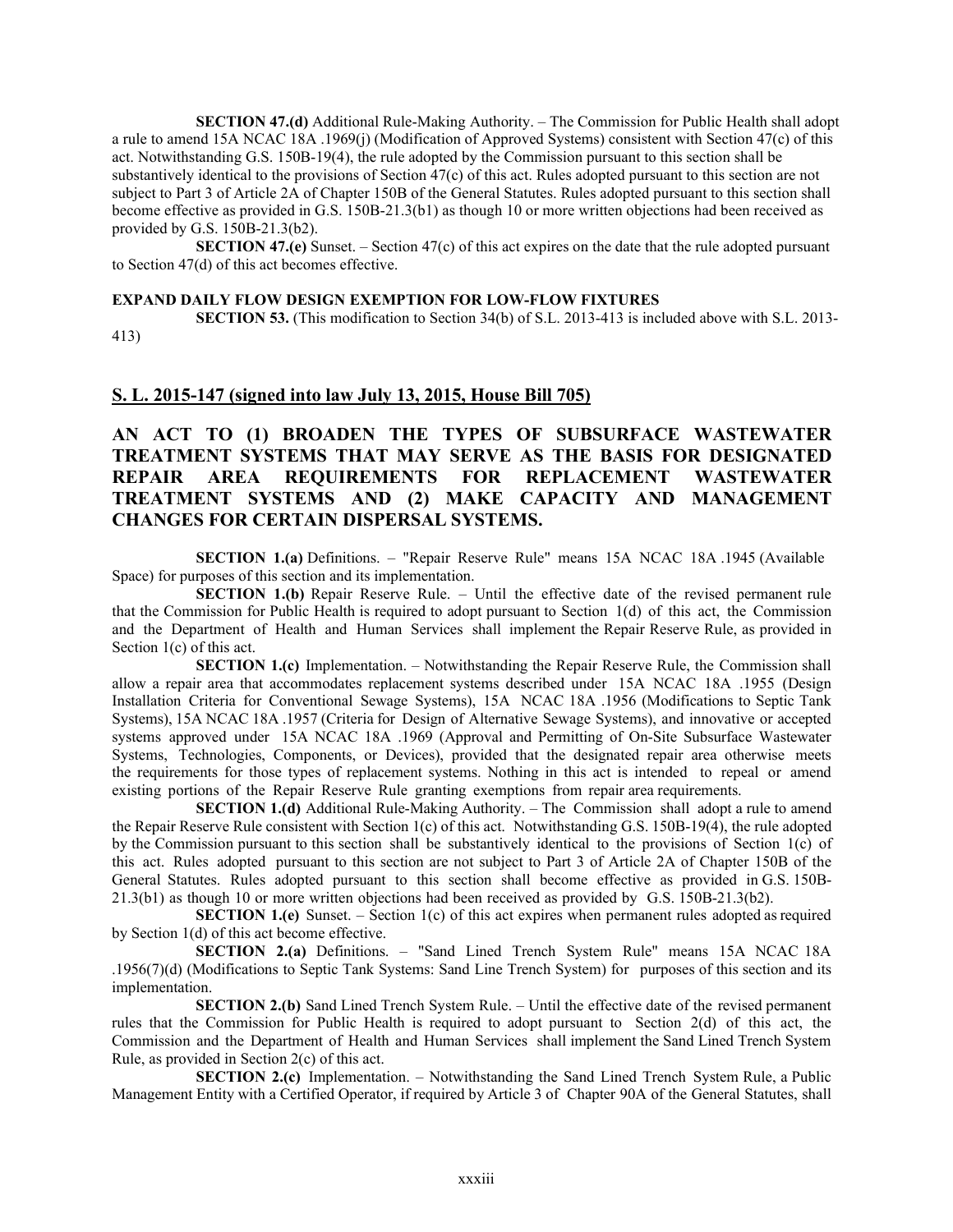**SECTION 47.(d)** Additional Rule-Making Authority. – The Commission for Public Health shall adopt a rule to amend 15A NCAC 18A .1969(j) (Modification of Approved Systems) consistent with Section 47(c) of this act. Notwithstanding G.S. 150B-19(4), the rule adopted by the Commission pursuant to this section shall be substantively identical to the provisions of Section 47(c) of this act. Rules adopted pursuant to this section are not subject to Part 3 of Article 2A of Chapter 150B of the General Statutes. Rules adopted pursuant to this section shall become effective as provided in G.S. 150B-21.3(b1) as though 10 or more written objections had been received as provided by G.S. 150B-21.3(b2).

**SECTION 47.(e)** Sunset. – Section 47(c) of this act expires on the date that the rule adopted pursuant to Section 47(d) of this act becomes effective.

**EXPAND DAILY FLOW DESIGN EXEMPTION FOR LOW-FLOW FIXTURES**

**SECTION 53.** (This modification to Section 34(b) of S.L. 2013-413 is included above with S.L. 2013-413)

## S. L. 2015-147 (signed into law July 13, 2015, House Bill 705)

## AN ACT TO (1) BROADEN THE TYPES OF SUBSURFACE WASTEWATER TREATMENT SYSTEMS THAT MAY SERVE AS THE BASIS FOR DESIGNATED REPAIR AREA REQUIREMENTS FOR REPLACEMENT WASTEWATER TREATMENT SYSTEMS AND (2) MAKE CAPACITY AND MANAGEMENT CHANGES FOR CERTAIN DISPERSAL SYSTEMS.

**SECTION 1.(a)** Definitions. – "Repair Reserve Rule" means 15A NCAC 18A .1945 (Available Space) for purposes of this section and its implementation.

**SECTION 1.(b)** Repair Reserve Rule. – Until the effective date of the revised permanent rule that the Commission for Public Health is required to adopt pursuant to Section 1(d) of this act, the Commission and the Department of Health and Human Services shall implement the Repair Reserve Rule, as provided in Section 1(c) of this act.

**SECTION 1.(c)** Implementation. – Notwithstanding the Repair Reserve Rule, the Commission shall allow a repair area that accommodates replacement systems described under 15A NCAC 18A .1955 (Design Installation Criteria for Conventional Sewage Systems), 15A NCAC 18A .1956 (Modifications to Septic Tank Systems), 15A NCAC 18A .1957 (Criteria for Design of Alternative Sewage Systems), and innovative or accepted systems approved under 15A NCAC 18A .1969 (Approval and Permitting of On-Site Subsurface Wastewater Systems, Technologies, Components, or Devices), provided that the designated repair area otherwise meets the requirements for those types of replacement systems. Nothing in this act is intended to repeal or amend existing portions of the Repair Reserve Rule granting exemptions from repair area requirements.

**SECTION 1.(d)** Additional Rule-Making Authority. – The Commission shall adopt a rule to amend the Repair Reserve Rule consistent with Section 1(c) of this act. Notwithstanding G.S. 150B-19(4), the rule adopted by the Commission pursuant to this section shall be substantively identical to the provisions of Section 1(c) of this act. Rules adopted pursuant to this section are not subject to Part 3 of Article 2A of Chapter 150B of the General Statutes. Rules adopted pursuant to this section shall become effective as provided in G.S. 150B-21.3(b1) as though 10 or more written objections had been received as provided by G.S. 150B-21.3(b2).

**SECTION 1.(e)** Sunset. – Section 1(c) of this act expires when permanent rules adopted as required by Section 1(d) of this act become effective.

**SECTION 2.(a)** Definitions. – "Sand Lined Trench System Rule" means 15A NCAC 18A .1956(7)(d) (Modifications to Septic Tank Systems: Sand Line Trench System) for purposes of this section and its implementation.

**SECTION 2.(b)** Sand Lined Trench System Rule. – Until the effective date of the revised permanent rules that the Commission for Public Health is required to adopt pursuant to Section 2(d) of this act, the Commission and the Department of Health and Human Services shall implement the Sand Lined Trench System Rule, as provided in Section 2(c) of this act.

**SECTION 2.(c)** Implementation. – Notwithstanding the Sand Lined Trench System Rule, a Public Management Entity with a Certified Operator, if required by Article 3 of Chapter 90A of the General Statutes, shall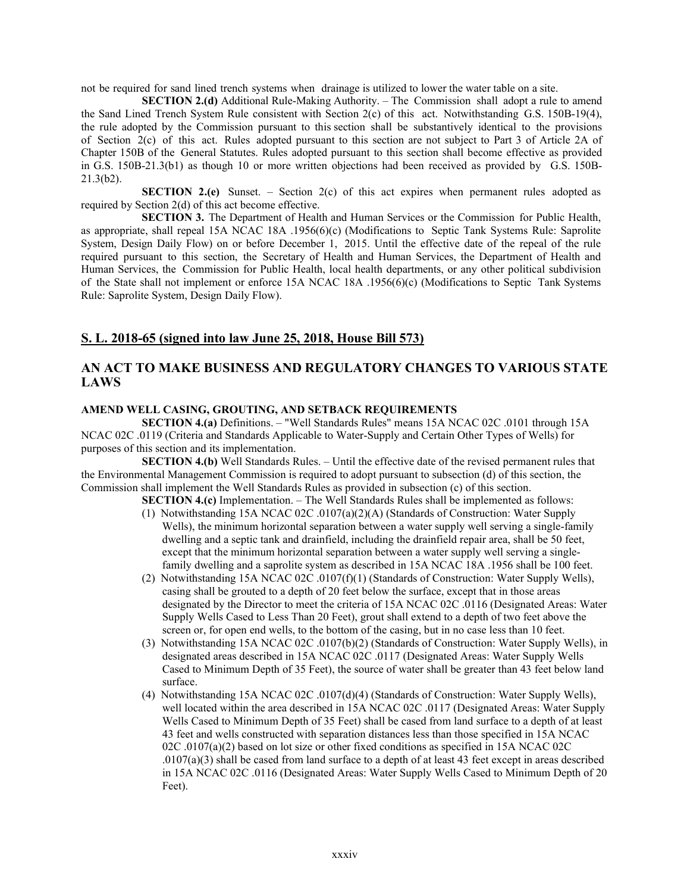not be required for sand lined trench systems when drainage is utilized to lower the water table on a site.

**SECTION 2.(d)** Additional Rule-Making Authority. – The Commission shall adopt a rule to amend the Sand Lined Trench System Rule consistent with Section 2(c) of this act. Notwithstanding G.S. 150B-19(4), the rule adopted by the Commission pursuant to this section shall be substantively identical to the provisions of Section 2(c) of this act. Rules adopted pursuant to this section are not subject to Part 3 of Article 2A of Chapter 150B of the General Statutes. Rules adopted pursuant to this section shall become effective as provided in G.S. 150B-21.3(b1) as though 10 or more written objections had been received as provided by G.S. 150B-21.3(b2).

**SECTION 2.(e)** Sunset. – Section 2(c) of this act expires when permanent rules adopted as required by Section 2(d) of this act become effective.

**SECTION 3.** The Department of Health and Human Services or the Commission for Public Health, as appropriate, shall repeal 15A NCAC 18A .1956(6)(c) (Modifications to Septic Tank Systems Rule: Saprolite System, Design Daily Flow) on or before December 1, 2015. Until the effective date of the repeal of the rule required pursuant to this section, the Secretary of Health and Human Services, the Department of Health and Human Services, the Commission for Public Health, local health departments, or any other political subdivision of the State shall not implement or enforce 15A NCAC 18A .1956(6)(c) (Modifications to Septic Tank Systems Rule: Saprolite System, Design Daily Flow).

## S. L. 2018-65 (signed into law June 25, 2018, House Bill 573)

## AN ACT TO MAKE BUSINESS AND REGULATORY CHANGES TO VARIOUS STATE LAWS

**AMEND WELL CASING, GROUTING, AND SETBACK REQUIREMENTS**

**SECTION 4.(a)** Definitions. – "Well Standards Rules" means 15A NCAC 02C .0101 through 15A NCAC 02C .0119 (Criteria and Standards Applicable to Water-Supply and Certain Other Types of Wells) for purposes of this section and its implementation.

**SECTION 4.(b)** Well Standards Rules. – Until the effective date of the revised permanent rules that the Environmental Management Commission is required to adopt pursuant to subsection (d) of this section, the Commission shall implement the Well Standards Rules as provided in subsection (c) of this section.

**SECTION 4.(c)** Implementation. – The Well Standards Rules shall be implemented as follows:

(1) Notwithstanding 15A NCAC 02C .0107(a)(2)(A) (Standards of Construction: Water Supply Wells), the minimum horizontal separation between a water supply well serving a single-family dwelling and a septic tank and drainfield, including the drainfield repair area, shall be 50 feet, except that the minimum horizontal separation between a water supply well serving a single-family dwelling and a saprolite system as described in 15A NCAC 18A .1956 shall be 100 feet.

(2) Notwithstanding 15A NCAC 02C .0107(f)(1) (Standards of Construction: Water Supply Wells), casing shall be grouted to a depth of 20 feet below the surface, except that in those areas designated by the Director to meet the criteria of 15A NCAC 02C .0116 (Designated Areas: Water Supply Wells Cased to Less Than 20 Feet), grout shall extend to a depth of two feet above the screen or, for open end wells, to the bottom of the casing, but in no case less than 10 feet.

(3) Notwithstanding 15A NCAC 02C .0107(b)(2) (Standards of Construction: Water Supply Wells), in designated areas described in 15A NCAC 02C .0117 (Designated Areas: Water Supply Wells Cased to Minimum Depth of 35 Feet), the source of water shall be greater than 43 feet below land surface.

(4) Notwithstanding 15A NCAC 02C .0107(d)(4) (Standards of Construction: Water Supply Wells), well located within the area described in 15A NCAC 02C .0117 (Designated Areas: Water Supply Wells Cased to Minimum Depth of 35 Feet) shall be cased from land surface to a depth of at least 43 feet and wells constructed with separation distances less than those specified in 15A NCAC 02C .0107(a)(2) based on lot size or other fixed conditions as specified in 15A NCAC 02C .0107(a)(3) shall be cased from land surface to a depth of at least 43 feet except in areas described in 15A NCAC 02C .0116 (Designated Areas: Water Supply Wells Cased to Minimum Depth of 20 Feet).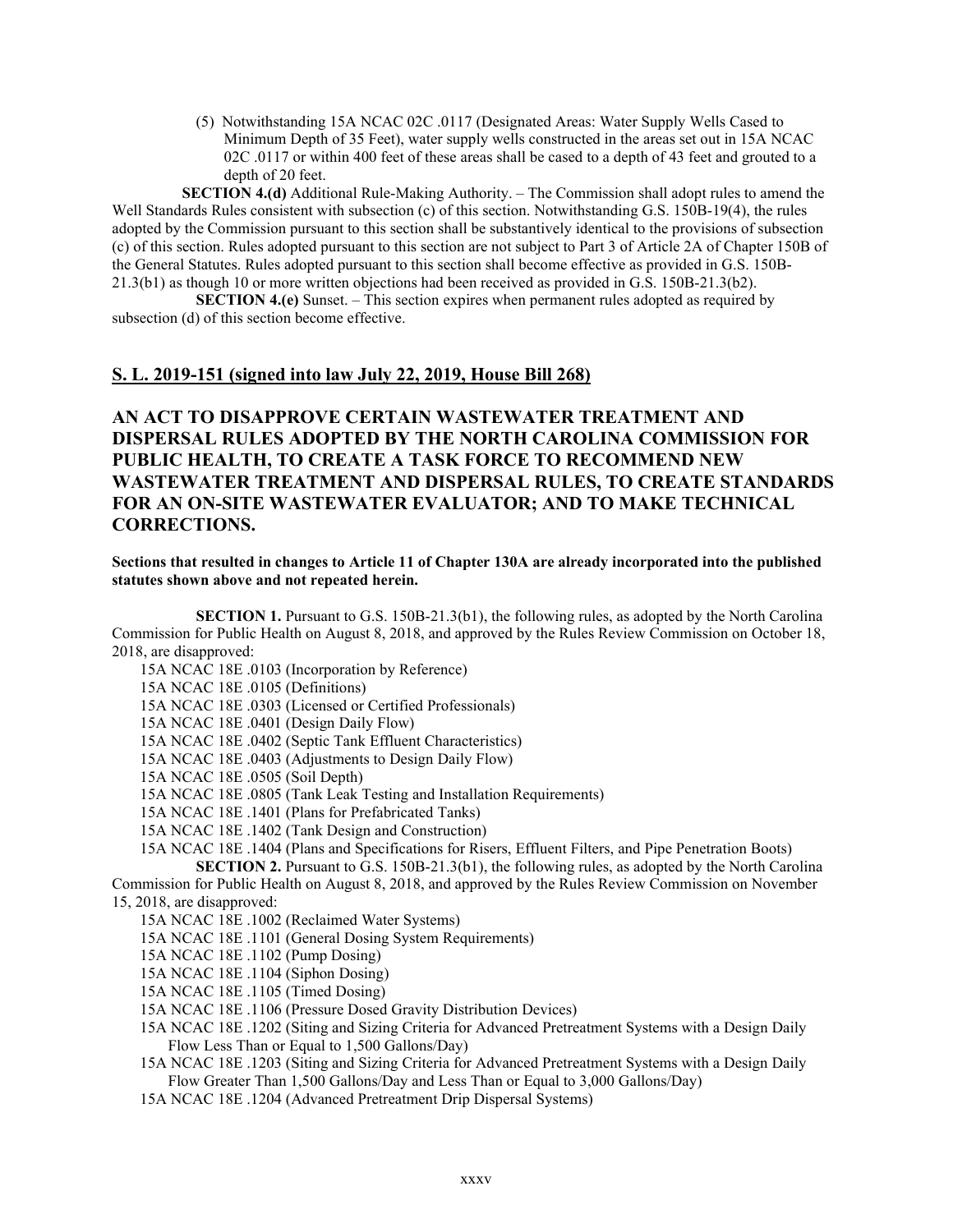(5) Notwithstanding 15A NCAC 02C .0117 (Designated Areas: Water Supply Wells Cased to Minimum Depth of 35 Feet), water supply wells constructed in the areas set out in 15A NCAC 02C .0117 or within 400 feet of these areas shall be cased to a depth of 43 feet and grouted to a depth of 20 feet.

**SECTION 4.(d)** Additional Rule-Making Authority. – The Commission shall adopt rules to amend the Well Standards Rules consistent with subsection (c) of this section. Notwithstanding G.S. 150B-19(4), the rules adopted by the Commission pursuant to this section shall be substantively identical to the provisions of subsection (c) of this section. Rules adopted pursuant to this section are not subject to Part 3 of Article 2A of Chapter 150B of the General Statutes. Rules adopted pursuant to this section shall become effective as provided in G.S. 150B-21.3(b1) as though 10 or more written objections had been received as provided in G.S. 150B-21.3(b2).

**SECTION 4.(e)** Sunset. – This section expires when permanent rules adopted as required by subsection (d) of this section become effective.

## S. L. 2019-151 (signed into law July 22, 2019, House Bill 268)

## AN ACT TO DISAPPROVE CERTAIN WASTEWATER TREATMENT AND DISPERSAL RULES ADOPTED BY THE NORTH CAROLINA COMMISSION FOR PUBLIC HEALTH, TO CREATE A TASK FORCE TO RECOMMEND NEW WASTEWATER TREATMENT AND DISPERSAL RULES, TO CREATE STANDARDS FOR AN ON-SITE WASTEWATER EVALUATOR; AND TO MAKE TECHNICAL CORRECTIONS.

**Sections that resulted in changes to Article 11 of Chapter 130A are already incorporated into the published statutes shown above and not repeated herein.**

**SECTION 1.** Pursuant to G.S. 150B-21.3(b1), the following rules, as adopted by the North Carolina Commission for Public Health on August 8, 2018, and approved by the Rules Review Commission on October 18, 2018, are disapproved:

15A NCAC 18E .0103 (Incorporation by Reference)
15A NCAC 18E .0105 (Definitions)
15A NCAC 18E .0303 (Licensed or Certified Professionals)
15A NCAC 18E .0401 (Design Daily Flow)
15A NCAC 18E .0402 (Septic Tank Effluent Characteristics)
15A NCAC 18E .0403 (Adjustments to Design Daily Flow)
15A NCAC 18E .0505 (Soil Depth)
15A NCAC 18E .0805 (Tank Leak Testing and Installation Requirements)
15A NCAC 18E .1401 (Plans for Prefabricated Tanks)
15A NCAC 18E .1402 (Tank Design and Construction)
15A NCAC 18E .1404 (Plans and Specifications for Risers, Effluent Filters, and Pipe Penetration Boots)

**SECTION 2.** Pursuant to G.S. 150B-21.3(b1), the following rules, as adopted by the North Carolina Commission for Public Health on August 8, 2018, and approved by the Rules Review Commission on November 15, 2018, are disapproved:

15A NCAC 18E .1002 (Reclaimed Water Systems)
15A NCAC 18E .1101 (General Dosing System Requirements)
15A NCAC 18E .1102 (Pump Dosing)
15A NCAC 18E .1104 (Siphon Dosing)
15A NCAC 18E .1105 (Timed Dosing)
15A NCAC 18E .1106 (Pressure Dosed Gravity Distribution Devices)
15A NCAC 18E .1202 (Siting and Sizing Criteria for Advanced Pretreatment Systems with a Design Daily Flow Less Than or Equal to 1,500 Gallons/Day)
15A NCAC 18E .1203 (Siting and Sizing Criteria for Advanced Pretreatment Systems with a Design Daily Flow Greater Than 1,500 Gallons/Day and Less Than or Equal to 3,000 Gallons/Day)
15A NCAC 18E .1204 (Advanced Pretreatment Drip Dispersal Systems)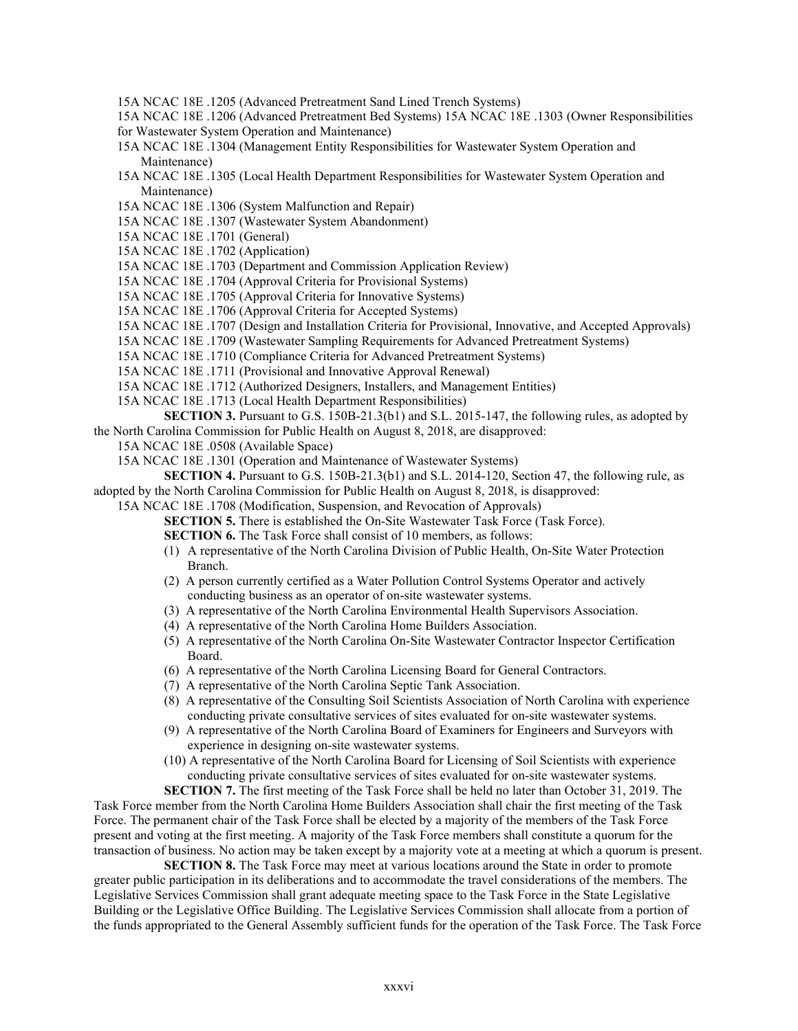15A NCAC 18E .1205 (Advanced Pretreatment Sand Lined Trench Systems)

15A NCAC 18E .1206 (Advanced Pretreatment Bed Systems) 15A NCAC 18E .1303 (Owner Responsibilities for Wastewater System Operation and Maintenance)

15A NCAC 18E .1304 (Management Entity Responsibilities for Wastewater System Operation and Maintenance)

15A NCAC 18E .1305 (Local Health Department Responsibilities for Wastewater System Operation and Maintenance)

15A NCAC 18E .1306 (System Malfunction and Repair)

15A NCAC 18E .1307 (Wastewater System Abandonment)

15A NCAC 18E .1701 (General)

15A NCAC 18E .1702 (Application)

15A NCAC 18E .1703 (Department and Commission Application Review)

15A NCAC 18E .1704 (Approval Criteria for Provisional Systems)

15A NCAC 18E .1705 (Approval Criteria for Innovative Systems)

15A NCAC 18E .1706 (Approval Criteria for Accepted Systems)

15A NCAC 18E .1707 (Design and Installation Criteria for Provisional, Innovative, and Accepted Approvals)

15A NCAC 18E .1709 (Wastewater Sampling Requirements for Advanced Pretreatment Systems)

15A NCAC 18E .1710 (Compliance Criteria for Advanced Pretreatment Systems)

15A NCAC 18E .1711 (Provisional and Innovative Approval Renewal)

15A NCAC 18E .1712 (Authorized Designers, Installers, and Management Entities)

15A NCAC 18E .1713 (Local Health Department Responsibilities)

**SECTION 3.** Pursuant to G.S. 150B-21.3(b1) and S.L. 2015-147, the following rules, as adopted by the North Carolina Commission for Public Health on August 8, 2018, are disapproved:

15A NCAC 18E .0508 (Available Space)

15A NCAC 18E .1301 (Operation and Maintenance of Wastewater Systems)

**SECTION 4.** Pursuant to G.S. 150B-21.3(b1) and S.L. 2014-120, Section 47, the following rule, as adopted by the North Carolina Commission for Public Health on August 8, 2018, is disapproved:

15A NCAC 18E .1708 (Modification, Suspension, and Revocation of Approvals)

**SECTION 5.** There is established the On-Site Wastewater Task Force (Task Force).

**SECTION 6.** The Task Force shall consist of 10 members, as follows:

(1) A representative of the North Carolina Division of Public Health, On-Site Water Protection Branch.
(2) A person currently certified as a Water Pollution Control Systems Operator and actively conducting business as an operator of on-site wastewater systems.
(3) A representative of the North Carolina Environmental Health Supervisors Association.
(4) A representative of the North Carolina Home Builders Association.
(5) A representative of the North Carolina On-Site Wastewater Contractor Inspector Certification Board.
(6) A representative of the North Carolina Licensing Board for General Contractors.
(7) A representative of the North Carolina Septic Tank Association.
(8) A representative of the Consulting Soil Scientists Association of North Carolina with experience conducting private consultative services of sites evaluated for on-site wastewater systems.
(9) A representative of the North Carolina Board of Examiners for Engineers and Surveyors with experience in designing on-site wastewater systems.
(10) A representative of the North Carolina Board for Licensing of Soil Scientists with experience conducting private consultative services of sites evaluated for on-site wastewater systems.

**SECTION 7.** The first meeting of the Task Force shall be held no later than October 31, 2019. The Task Force member from the North Carolina Home Builders Association shall chair the first meeting of the Task Force. The permanent chair of the Task Force shall be elected by a majority of the members of the Task Force present and voting at the first meeting. A majority of the Task Force members shall constitute a quorum for the transaction of business. No action may be taken except by a majority vote at a meeting at which a quorum is present.

**SECTION 8.** The Task Force may meet at various locations around the State in order to promote greater public participation in its deliberations and to accommodate the travel considerations of the members. The Legislative Services Commission shall grant adequate meeting space to the Task Force in the State Legislative Building or the Legislative Office Building. The Legislative Services Commission shall allocate from a portion of the funds appropriated to the General Assembly sufficient funds for the operation of the Task Force. The Task Force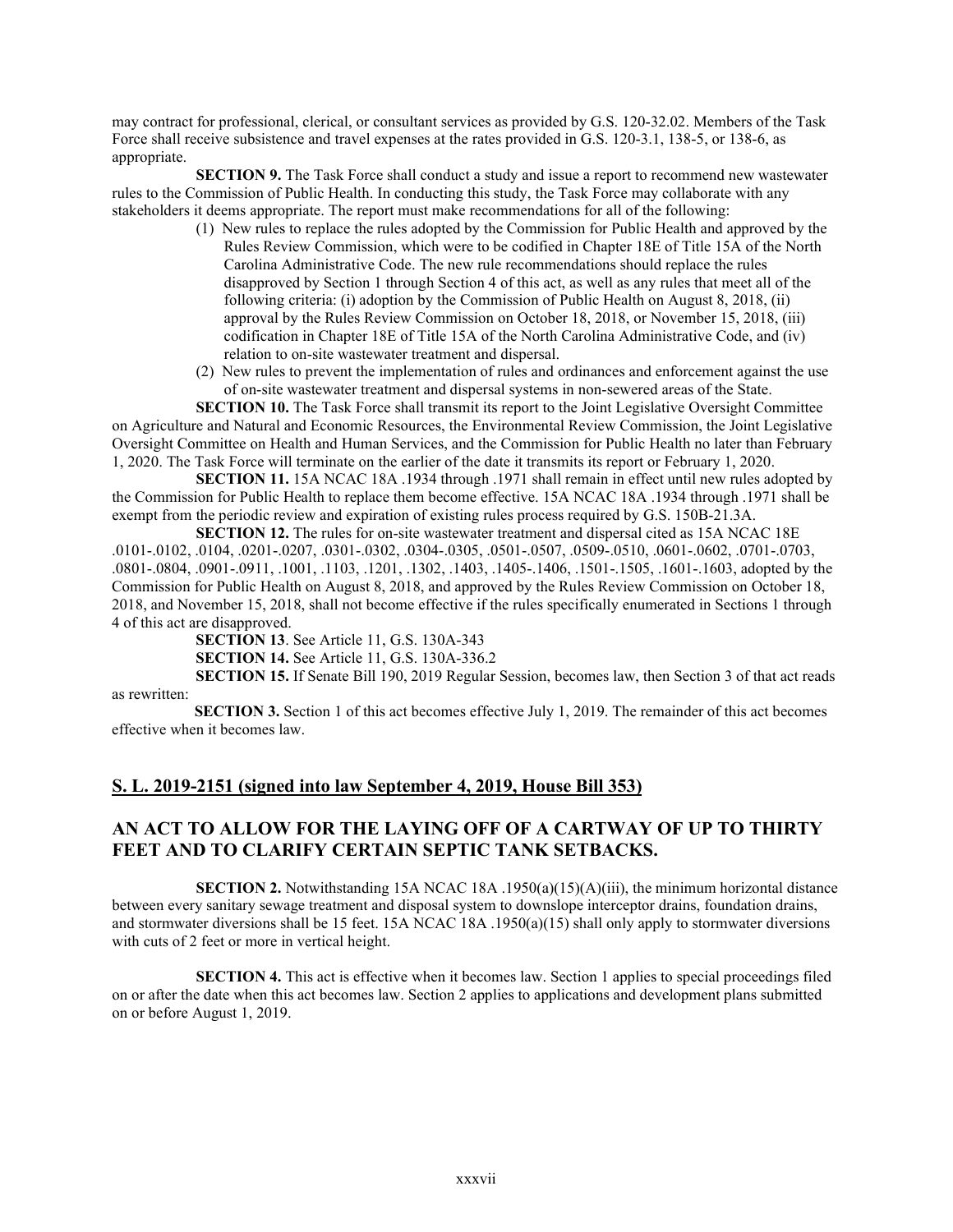may contract for professional, clerical, or consultant services as provided by G.S. 120-32.02. Members of the Task Force shall receive subsistence and travel expenses at the rates provided in G.S. 120-3.1, 138-5, or 138-6, as appropriate.

**SECTION 9.** The Task Force shall conduct a study and issue a report to recommend new wastewater rules to the Commission of Public Health. In conducting this study, the Task Force may collaborate with any stakeholders it deems appropriate. The report must make recommendations for all of the following:

(1) New rules to replace the rules adopted by the Commission for Public Health and approved by the Rules Review Commission, which were to be codified in Chapter 18E of Title 15A of the North Carolina Administrative Code. The new rule recommendations should replace the rules disapproved by Section 1 through Section 4 of this act, as well as any rules that meet all of the following criteria: (i) adoption by the Commission of Public Health on August 8, 2018, (ii) approval by the Rules Review Commission on October 18, 2018, or November 15, 2018, (iii) codification in Chapter 18E of Title 15A of the North Carolina Administrative Code, and (iv) relation to on-site wastewater treatment and dispersal.

(2) New rules to prevent the implementation of rules and ordinances and enforcement against the use of on-site wastewater treatment and dispersal systems in non-sewered areas of the State.

**SECTION 10.** The Task Force shall transmit its report to the Joint Legislative Oversight Committee on Agriculture and Natural and Economic Resources, the Environmental Review Commission, the Joint Legislative Oversight Committee on Health and Human Services, and the Commission for Public Health no later than February 1, 2020. The Task Force will terminate on the earlier of the date it transmits its report or February 1, 2020.

**SECTION 11.** 15A NCAC 18A .1934 through .1971 shall remain in effect until new rules adopted by the Commission for Public Health to replace them become effective. 15A NCAC 18A .1934 through .1971 shall be exempt from the periodic review and expiration of existing rules process required by G.S. 150B-21.3A.

**SECTION 12.** The rules for on-site wastewater treatment and dispersal cited as 15A NCAC 18E .0101-.0102, .0104, .0201-.0207, .0301-.0302, .0304-.0305, .0501-.0507, .0509-.0510, .0601-.0602, .0701-.0703, .0801-.0804, .0901-.0911, .1001, .1103, .1201, .1302, .1403, .1405-.1406, .1501-.1505, .1601-.1603, adopted by the Commission for Public Health on August 8, 2018, and approved by the Rules Review Commission on October 18, 2018, and November 15, 2018, shall not become effective if the rules specifically enumerated in Sections 1 through 4 of this act are disapproved.

**SECTION 13**. See Article 11, G.S. 130A-343

**SECTION 14.** See Article 11, G.S. 130A-336.2

**SECTION 15.** If Senate Bill 190, 2019 Regular Session, becomes law, then Section 3 of that act reads as rewritten:

**SECTION 3.** Section 1 of this act becomes effective July 1, 2019. The remainder of this act becomes effective when it becomes law.

## S. L. 2019-2151 (signed into law September 4, 2019, House Bill 353)

## AN ACT TO ALLOW FOR THE LAYING OFF OF A CARTWAY OF UP TO THIRTY FEET AND TO CLARIFY CERTAIN SEPTIC TANK SETBACKS.

**SECTION 2.** Notwithstanding 15A NCAC 18A .1950(a)(15)(A)(iii), the minimum horizontal distance between every sanitary sewage treatment and disposal system to downslope interceptor drains, foundation drains, and stormwater diversions shall be 15 feet. 15A NCAC 18A .1950(a)(15) shall only apply to stormwater diversions with cuts of 2 feet or more in vertical height.

**SECTION 4.** This act is effective when it becomes law. Section 1 applies to special proceedings filed on or after the date when this act becomes law. Section 2 applies to applications and development plans submitted on or before August 1, 2019.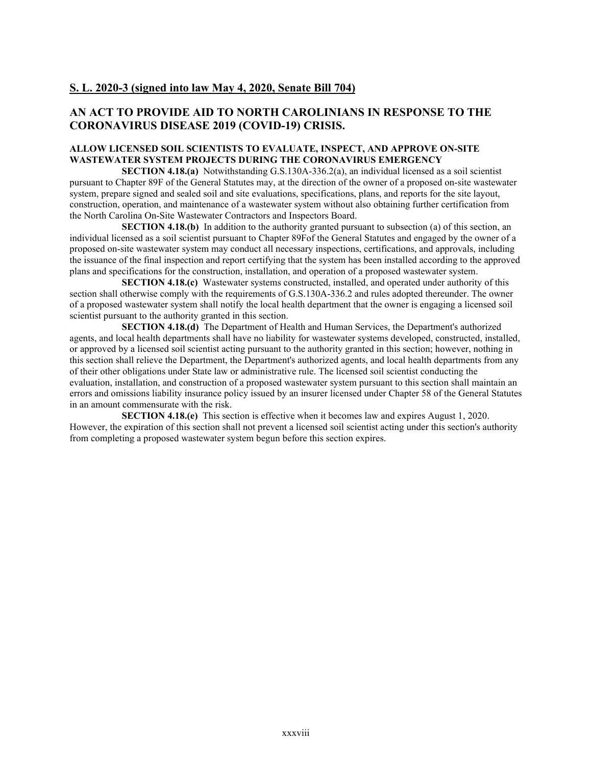## S. L. 2020-3 (signed into law May 4, 2020, Senate Bill 704)

## AN ACT TO PROVIDE AID TO NORTH CAROLINIANS IN RESPONSE TO THE CORONAVIRUS DISEASE 2019 (COVID-19) CRISIS.

### ALLOW LICENSED SOIL SCIENTISTS TO EVALUATE, INSPECT, AND APPROVE ON-SITE WASTEWATER SYSTEM PROJECTS DURING THE CORONAVIRUS EMERGENCY

**SECTION 4.18.(a)** Notwithstanding G.S.130A-336.2(a), an individual licensed as a soil scientist pursuant to Chapter 89F of the General Statutes may, at the direction of the owner of a proposed on-site wastewater system, prepare signed and sealed soil and site evaluations, specifications, plans, and reports for the site layout, construction, operation, and maintenance of a wastewater system without also obtaining further certification from the North Carolina On-Site Wastewater Contractors and Inspectors Board.

**SECTION 4.18.(b)** In addition to the authority granted pursuant to subsection (a) of this section, an individual licensed as a soil scientist pursuant to Chapter 89Fof the General Statutes and engaged by the owner of a proposed on-site wastewater system may conduct all necessary inspections, certifications, and approvals, including the issuance of the final inspection and report certifying that the system has been installed according to the approved plans and specifications for the construction, installation, and operation of a proposed wastewater system.

**SECTION 4.18.(c)** Wastewater systems constructed, installed, and operated under authority of this section shall otherwise comply with the requirements of G.S.130A-336.2 and rules adopted thereunder. The owner of a proposed wastewater system shall notify the local health department that the owner is engaging a licensed soil scientist pursuant to the authority granted in this section.

**SECTION 4.18.(d)** The Department of Health and Human Services, the Department's authorized agents, and local health departments shall have no liability for wastewater systems developed, constructed, installed, or approved by a licensed soil scientist acting pursuant to the authority granted in this section; however, nothing in this section shall relieve the Department, the Department's authorized agents, and local health departments from any of their other obligations under State law or administrative rule. The licensed soil scientist conducting the evaluation, installation, and construction of a proposed wastewater system pursuant to this section shall maintain an errors and omissions liability insurance policy issued by an insurer licensed under Chapter 58 of the General Statutes in an amount commensurate with the risk.

**SECTION 4.18.(e)** This section is effective when it becomes law and expires August 1, 2020. However, the expiration of this section shall not prevent a licensed soil scientist acting under this section's authority from completing a proposed wastewater system begun before this section expires.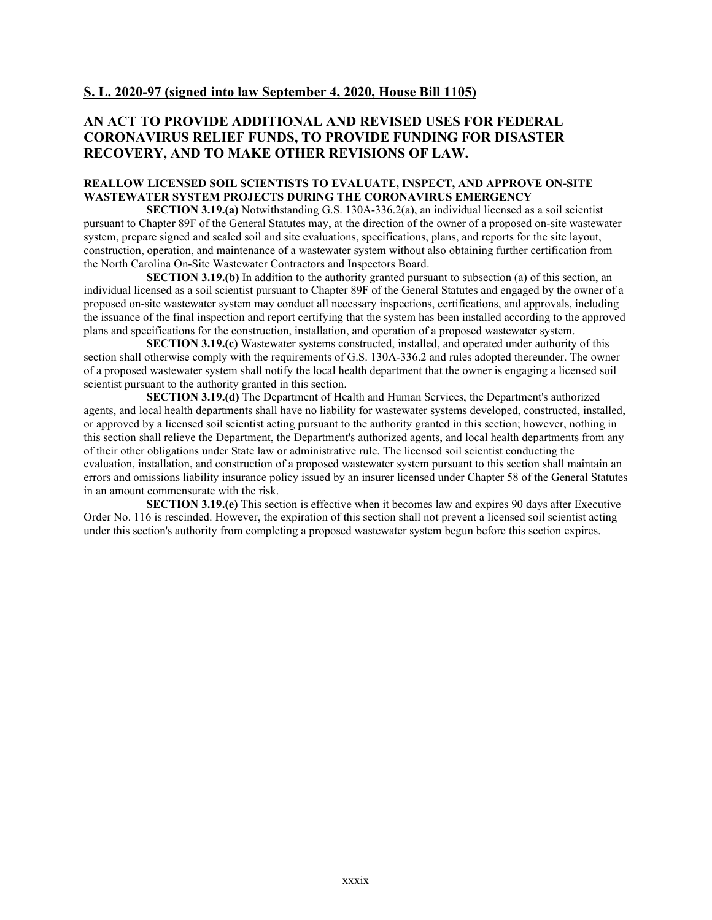## S. L. 2020-97 (signed into law September 4, 2020, House Bill 1105)

## AN ACT TO PROVIDE ADDITIONAL AND REVISED USES FOR FEDERAL CORONAVIRUS RELIEF FUNDS, TO PROVIDE FUNDING FOR DISASTER RECOVERY, AND TO MAKE OTHER REVISIONS OF LAW.

#### REALLOW LICENSED SOIL SCIENTISTS TO EVALUATE, INSPECT, AND APPROVE ON-SITE WASTEWATER SYSTEM PROJECTS DURING THE CORONAVIRUS EMERGENCY

**SECTION 3.19.(a)** Notwithstanding G.S. 130A-336.2(a), an individual licensed as a soil scientist pursuant to Chapter 89F of the General Statutes may, at the direction of the owner of a proposed on-site wastewater system, prepare signed and sealed soil and site evaluations, specifications, plans, and reports for the site layout, construction, operation, and maintenance of a wastewater system without also obtaining further certification from the North Carolina On-Site Wastewater Contractors and Inspectors Board.

**SECTION 3.19.(b)** In addition to the authority granted pursuant to subsection (a) of this section, an individual licensed as a soil scientist pursuant to Chapter 89F of the General Statutes and engaged by the owner of a proposed on-site wastewater system may conduct all necessary inspections, certifications, and approvals, including the issuance of the final inspection and report certifying that the system has been installed according to the approved plans and specifications for the construction, installation, and operation of a proposed wastewater system.

**SECTION 3.19.(c)** Wastewater systems constructed, installed, and operated under authority of this section shall otherwise comply with the requirements of G.S. 130A-336.2 and rules adopted thereunder. The owner of a proposed wastewater system shall notify the local health department that the owner is engaging a licensed soil scientist pursuant to the authority granted in this section.

**SECTION 3.19.(d)** The Department of Health and Human Services, the Department's authorized agents, and local health departments shall have no liability for wastewater systems developed, constructed, installed, or approved by a licensed soil scientist acting pursuant to the authority granted in this section; however, nothing in this section shall relieve the Department, the Department's authorized agents, and local health departments from any of their other obligations under State law or administrative rule. The licensed soil scientist conducting the evaluation, installation, and construction of a proposed wastewater system pursuant to this section shall maintain an errors and omissions liability insurance policy issued by an insurer licensed under Chapter 58 of the General Statutes in an amount commensurate with the risk.

**SECTION 3.19.(e)** This section is effective when it becomes law and expires 90 days after Executive Order No. 116 is rescinded. However, the expiration of this section shall not prevent a licensed soil scientist acting under this section's authority from completing a proposed wastewater system begun before this section expires.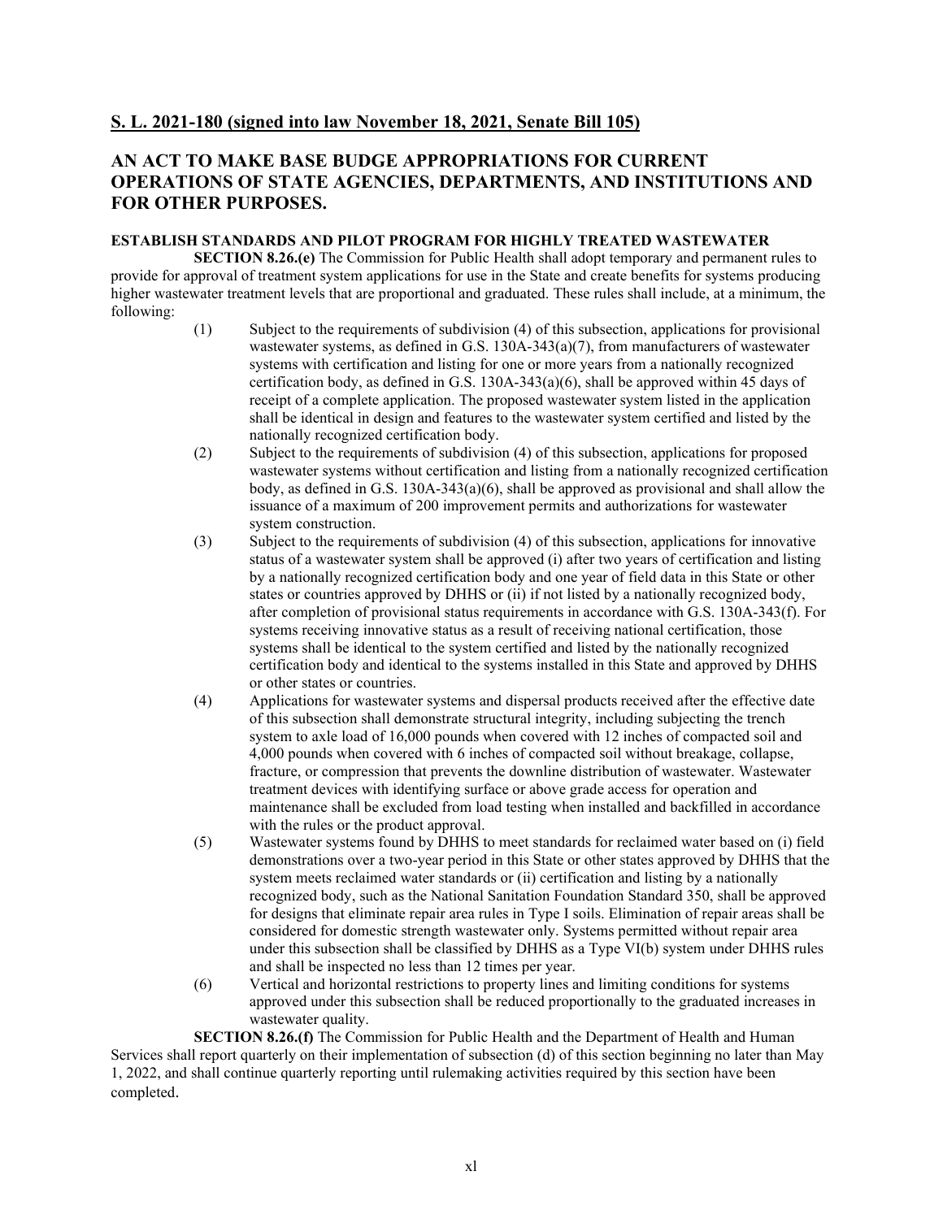## S. L. 2021-180 (signed into law November 18, 2021, Senate Bill 105)

## AN ACT TO MAKE BASE BUDGE APPROPRIATIONS FOR CURRENT OPERATIONS OF STATE AGENCIES, DEPARTMENTS, AND INSTITUTIONS AND FOR OTHER PURPOSES.

**ESTABLISH STANDARDS AND PILOT PROGRAM FOR HIGHLY TREATED WASTEWATER**

**SECTION 8.26.(e)** The Commission for Public Health shall adopt temporary and permanent rules to provide for approval of treatment system applications for use in the State and create benefits for systems producing higher wastewater treatment levels that are proportional and graduated. These rules shall include, at a minimum, the following:

(1) Subject to the requirements of subdivision (4) of this subsection, applications for provisional wastewater systems, as defined in G.S. 130A-343(a)(7), from manufacturers of wastewater systems with certification and listing for one or more years from a nationally recognized certification body, as defined in G.S. 130A-343(a)(6), shall be approved within 45 days of receipt of a complete application. The proposed wastewater system listed in the application shall be identical in design and features to the wastewater system certified and listed by the nationally recognized certification body.

(2) Subject to the requirements of subdivision (4) of this subsection, applications for proposed wastewater systems without certification and listing from a nationally recognized certification body, as defined in G.S. 130A-343(a)(6), shall be approved as provisional and shall allow the issuance of a maximum of 200 improvement permits and authorizations for wastewater system construction.

(3) Subject to the requirements of subdivision (4) of this subsection, applications for innovative status of a wastewater system shall be approved (i) after two years of certification and listing by a nationally recognized certification body and one year of field data in this State or other states or countries approved by DHHS or (ii) if not listed by a nationally recognized body, after completion of provisional status requirements in accordance with G.S. 130A-343(f). For systems receiving innovative status as a result of receiving national certification, those systems shall be identical to the system certified and listed by the nationally recognized certification body and identical to the systems installed in this State and approved by DHHS or other states or countries.

(4) Applications for wastewater systems and dispersal products received after the effective date of this subsection shall demonstrate structural integrity, including subjecting the trench system to axle load of 16,000 pounds when covered with 12 inches of compacted soil and 4,000 pounds when covered with 6 inches of compacted soil without breakage, collapse, fracture, or compression that prevents the downline distribution of wastewater. Wastewater treatment devices with identifying surface or above grade access for operation and maintenance shall be excluded from load testing when installed and backfilled in accordance with the rules or the product approval.

(5) Wastewater systems found by DHHS to meet standards for reclaimed water based on (i) field demonstrations over a two-year period in this State or other states approved by DHHS that the system meets reclaimed water standards or (ii) certification and listing by a nationally recognized body, such as the National Sanitation Foundation Standard 350, shall be approved for designs that eliminate repair area rules in Type I soils. Elimination of repair areas shall be considered for domestic strength wastewater only. Systems permitted without repair area under this subsection shall be classified by DHHS as a Type VI(b) system under DHHS rules and shall be inspected no less than 12 times per year.

(6) Vertical and horizontal restrictions to property lines and limiting conditions for systems approved under this subsection shall be reduced proportionally to the graduated increases in wastewater quality.

**SECTION 8.26.(f)** The Commission for Public Health and the Department of Health and Human Services shall report quarterly on their implementation of subsection (d) of this section beginning no later than May 1, 2022, and shall continue quarterly reporting until rulemaking activities required by this section have been completed.